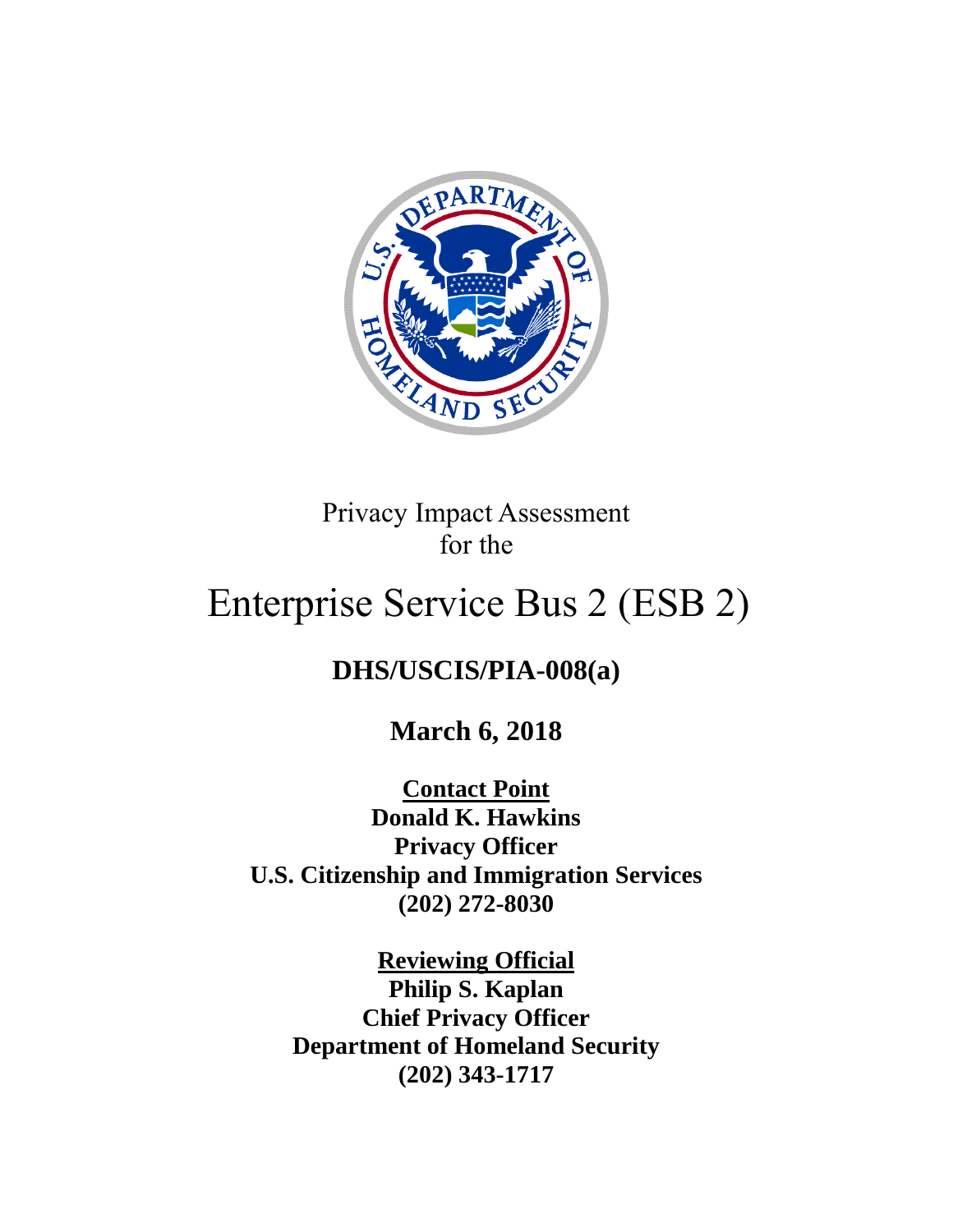Privacy Impact Assessment
for the

# Enterprise Service Bus 2 (ESB 2)

## DHS/USCIS/PIA-008(a)

**March 6, 2018**

**Contact Point**
**Donald K. Hawkins**
**Privacy Officer**
**U.S. Citizenship and Immigration Services**
**(202) 272-8030**

**Reviewing Official**
**Philip S. Kaplan**
**Chief Privacy Officer**
**Department of Homeland Security**
**(202) 343-1717**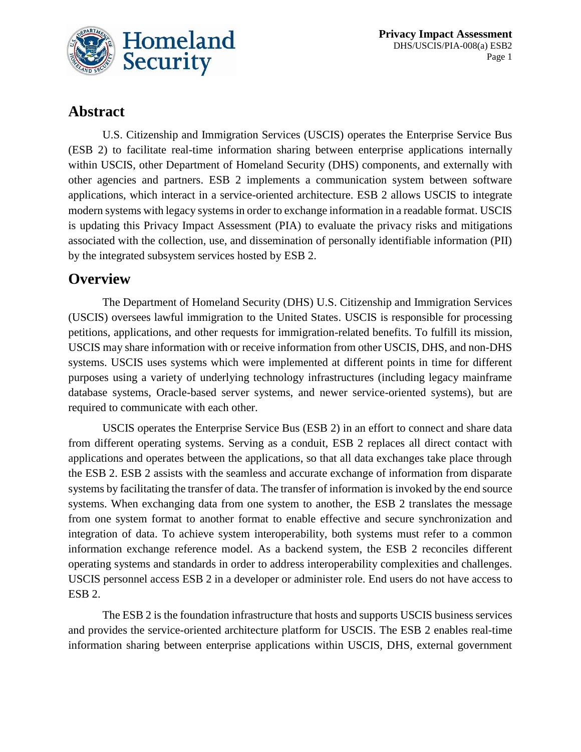## Abstract

U.S. Citizenship and Immigration Services (USCIS) operates the Enterprise Service Bus (ESB 2) to facilitate real-time information sharing between enterprise applications internally within USCIS, other Department of Homeland Security (DHS) components, and externally with other agencies and partners. ESB 2 implements a communication system between software applications, which interact in a service-oriented architecture. ESB 2 allows USCIS to integrate modern systems with legacy systems in order to exchange information in a readable format. USCIS is updating this Privacy Impact Assessment (PIA) to evaluate the privacy risks and mitigations associated with the collection, use, and dissemination of personally identifiable information (PII) by the integrated subsystem services hosted by ESB 2.

## Overview

The Department of Homeland Security (DHS) U.S. Citizenship and Immigration Services (USCIS) oversees lawful immigration to the United States. USCIS is responsible for processing petitions, applications, and other requests for immigration-related benefits. To fulfill its mission, USCIS may share information with or receive information from other USCIS, DHS, and non-DHS systems. USCIS uses systems which were implemented at different points in time for different purposes using a variety of underlying technology infrastructures (including legacy mainframe database systems, Oracle-based server systems, and newer service-oriented systems), but are required to communicate with each other.

USCIS operates the Enterprise Service Bus (ESB 2) in an effort to connect and share data from different operating systems. Serving as a conduit, ESB 2 replaces all direct contact with applications and operates between the applications, so that all data exchanges take place through the ESB 2. ESB 2 assists with the seamless and accurate exchange of information from disparate systems by facilitating the transfer of data. The transfer of information is invoked by the end source systems. When exchanging data from one system to another, the ESB 2 translates the message from one system format to another format to enable effective and secure synchronization and integration of data. To achieve system interoperability, both systems must refer to a common information exchange reference model. As a backend system, the ESB 2 reconciles different operating systems and standards in order to address interoperability complexities and challenges. USCIS personnel access ESB 2 in a developer or administer role. End users do not have access to ESB 2.

The ESB 2 is the foundation infrastructure that hosts and supports USCIS business services and provides the service-oriented architecture platform for USCIS. The ESB 2 enables real-time information sharing between enterprise applications within USCIS, DHS, external government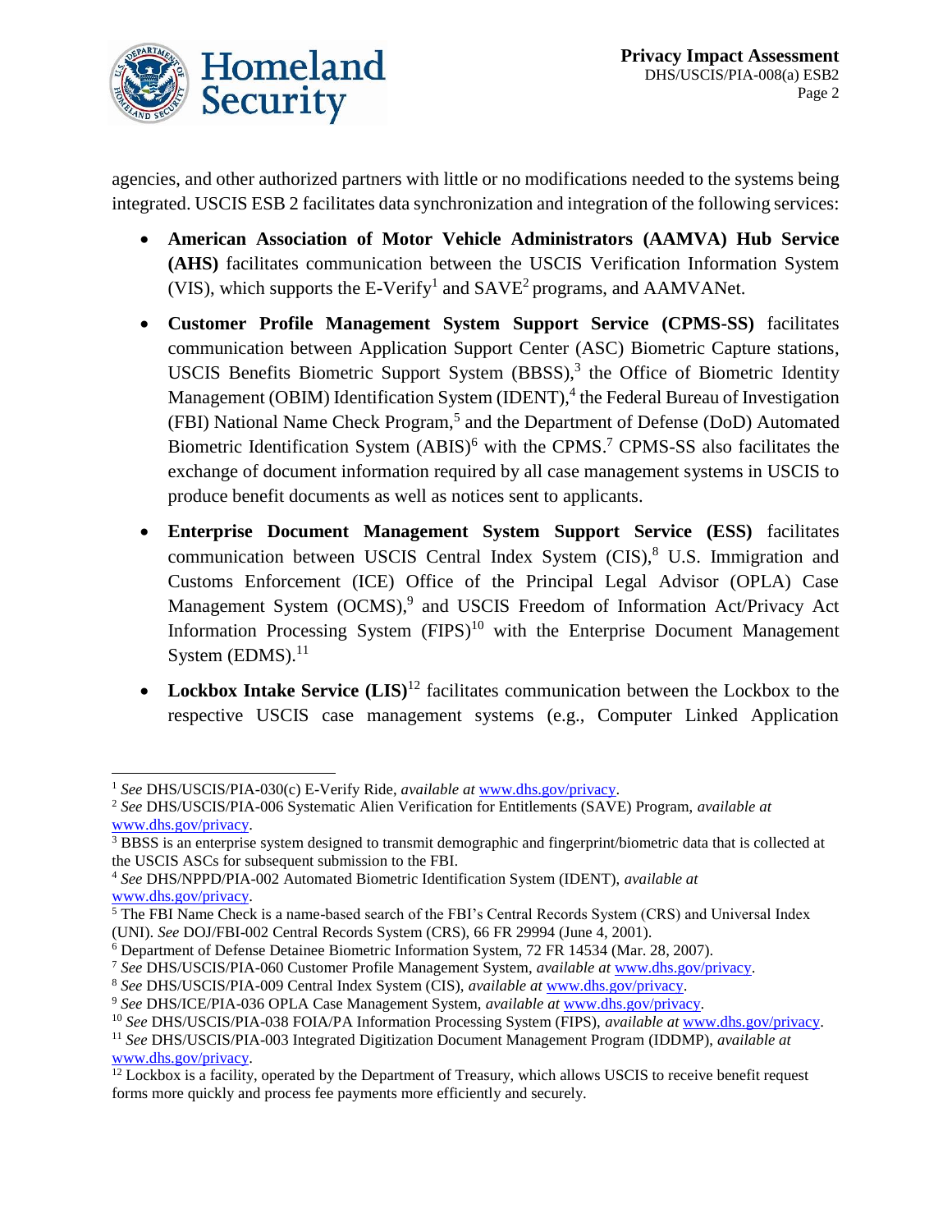agencies, and other authorized partners with little or no modifications needed to the systems being integrated. USCIS ESB 2 facilitates data synchronization and integration of the following services:

- **American Association of Motor Vehicle Administrators (AAMVA) Hub Service (AHS)** facilitates communication between the USCIS Verification Information System (VIS), which supports the E-Verify[1] and SAVE[2] programs, and AAMVANet.
- **Customer Profile Management System Support Service (CPMS-SS)** facilitates communication between Application Support Center (ASC) Biometric Capture stations, USCIS Benefits Biometric Support System (BBSS),[3] the Office of Biometric Identity Management (OBIM) Identification System (IDENT),[4] the Federal Bureau of Investigation (FBI) National Name Check Program,[5] and the Department of Defense (DoD) Automated Biometric Identification System (ABIS)[6] with the CPMS.[7] CPMS-SS also facilitates the exchange of document information required by all case management systems in USCIS to produce benefit documents as well as notices sent to applicants.
- **Enterprise Document Management System Support Service (ESS)** facilitates communication between USCIS Central Index System (CIS),[8] U.S. Immigration and Customs Enforcement (ICE) Office of the Principal Legal Advisor (OPLA) Case Management System (OCMS),[9] and USCIS Freedom of Information Act/Privacy Act Information Processing System (FIPS)[10] with the Enterprise Document Management System (EDMS).[11]
- **Lockbox Intake Service (LIS)**[12] facilitates communication between the Lockbox to the respective USCIS case management systems (e.g., Computer Linked Application

---

[1] *See* DHS/USCIS/PIA-030(c) E-Verify Ride, *available at* www.dhs.gov/privacy.

[2] *See* DHS/USCIS/PIA-006 Systematic Alien Verification for Entitlements (SAVE) Program, *available at* www.dhs.gov/privacy.

[3] BBSS is an enterprise system designed to transmit demographic and fingerprint/biometric data that is collected at the USCIS ASCs for subsequent submission to the FBI.

[4] *See* DHS/NPPD/PIA-002 Automated Biometric Identification System (IDENT), *available at* www.dhs.gov/privacy.

[5] The FBI Name Check is a name-based search of the FBI's Central Records System (CRS) and Universal Index (UNI). *See* DOJ/FBI-002 Central Records System (CRS), 66 FR 29994 (June 4, 2001).

[6] Department of Defense Detainee Biometric Information System, 72 FR 14534 (Mar. 28, 2007).

[7] *See* DHS/USCIS/PIA-060 Customer Profile Management System, *available at* www.dhs.gov/privacy.

[8] *See* DHS/USCIS/PIA-009 Central Index System (CIS), *available at* www.dhs.gov/privacy.

[9] *See* DHS/ICE/PIA-036 OPLA Case Management System, *available at* www.dhs.gov/privacy.

[10] *See* DHS/USCIS/PIA-038 FOIA/PA Information Processing System (FIPS), *available at* www.dhs.gov/privacy.

[11] *See* DHS/USCIS/PIA-003 Integrated Digitization Document Management Program (IDDMP), *available at* www.dhs.gov/privacy.

[12] Lockbox is a facility, operated by the Department of Treasury, which allows USCIS to receive benefit request forms more quickly and process fee payments more efficiently and securely.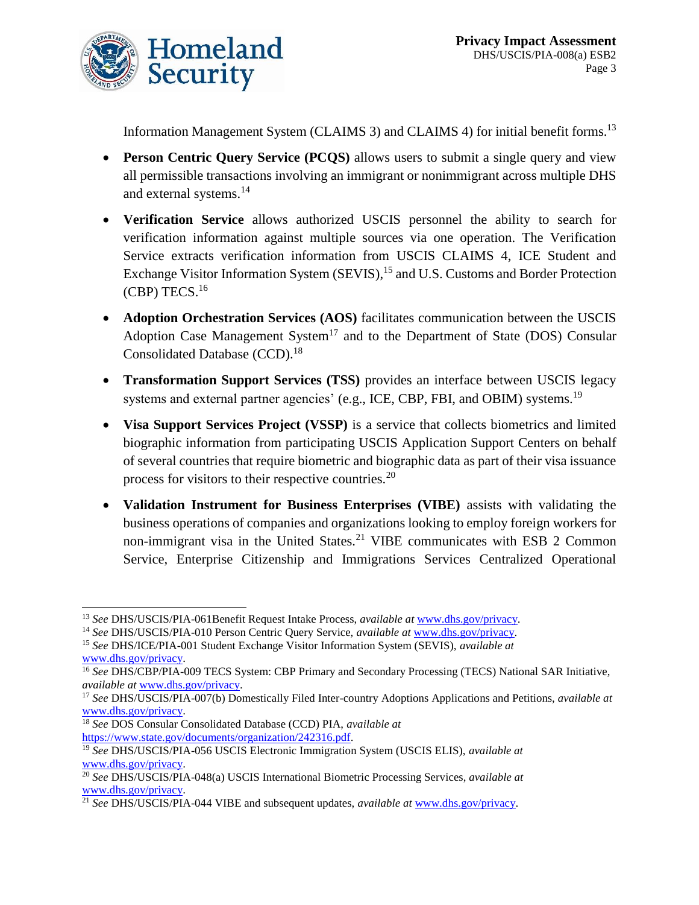Information Management System (CLAIMS 3) and CLAIMS 4) for initial benefit forms.[13]

- **Person Centric Query Service (PCQS)** allows users to submit a single query and view all permissible transactions involving an immigrant or nonimmigrant across multiple DHS and external systems.[14]

- **Verification Service** allows authorized USCIS personnel the ability to search for verification information against multiple sources via one operation. The Verification Service extracts verification information from USCIS CLAIMS 4, ICE Student and Exchange Visitor Information System (SEVIS),[15] and U.S. Customs and Border Protection (CBP) TECS.[16]

- **Adoption Orchestration Services (AOS)** facilitates communication between the USCIS Adoption Case Management System[17] and to the Department of State (DOS) Consular Consolidated Database (CCD).[18]

- **Transformation Support Services (TSS)** provides an interface between USCIS legacy systems and external partner agencies' (e.g., ICE, CBP, FBI, and OBIM) systems.[19]

- **Visa Support Services Project (VSSP)** is a service that collects biometrics and limited biographic information from participating USCIS Application Support Centers on behalf of several countries that require biometric and biographic data as part of their visa issuance process for visitors to their respective countries.[20]

- **Validation Instrument for Business Enterprises (VIBE)** assists with validating the business operations of companies and organizations looking to employ foreign workers for non-immigrant visa in the United States.[21] VIBE communicates with ESB 2 Common Service, Enterprise Citizenship and Immigrations Services Centralized Operational

---

[13] *See* DHS/USCIS/PIA-061Benefit Request Intake Process, *available at* www.dhs.gov/privacy.

[14] *See* DHS/USCIS/PIA-010 Person Centric Query Service, *available at* www.dhs.gov/privacy.

[15] *See* DHS/ICE/PIA-001 Student Exchange Visitor Information System (SEVIS), *available at* www.dhs.gov/privacy.

[16] *See* DHS/CBP/PIA-009 TECS System: CBP Primary and Secondary Processing (TECS) National SAR Initiative, *available at* www.dhs.gov/privacy.

[17] *See* DHS/USCIS/PIA-007(b) Domestically Filed Inter-country Adoptions Applications and Petitions, *available at* www.dhs.gov/privacy.

[18] *See* DOS Consular Consolidated Database (CCD) PIA, *available at* https://www.state.gov/documents/organization/242316.pdf.

[19] *See* DHS/USCIS/PIA-056 USCIS Electronic Immigration System (USCIS ELIS), *available at* www.dhs.gov/privacy.

[20] *See* DHS/USCIS/PIA-048(a) USCIS International Biometric Processing Services, *available at* www.dhs.gov/privacy.

[21] *See* DHS/USCIS/PIA-044 VIBE and subsequent updates, *available at* www.dhs.gov/privacy.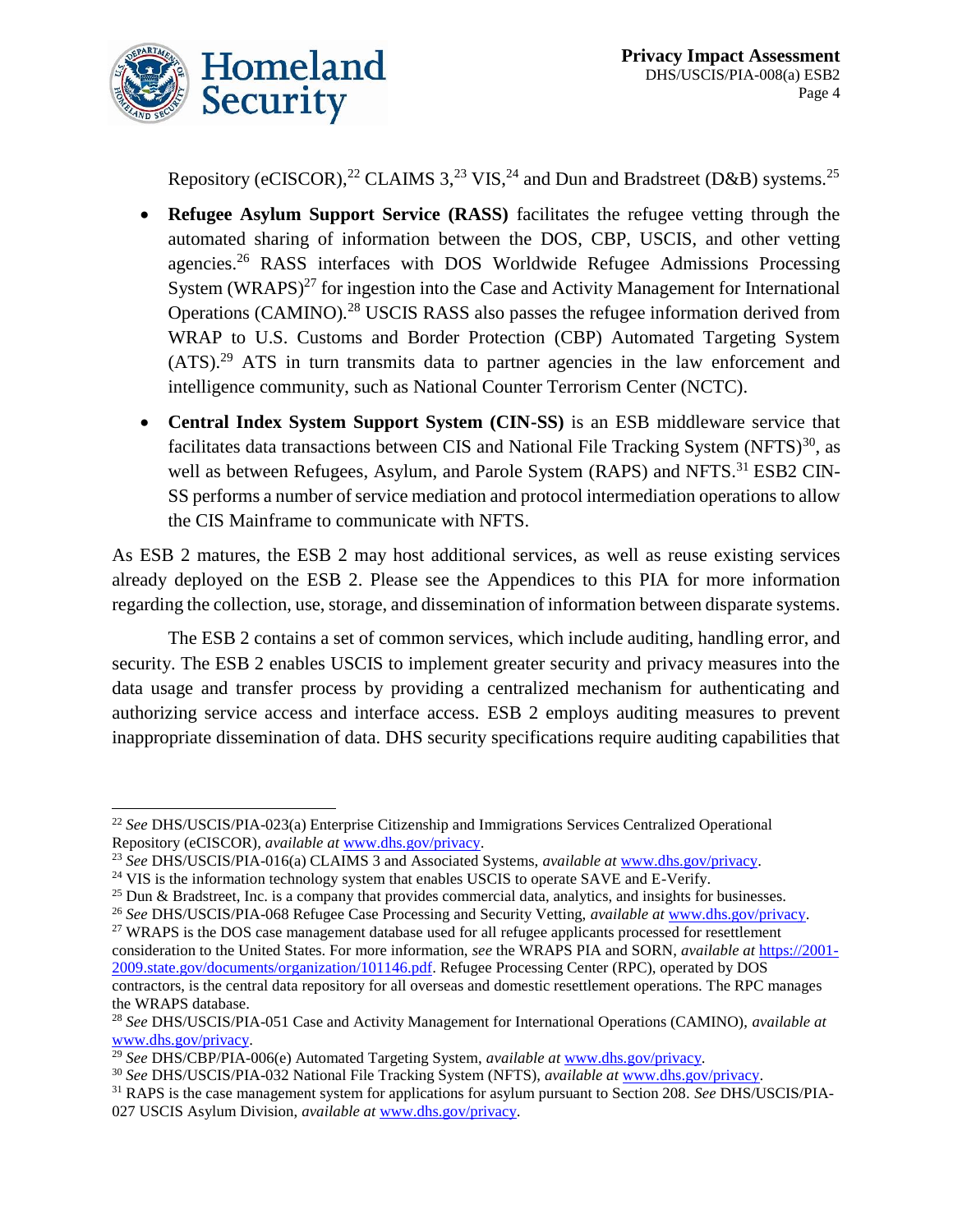Repository (eCISCOR),[22] CLAIMS 3,[23] VIS,[24] and Dun and Bradstreet (D&B) systems.[25]

- **Refugee Asylum Support Service (RASS)** facilitates the refugee vetting through the automated sharing of information between the DOS, CBP, USCIS, and other vetting agencies.[26] RASS interfaces with DOS Worldwide Refugee Admissions Processing System (WRAPS)[27] for ingestion into the Case and Activity Management for International Operations (CAMINO).[28] USCIS RASS also passes the refugee information derived from WRAP to U.S. Customs and Border Protection (CBP) Automated Targeting System (ATS).[29] ATS in turn transmits data to partner agencies in the law enforcement and intelligence community, such as National Counter Terrorism Center (NCTC).
- **Central Index System Support System (CIN-SS)** is an ESB middleware service that facilitates data transactions between CIS and National File Tracking System (NFTS)[30], as well as between Refugees, Asylum, and Parole System (RAPS) and NFTS.[31] ESB2 CIN-SS performs a number of service mediation and protocol intermediation operations to allow the CIS Mainframe to communicate with NFTS.

As ESB 2 matures, the ESB 2 may host additional services, as well as reuse existing services already deployed on the ESB 2. Please see the Appendices to this PIA for more information regarding the collection, use, storage, and dissemination of information between disparate systems.

The ESB 2 contains a set of common services, which include auditing, handling error, and security. The ESB 2 enables USCIS to implement greater security and privacy measures into the data usage and transfer process by providing a centralized mechanism for authenticating and authorizing service access and interface access. ESB 2 employs auditing measures to prevent inappropriate dissemination of data. DHS security specifications require auditing capabilities that

---

[22] *See* DHS/USCIS/PIA-023(a) Enterprise Citizenship and Immigrations Services Centralized Operational Repository (eCISCOR), *available at* www.dhs.gov/privacy.

[23] *See* DHS/USCIS/PIA-016(a) CLAIMS 3 and Associated Systems, *available at* www.dhs.gov/privacy.

[24] VIS is the information technology system that enables USCIS to operate SAVE and E-Verify.

[25] Dun & Bradstreet, Inc. is a company that provides commercial data, analytics, and insights for businesses.

[26] *See* DHS/USCIS/PIA-068 Refugee Case Processing and Security Vetting, *available at* www.dhs.gov/privacy.

[27] WRAPS is the DOS case management database used for all refugee applicants processed for resettlement consideration to the United States. For more information, *see* the WRAPS PIA and SORN, *available at* https://2001-2009.state.gov/documents/organization/101146.pdf. Refugee Processing Center (RPC), operated by DOS contractors, is the central data repository for all overseas and domestic resettlement operations. The RPC manages the WRAPS database.

[28] *See* DHS/USCIS/PIA-051 Case and Activity Management for International Operations (CAMINO), *available at* www.dhs.gov/privacy.

[29] *See* DHS/CBP/PIA-006(e) Automated Targeting System, *available at* www.dhs.gov/privacy.

[30] *See* DHS/USCIS/PIA-032 National File Tracking System (NFTS), *available at* www.dhs.gov/privacy.

[31] RAPS is the case management system for applications for asylum pursuant to Section 208. *See* DHS/USCIS/PIA-027 USCIS Asylum Division, *available at* www.dhs.gov/privacy.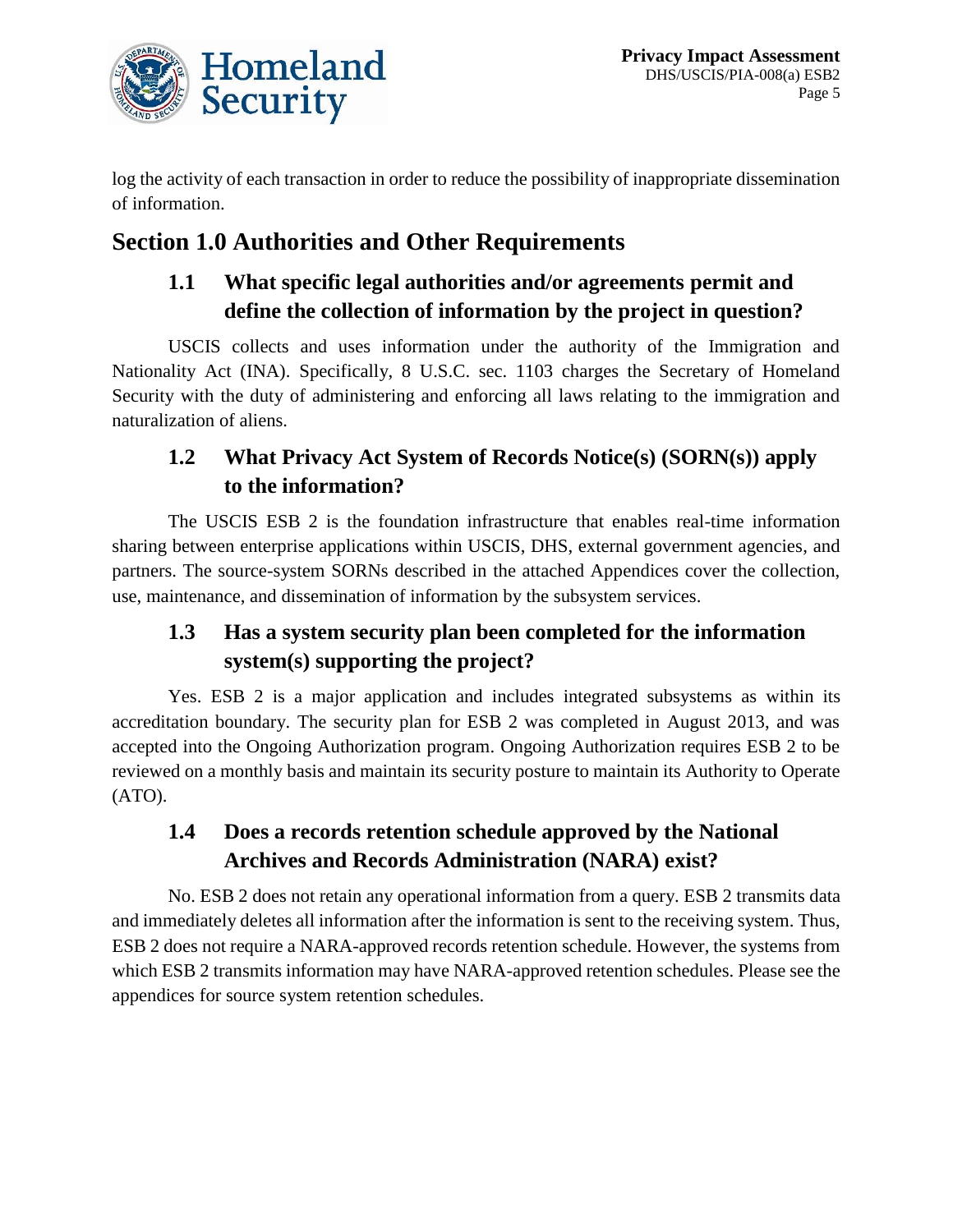log the activity of each transaction in order to reduce the possibility of inappropriate dissemination of information.

## Section 1.0 Authorities and Other Requirements

### 1.1 What specific legal authorities and/or agreements permit and define the collection of information by the project in question?

USCIS collects and uses information under the authority of the Immigration and Nationality Act (INA). Specifically, 8 U.S.C. sec. 1103 charges the Secretary of Homeland Security with the duty of administering and enforcing all laws relating to the immigration and naturalization of aliens.

### 1.2 What Privacy Act System of Records Notice(s) (SORN(s)) apply to the information?

The USCIS ESB 2 is the foundation infrastructure that enables real-time information sharing between enterprise applications within USCIS, DHS, external government agencies, and partners. The source-system SORNs described in the attached Appendices cover the collection, use, maintenance, and dissemination of information by the subsystem services.

### 1.3 Has a system security plan been completed for the information system(s) supporting the project?

Yes. ESB 2 is a major application and includes integrated subsystems as within its accreditation boundary. The security plan for ESB 2 was completed in August 2013, and was accepted into the Ongoing Authorization program. Ongoing Authorization requires ESB 2 to be reviewed on a monthly basis and maintain its security posture to maintain its Authority to Operate (ATO).

### 1.4 Does a records retention schedule approved by the National Archives and Records Administration (NARA) exist?

No. ESB 2 does not retain any operational information from a query. ESB 2 transmits data and immediately deletes all information after the information is sent to the receiving system. Thus, ESB 2 does not require a NARA-approved records retention schedule. However, the systems from which ESB 2 transmits information may have NARA-approved retention schedules. Please see the appendices for source system retention schedules.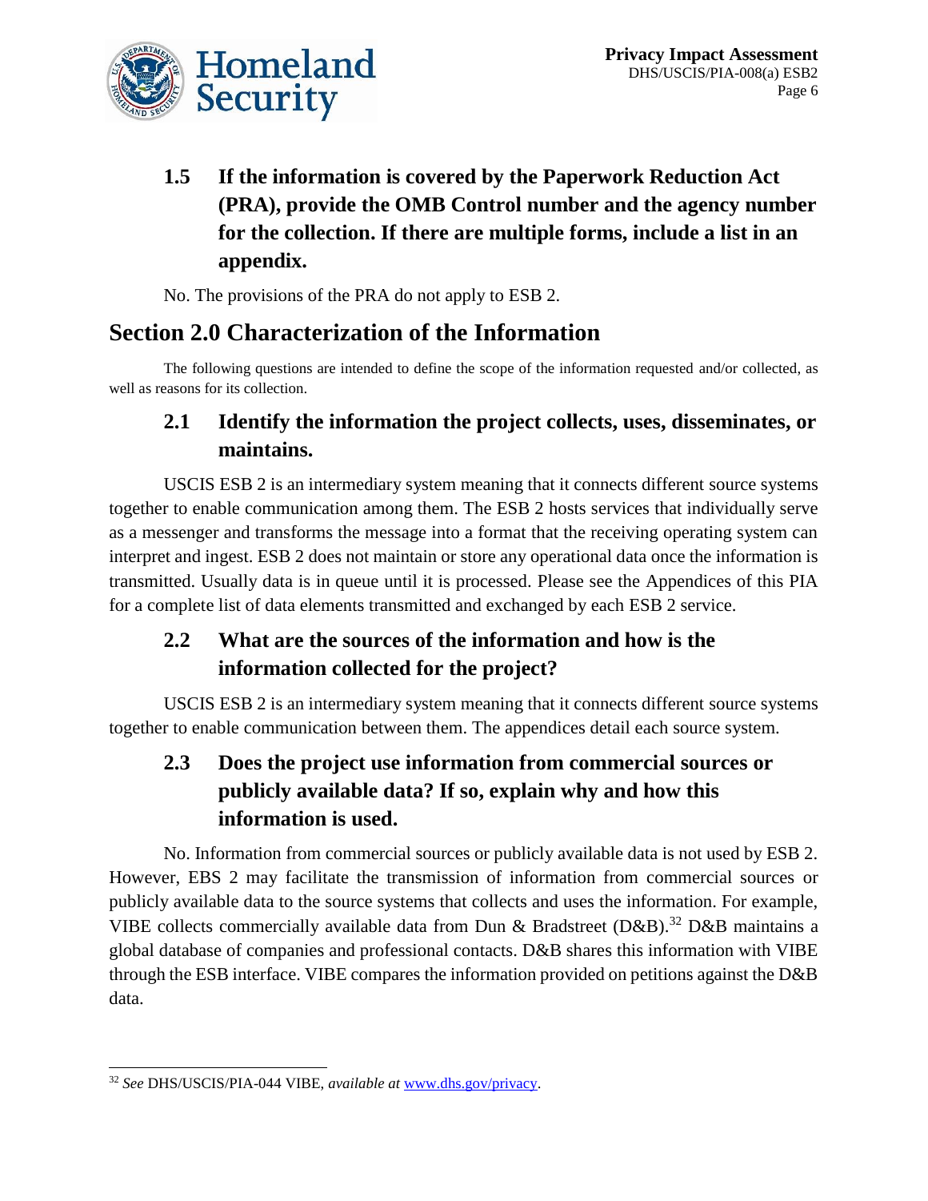### 1.5 If the information is covered by the Paperwork Reduction Act (PRA), provide the OMB Control number and the agency number for the collection. If there are multiple forms, include a list in an appendix.

No. The provisions of the PRA do not apply to ESB 2.

## Section 2.0 Characterization of the Information

The following questions are intended to define the scope of the information requested and/or collected, as well as reasons for its collection.

### 2.1 Identify the information the project collects, uses, disseminates, or maintains.

USCIS ESB 2 is an intermediary system meaning that it connects different source systems together to enable communication among them. The ESB 2 hosts services that individually serve as a messenger and transforms the message into a format that the receiving operating system can interpret and ingest. ESB 2 does not maintain or store any operational data once the information is transmitted. Usually data is in queue until it is processed. Please see the Appendices of this PIA for a complete list of data elements transmitted and exchanged by each ESB 2 service.

### 2.2 What are the sources of the information and how is the information collected for the project?

USCIS ESB 2 is an intermediary system meaning that it connects different source systems together to enable communication between them. The appendices detail each source system.

### 2.3 Does the project use information from commercial sources or publicly available data? If so, explain why and how this information is used.

No. Information from commercial sources or publicly available data is not used by ESB 2. However, EBS 2 may facilitate the transmission of information from commercial sources or publicly available data to the source systems that collects and uses the information. For example, VIBE collects commercially available data from Dun & Bradstreet (D&B).[32] D&B maintains a global database of companies and professional contacts. D&B shares this information with VIBE through the ESB interface. VIBE compares the information provided on petitions against the D&B data.

---

[32] *See* DHS/USCIS/PIA-044 VIBE, *available at* www.dhs.gov/privacy.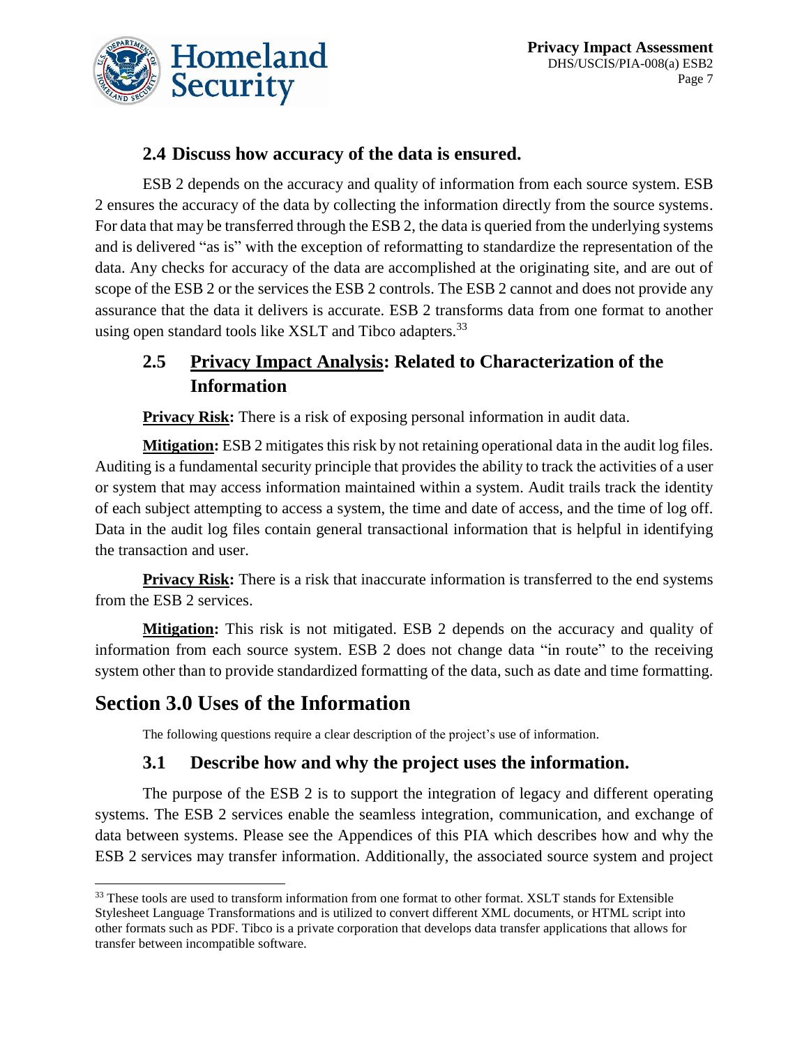### 2.4 Discuss how accuracy of the data is ensured.

ESB 2 depends on the accuracy and quality of information from each source system. ESB 2 ensures the accuracy of the data by collecting the information directly from the source systems. For data that may be transferred through the ESB 2, the data is queried from the underlying systems and is delivered "as is" with the exception of reformatting to standardize the representation of the data. Any checks for accuracy of the data are accomplished at the originating site, and are out of scope of the ESB 2 or the services the ESB 2 controls. The ESB 2 cannot and does not provide any assurance that the data it delivers is accurate. ESB 2 transforms data from one format to another using open standard tools like XSLT and Tibco adapters.[33]

### 2.5 Privacy Impact Analysis: Related to Characterization of the Information

**Privacy Risk:** There is a risk of exposing personal information in audit data.

**Mitigation:** ESB 2 mitigates this risk by not retaining operational data in the audit log files. Auditing is a fundamental security principle that provides the ability to track the activities of a user or system that may access information maintained within a system. Audit trails track the identity of each subject attempting to access a system, the time and date of access, and the time of log off. Data in the audit log files contain general transactional information that is helpful in identifying the transaction and user.

**Privacy Risk:** There is a risk that inaccurate information is transferred to the end systems from the ESB 2 services.

**Mitigation:** This risk is not mitigated. ESB 2 depends on the accuracy and quality of information from each source system. ESB 2 does not change data "in route" to the receiving system other than to provide standardized formatting of the data, such as date and time formatting.

## Section 3.0 Uses of the Information

The following questions require a clear description of the project's use of information.

### 3.1 Describe how and why the project uses the information.

The purpose of the ESB 2 is to support the integration of legacy and different operating systems. The ESB 2 services enable the seamless integration, communication, and exchange of data between systems. Please see the Appendices of this PIA which describes how and why the ESB 2 services may transfer information. Additionally, the associated source system and project

[33] These tools are used to transform information from one format to other format. XSLT stands for Extensible Stylesheet Language Transformations and is utilized to convert different XML documents, or HTML script into other formats such as PDF. Tibco is a private corporation that develops data transfer applications that allows for transfer between incompatible software.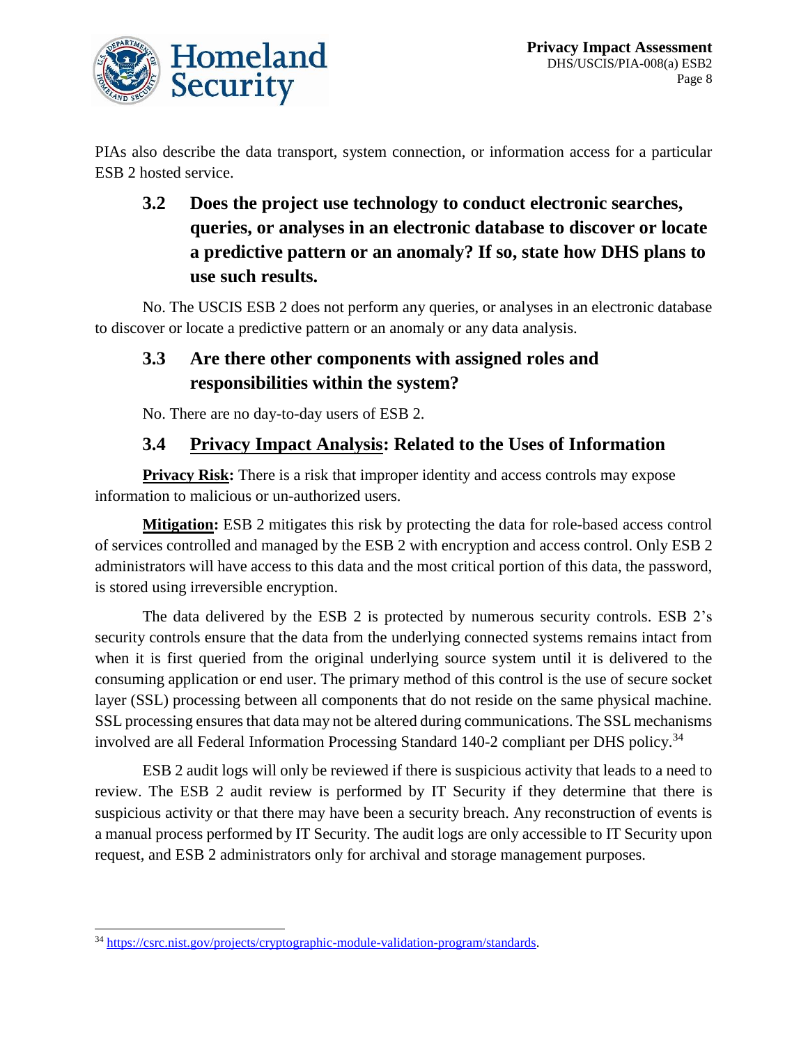PIAs also describe the data transport, system connection, or information access for a particular ESB 2 hosted service.

### 3.2 Does the project use technology to conduct electronic searches, queries, or analyses in an electronic database to discover or locate a predictive pattern or an anomaly? If so, state how DHS plans to use such results.

No. The USCIS ESB 2 does not perform any queries, or analyses in an electronic database to discover or locate a predictive pattern or an anomaly or any data analysis.

### 3.3 Are there other components with assigned roles and responsibilities within the system?

No. There are no day-to-day users of ESB 2.

### 3.4 Privacy Impact Analysis: Related to the Uses of Information

**Privacy Risk:** There is a risk that improper identity and access controls may expose information to malicious or un-authorized users.

**Mitigation:** ESB 2 mitigates this risk by protecting the data for role-based access control of services controlled and managed by the ESB 2 with encryption and access control. Only ESB 2 administrators will have access to this data and the most critical portion of this data, the password, is stored using irreversible encryption.

The data delivered by the ESB 2 is protected by numerous security controls. ESB 2's security controls ensure that the data from the underlying connected systems remains intact from when it is first queried from the original underlying source system until it is delivered to the consuming application or end user. The primary method of this control is the use of secure socket layer (SSL) processing between all components that do not reside on the same physical machine. SSL processing ensures that data may not be altered during communications. The SSL mechanisms involved are all Federal Information Processing Standard 140-2 compliant per DHS policy.[34]

ESB 2 audit logs will only be reviewed if there is suspicious activity that leads to a need to review. The ESB 2 audit review is performed by IT Security if they determine that there is suspicious activity or that there may have been a security breach. Any reconstruction of events is a manual process performed by IT Security. The audit logs are only accessible to IT Security upon request, and ESB 2 administrators only for archival and storage management purposes.

---

[34] https://csrc.nist.gov/projects/cryptographic-module-validation-program/standards.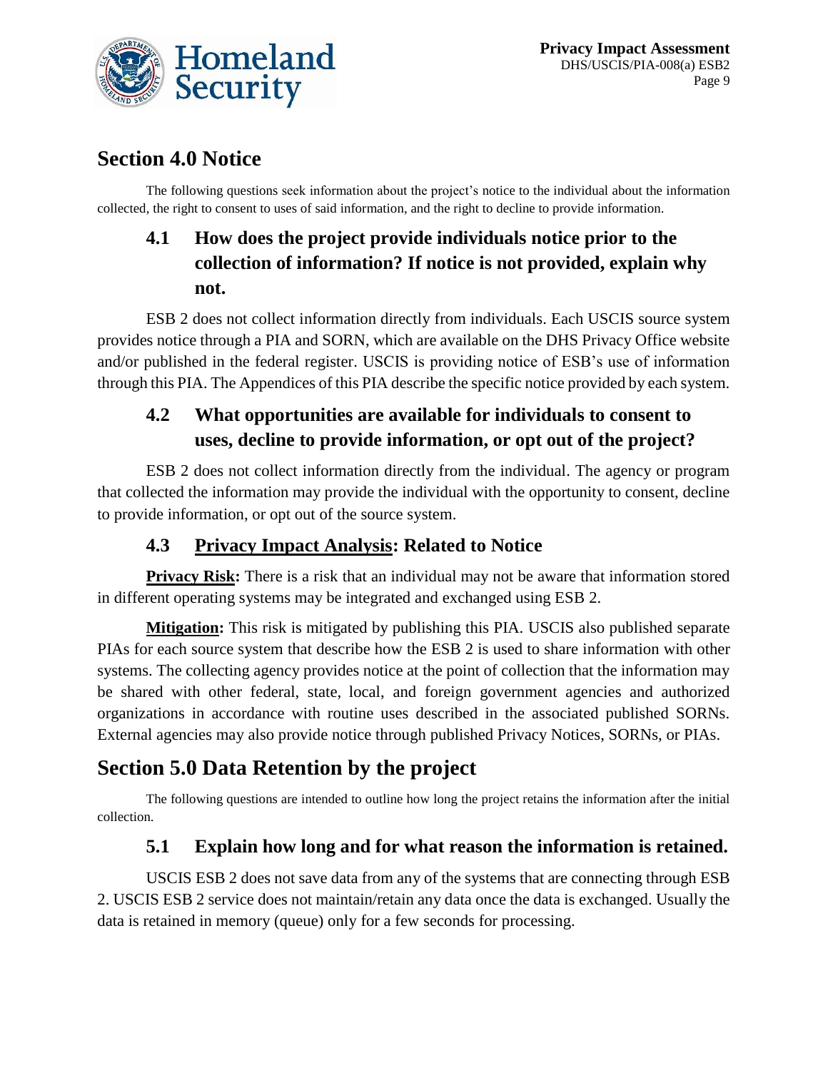## Section 4.0 Notice

The following questions seek information about the project's notice to the individual about the information collected, the right to consent to uses of said information, and the right to decline to provide information.

### 4.1 How does the project provide individuals notice prior to the collection of information? If notice is not provided, explain why not.

ESB 2 does not collect information directly from individuals. Each USCIS source system provides notice through a PIA and SORN, which are available on the DHS Privacy Office website and/or published in the federal register. USCIS is providing notice of ESB's use of information through this PIA. The Appendices of this PIA describe the specific notice provided by each system.

### 4.2 What opportunities are available for individuals to consent to uses, decline to provide information, or opt out of the project?

ESB 2 does not collect information directly from the individual. The agency or program that collected the information may provide the individual with the opportunity to consent, decline to provide information, or opt out of the source system.

### 4.3 Privacy Impact Analysis: Related to Notice

**Privacy Risk:** There is a risk that an individual may not be aware that information stored in different operating systems may be integrated and exchanged using ESB 2.

**Mitigation:** This risk is mitigated by publishing this PIA. USCIS also published separate PIAs for each source system that describe how the ESB 2 is used to share information with other systems. The collecting agency provides notice at the point of collection that the information may be shared with other federal, state, local, and foreign government agencies and authorized organizations in accordance with routine uses described in the associated published SORNs. External agencies may also provide notice through published Privacy Notices, SORNs, or PIAs.

## Section 5.0 Data Retention by the project

The following questions are intended to outline how long the project retains the information after the initial collection.

### 5.1 Explain how long and for what reason the information is retained.

USCIS ESB 2 does not save data from any of the systems that are connecting through ESB 2. USCIS ESB 2 service does not maintain/retain any data once the data is exchanged. Usually the data is retained in memory (queue) only for a few seconds for processing.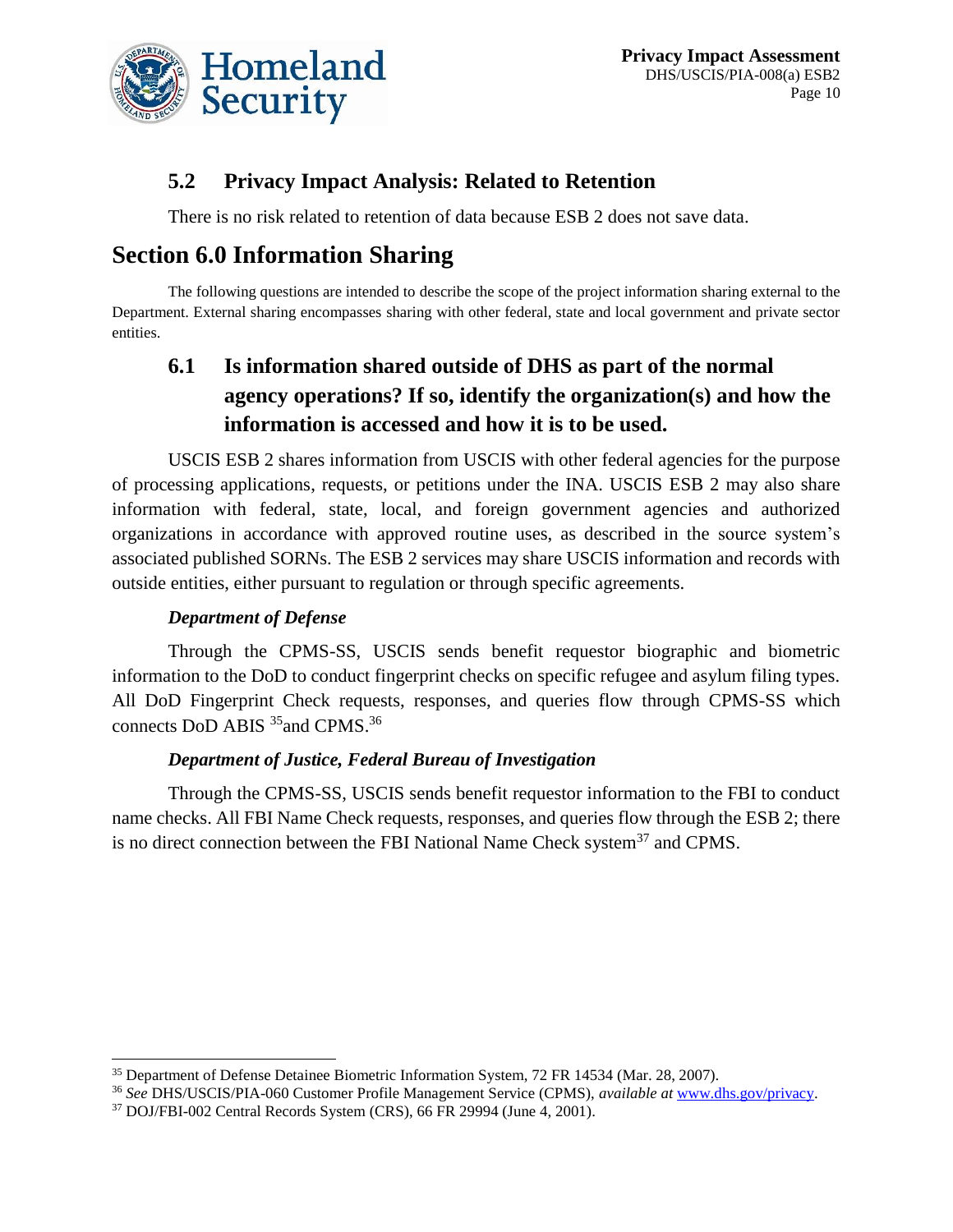### 5.2 Privacy Impact Analysis: Related to Retention

There is no risk related to retention of data because ESB 2 does not save data.

## Section 6.0 Information Sharing

The following questions are intended to describe the scope of the project information sharing external to the Department. External sharing encompasses sharing with other federal, state and local government and private sector entities.

### 6.1 Is information shared outside of DHS as part of the normal agency operations? If so, identify the organization(s) and how the information is accessed and how it is to be used.

USCIS ESB 2 shares information from USCIS with other federal agencies for the purpose of processing applications, requests, or petitions under the INA. USCIS ESB 2 may also share information with federal, state, local, and foreign government agencies and authorized organizations in accordance with approved routine uses, as described in the source system's associated published SORNs. The ESB 2 services may share USCIS information and records with outside entities, either pursuant to regulation or through specific agreements.

***Department of Defense***

Through the CPMS-SS, USCIS sends benefit requestor biographic and biometric information to the DoD to conduct fingerprint checks on specific refugee and asylum filing types. All DoD Fingerprint Check requests, responses, and queries flow through CPMS-SS which connects DoD ABIS [35]and CPMS.[36]

***Department of Justice, Federal Bureau of Investigation***

Through the CPMS-SS, USCIS sends benefit requestor information to the FBI to conduct name checks. All FBI Name Check requests, responses, and queries flow through the ESB 2; there is no direct connection between the FBI National Name Check system[37] and CPMS.

---

[35] Department of Defense Detainee Biometric Information System, 72 FR 14534 (Mar. 28, 2007).

[36] *See* DHS/USCIS/PIA-060 Customer Profile Management Service (CPMS), *available at* www.dhs.gov/privacy.

[37] DOJ/FBI-002 Central Records System (CRS), 66 FR 29994 (June 4, 2001).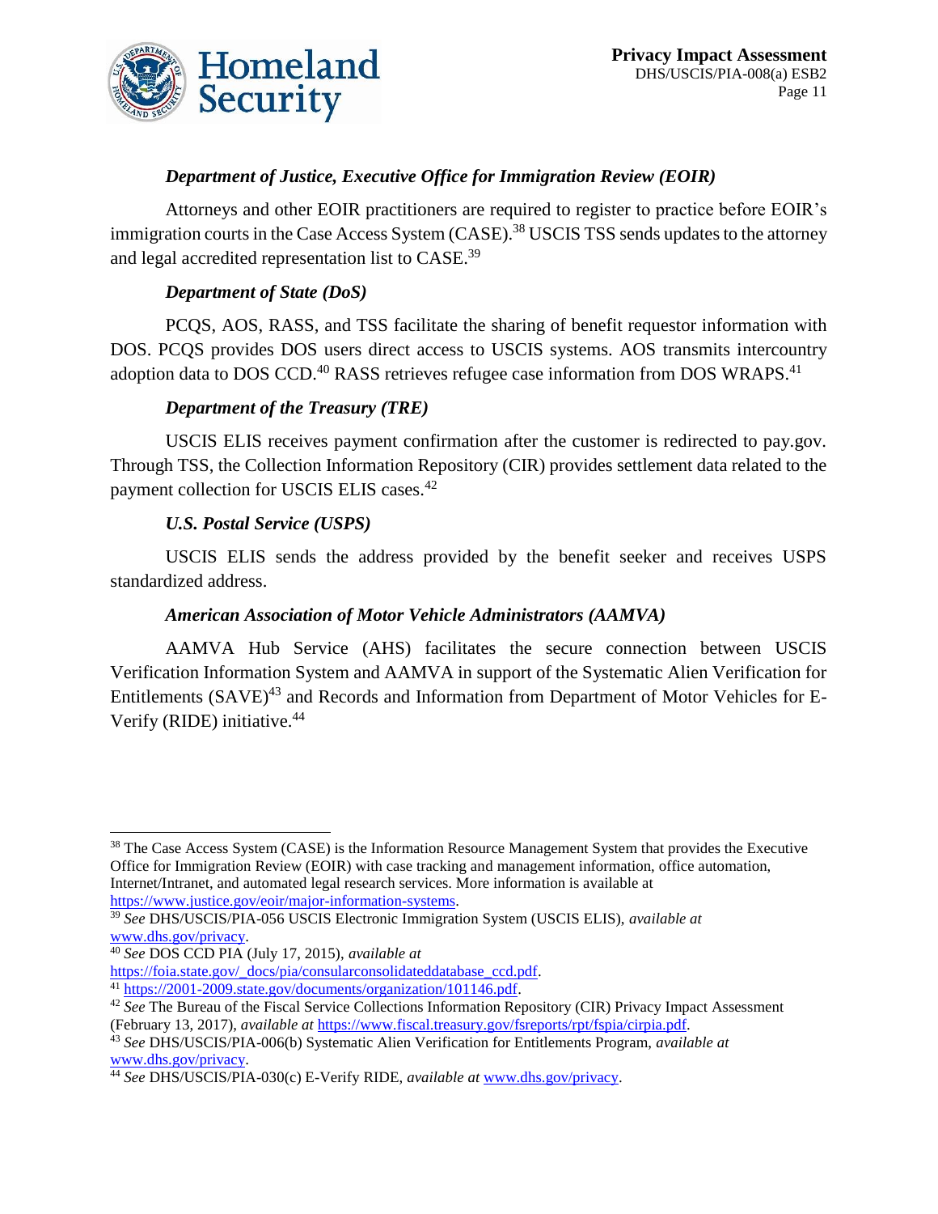### *Department of Justice, Executive Office for Immigration Review (EOIR)*

Attorneys and other EOIR practitioners are required to register to practice before EOIR's immigration courts in the Case Access System (CASE).[38] USCIS TSS sends updates to the attorney and legal accredited representation list to CASE.[39]

### *Department of State (DoS)*

PCQS, AOS, RASS, and TSS facilitate the sharing of benefit requestor information with DOS. PCQS provides DOS users direct access to USCIS systems. AOS transmits intercountry adoption data to DOS CCD.[40] RASS retrieves refugee case information from DOS WRAPS.[41]

### *Department of the Treasury (TRE)*

USCIS ELIS receives payment confirmation after the customer is redirected to pay.gov. Through TSS, the Collection Information Repository (CIR) provides settlement data related to the payment collection for USCIS ELIS cases.[42]

### *U.S. Postal Service (USPS)*

USCIS ELIS sends the address provided by the benefit seeker and receives USPS standardized address.

### *American Association of Motor Vehicle Administrators (AAMVA)*

AAMVA Hub Service (AHS) facilitates the secure connection between USCIS Verification Information System and AAMVA in support of the Systematic Alien Verification for Entitlements (SAVE)[43] and Records and Information from Department of Motor Vehicles for E-Verify (RIDE) initiative.[44]

---

[38] The Case Access System (CASE) is the Information Resource Management System that provides the Executive Office for Immigration Review (EOIR) with case tracking and management information, office automation, Internet/Intranet, and automated legal research services. More information is available at https://www.justice.gov/eoir/major-information-systems.

[39] *See* DHS/USCIS/PIA-056 USCIS Electronic Immigration System (USCIS ELIS), *available at* www.dhs.gov/privacy.

[40] *See* DOS CCD PIA (July 17, 2015), *available at* https://foia.state.gov/_docs/pia/consularconsolidateddatabase_ccd.pdf.

[41] https://2001-2009.state.gov/documents/organization/101146.pdf.

[42] *See* The Bureau of the Fiscal Service Collections Information Repository (CIR) Privacy Impact Assessment (February 13, 2017), *available at* https://www.fiscal.treasury.gov/fsreports/rpt/fspia/cirpia.pdf.

[43] *See* DHS/USCIS/PIA-006(b) Systematic Alien Verification for Entitlements Program, *available at* www.dhs.gov/privacy.

[44] *See* DHS/USCIS/PIA-030(c) E-Verify RIDE, *available at* www.dhs.gov/privacy.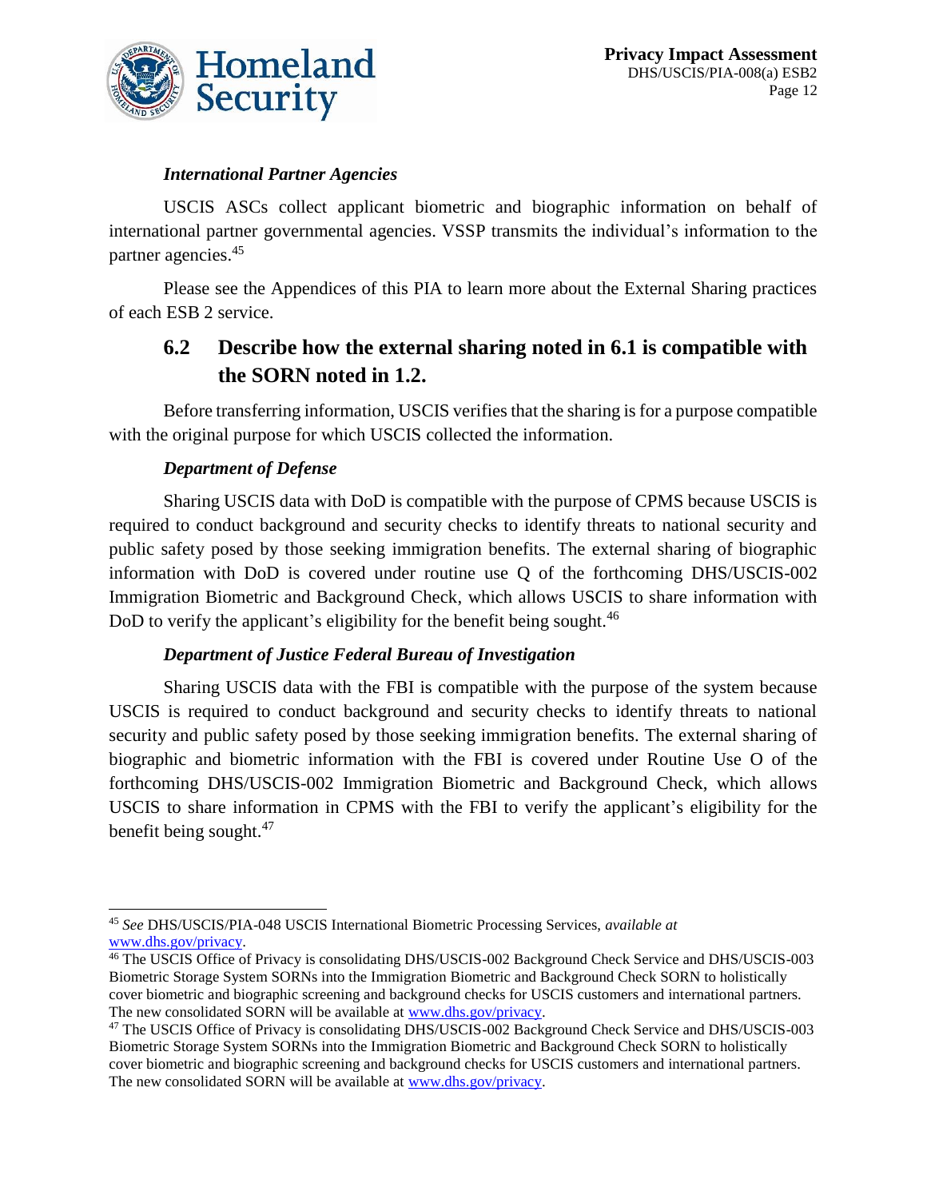#### *International Partner Agencies*

USCIS ASCs collect applicant biometric and biographic information on behalf of international partner governmental agencies. VSSP transmits the individual's information to the partner agencies.[45]

Please see the Appendices of this PIA to learn more about the External Sharing practices of each ESB 2 service.

## 6.2 Describe how the external sharing noted in 6.1 is compatible with the SORN noted in 1.2.

Before transferring information, USCIS verifies that the sharing is for a purpose compatible with the original purpose for which USCIS collected the information.

#### *Department of Defense*

Sharing USCIS data with DoD is compatible with the purpose of CPMS because USCIS is required to conduct background and security checks to identify threats to national security and public safety posed by those seeking immigration benefits. The external sharing of biographic information with DoD is covered under routine use Q of the forthcoming DHS/USCIS-002 Immigration Biometric and Background Check, which allows USCIS to share information with DoD to verify the applicant's eligibility for the benefit being sought.[46]

#### *Department of Justice Federal Bureau of Investigation*

Sharing USCIS data with the FBI is compatible with the purpose of the system because USCIS is required to conduct background and security checks to identify threats to national security and public safety posed by those seeking immigration benefits. The external sharing of biographic and biometric information with the FBI is covered under Routine Use O of the forthcoming DHS/USCIS-002 Immigration Biometric and Background Check, which allows USCIS to share information in CPMS with the FBI to verify the applicant's eligibility for the benefit being sought.[47]

---

[45] *See* DHS/USCIS/PIA-048 USCIS International Biometric Processing Services, *available at* www.dhs.gov/privacy.

[46] The USCIS Office of Privacy is consolidating DHS/USCIS-002 Background Check Service and DHS/USCIS-003 Biometric Storage System SORNs into the Immigration Biometric and Background Check SORN to holistically cover biometric and biographic screening and background checks for USCIS customers and international partners. The new consolidated SORN will be available at www.dhs.gov/privacy.

[47] The USCIS Office of Privacy is consolidating DHS/USCIS-002 Background Check Service and DHS/USCIS-003 Biometric Storage System SORNs into the Immigration Biometric and Background Check SORN to holistically cover biometric and biographic screening and background checks for USCIS customers and international partners. The new consolidated SORN will be available at www.dhs.gov/privacy.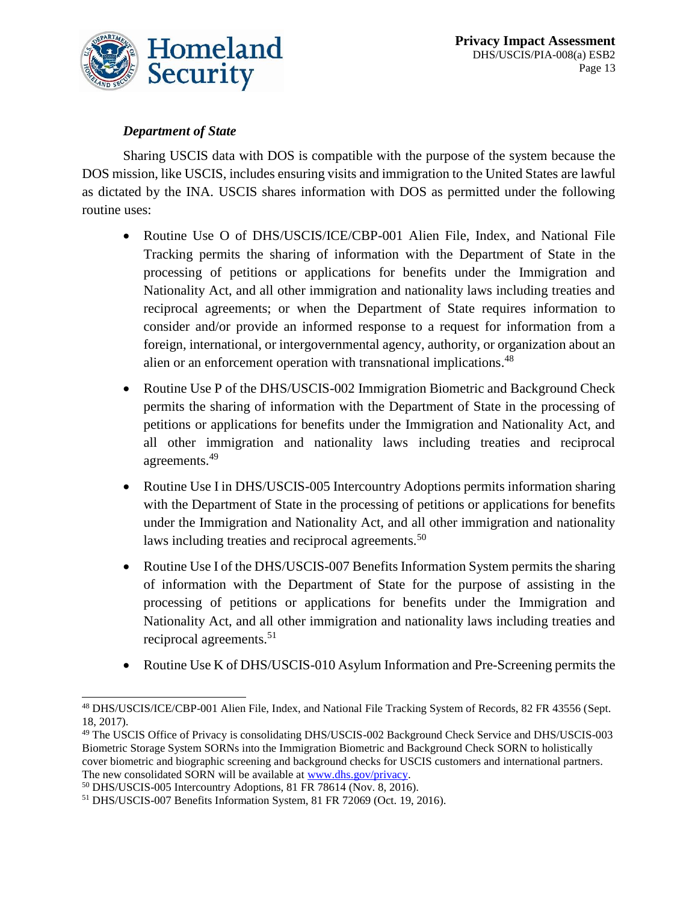### *Department of State*

Sharing USCIS data with DOS is compatible with the purpose of the system because the DOS mission, like USCIS, includes ensuring visits and immigration to the United States are lawful as dictated by the INA. USCIS shares information with DOS as permitted under the following routine uses:

- Routine Use O of DHS/USCIS/ICE/CBP-001 Alien File, Index, and National File Tracking permits the sharing of information with the Department of State in the processing of petitions or applications for benefits under the Immigration and Nationality Act, and all other immigration and nationality laws including treaties and reciprocal agreements; or when the Department of State requires information to consider and/or provide an informed response to a request for information from a foreign, international, or intergovernmental agency, authority, or organization about an alien or an enforcement operation with transnational implications.[48]
- Routine Use P of the DHS/USCIS-002 Immigration Biometric and Background Check permits the sharing of information with the Department of State in the processing of petitions or applications for benefits under the Immigration and Nationality Act, and all other immigration and nationality laws including treaties and reciprocal agreements.[49]
- Routine Use I in DHS/USCIS-005 Intercountry Adoptions permits information sharing with the Department of State in the processing of petitions or applications for benefits under the Immigration and Nationality Act, and all other immigration and nationality laws including treaties and reciprocal agreements.[50]
- Routine Use I of the DHS/USCIS-007 Benefits Information System permits the sharing of information with the Department of State for the purpose of assisting in the processing of petitions or applications for benefits under the Immigration and Nationality Act, and all other immigration and nationality laws including treaties and reciprocal agreements.[51]
- Routine Use K of DHS/USCIS-010 Asylum Information and Pre-Screening permits the

---

[48] DHS/USCIS/ICE/CBP-001 Alien File, Index, and National File Tracking System of Records, 82 FR 43556 (Sept. 18, 2017).

[49] The USCIS Office of Privacy is consolidating DHS/USCIS-002 Background Check Service and DHS/USCIS-003 Biometric Storage System SORNs into the Immigration Biometric and Background Check SORN to holistically cover biometric and biographic screening and background checks for USCIS customers and international partners. The new consolidated SORN will be available at www.dhs.gov/privacy.

[50] DHS/USCIS-005 Intercountry Adoptions, 81 FR 78614 (Nov. 8, 2016).

[51] DHS/USCIS-007 Benefits Information System, 81 FR 72069 (Oct. 19, 2016).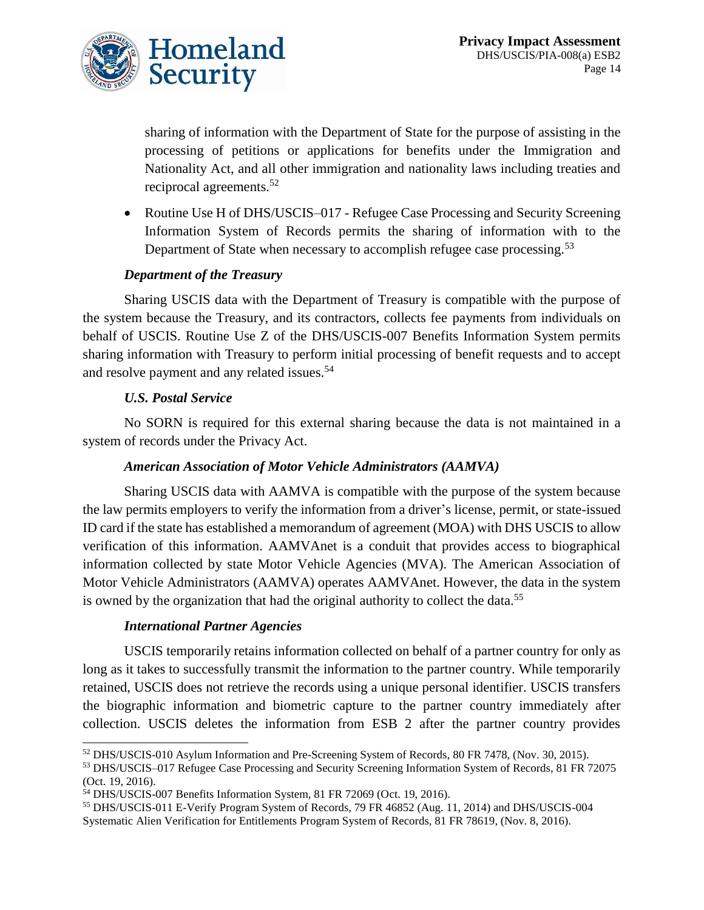sharing of information with the Department of State for the purpose of assisting in the processing of petitions or applications for benefits under the Immigration and Nationality Act, and all other immigration and nationality laws including treaties and reciprocal agreements.[52]

- Routine Use H of DHS/USCIS–017 - Refugee Case Processing and Security Screening Information System of Records permits the sharing of information with to the Department of State when necessary to accomplish refugee case processing.[53]

***Department of the Treasury***

Sharing USCIS data with the Department of Treasury is compatible with the purpose of the system because the Treasury, and its contractors, collects fee payments from individuals on behalf of USCIS. Routine Use Z of the DHS/USCIS-007 Benefits Information System permits sharing information with Treasury to perform initial processing of benefit requests and to accept and resolve payment and any related issues.[54]

***U.S. Postal Service***

No SORN is required for this external sharing because the data is not maintained in a system of records under the Privacy Act.

***American Association of Motor Vehicle Administrators (AAMVA)***

Sharing USCIS data with AAMVA is compatible with the purpose of the system because the law permits employers to verify the information from a driver's license, permit, or state-issued ID card if the state has established a memorandum of agreement (MOA) with DHS USCIS to allow verification of this information. AAMVAnet is a conduit that provides access to biographical information collected by state Motor Vehicle Agencies (MVA). The American Association of Motor Vehicle Administrators (AAMVA) operates AAMVAnet. However, the data in the system is owned by the organization that had the original authority to collect the data.[55]

***International Partner Agencies***

USCIS temporarily retains information collected on behalf of a partner country for only as long as it takes to successfully transmit the information to the partner country. While temporarily retained, USCIS does not retrieve the records using a unique personal identifier. USCIS transfers the biographic information and biometric capture to the partner country immediately after collection. USCIS deletes the information from ESB 2 after the partner country provides

---

[52] DHS/USCIS-010 Asylum Information and Pre-Screening System of Records, 80 FR 7478, (Nov. 30, 2015).

[53] DHS/USCIS–017 Refugee Case Processing and Security Screening Information System of Records, 81 FR 72075 (Oct. 19, 2016).

[54] DHS/USCIS-007 Benefits Information System, 81 FR 72069 (Oct. 19, 2016).

[55] DHS/USCIS-011 E-Verify Program System of Records, 79 FR 46852 (Aug. 11, 2014) and DHS/USCIS-004 Systematic Alien Verification for Entitlements Program System of Records, 81 FR 78619, (Nov. 8, 2016).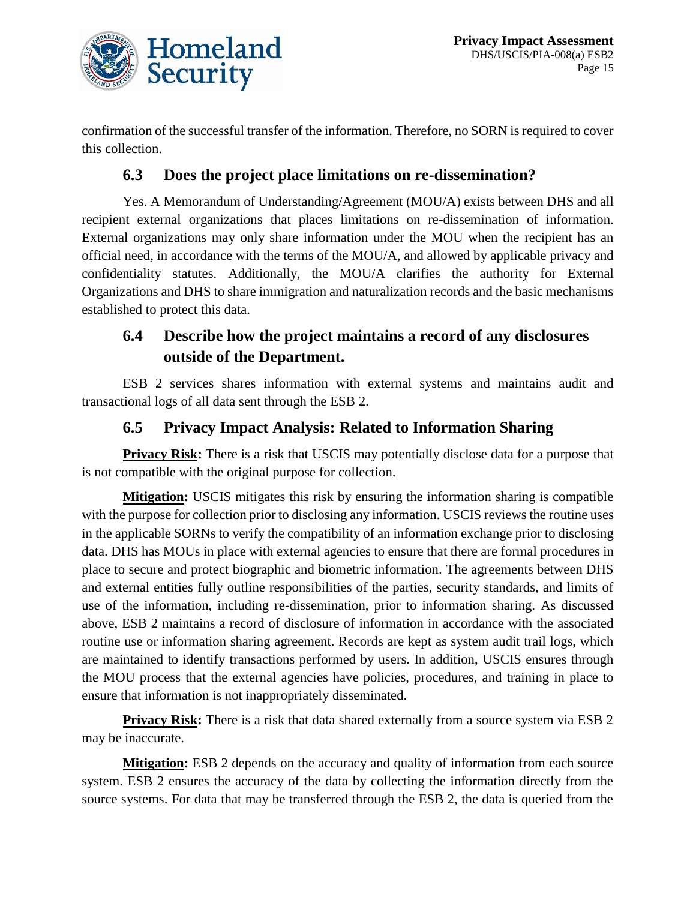confirmation of the successful transfer of the information. Therefore, no SORN is required to cover this collection.

## 6.3 Does the project place limitations on re-dissemination?

Yes. A Memorandum of Understanding/Agreement (MOU/A) exists between DHS and all recipient external organizations that places limitations on re-dissemination of information. External organizations may only share information under the MOU when the recipient has an official need, in accordance with the terms of the MOU/A, and allowed by applicable privacy and confidentiality statutes. Additionally, the MOU/A clarifies the authority for External Organizations and DHS to share immigration and naturalization records and the basic mechanisms established to protect this data.

## 6.4 Describe how the project maintains a record of any disclosures outside of the Department.

ESB 2 services shares information with external systems and maintains audit and transactional logs of all data sent through the ESB 2.

## 6.5 Privacy Impact Analysis: Related to Information Sharing

**Privacy Risk:** There is a risk that USCIS may potentially disclose data for a purpose that is not compatible with the original purpose for collection.

**Mitigation:** USCIS mitigates this risk by ensuring the information sharing is compatible with the purpose for collection prior to disclosing any information. USCIS reviews the routine uses in the applicable SORNs to verify the compatibility of an information exchange prior to disclosing data. DHS has MOUs in place with external agencies to ensure that there are formal procedures in place to secure and protect biographic and biometric information. The agreements between DHS and external entities fully outline responsibilities of the parties, security standards, and limits of use of the information, including re-dissemination, prior to information sharing. As discussed above, ESB 2 maintains a record of disclosure of information in accordance with the associated routine use or information sharing agreement. Records are kept as system audit trail logs, which are maintained to identify transactions performed by users. In addition, USCIS ensures through the MOU process that the external agencies have policies, procedures, and training in place to ensure that information is not inappropriately disseminated.

**Privacy Risk:** There is a risk that data shared externally from a source system via ESB 2 may be inaccurate.

**Mitigation:** ESB 2 depends on the accuracy and quality of information from each source system. ESB 2 ensures the accuracy of the data by collecting the information directly from the source systems. For data that may be transferred through the ESB 2, the data is queried from the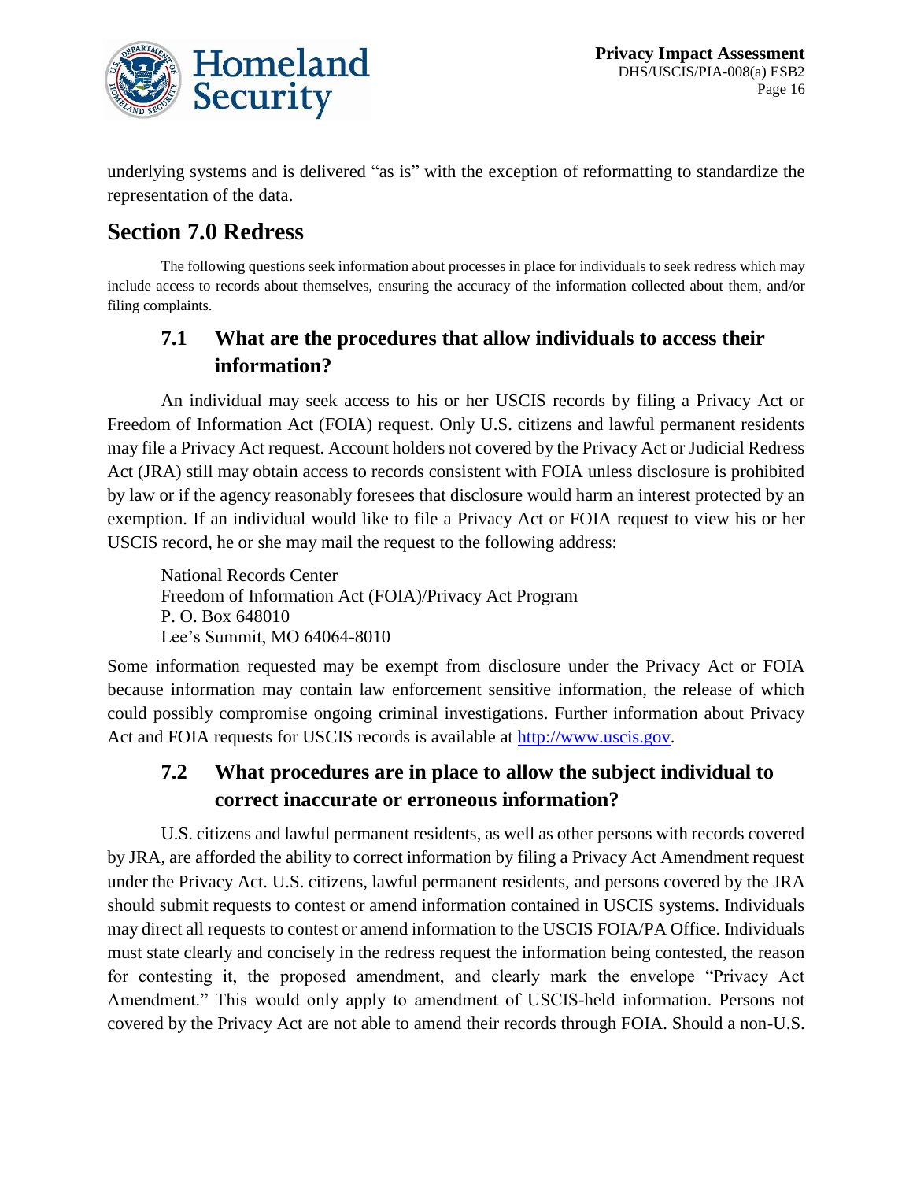underlying systems and is delivered "as is" with the exception of reformatting to standardize the representation of the data.

## Section 7.0 Redress

The following questions seek information about processes in place for individuals to seek redress which may include access to records about themselves, ensuring the accuracy of the information collected about them, and/or filing complaints.

### 7.1 What are the procedures that allow individuals to access their information?

An individual may seek access to his or her USCIS records by filing a Privacy Act or Freedom of Information Act (FOIA) request. Only U.S. citizens and lawful permanent residents may file a Privacy Act request. Account holders not covered by the Privacy Act or Judicial Redress Act (JRA) still may obtain access to records consistent with FOIA unless disclosure is prohibited by law or if the agency reasonably foresees that disclosure would harm an interest protected by an exemption. If an individual would like to file a Privacy Act or FOIA request to view his or her USCIS record, he or she may mail the request to the following address:

National Records Center  
Freedom of Information Act (FOIA)/Privacy Act Program  
P. O. Box 648010  
Lee's Summit, MO 64064-8010

Some information requested may be exempt from disclosure under the Privacy Act or FOIA because information may contain law enforcement sensitive information, the release of which could possibly compromise ongoing criminal investigations. Further information about Privacy Act and FOIA requests for USCIS records is available at http://www.uscis.gov.

### 7.2 What procedures are in place to allow the subject individual to correct inaccurate or erroneous information?

U.S. citizens and lawful permanent residents, as well as other persons with records covered by JRA, are afforded the ability to correct information by filing a Privacy Act Amendment request under the Privacy Act. U.S. citizens, lawful permanent residents, and persons covered by the JRA should submit requests to contest or amend information contained in USCIS systems. Individuals may direct all requests to contest or amend information to the USCIS FOIA/PA Office. Individuals must state clearly and concisely in the redress request the information being contested, the reason for contesting it, the proposed amendment, and clearly mark the envelope "Privacy Act Amendment." This would only apply to amendment of USCIS-held information. Persons not covered by the Privacy Act are not able to amend their records through FOIA. Should a non-U.S.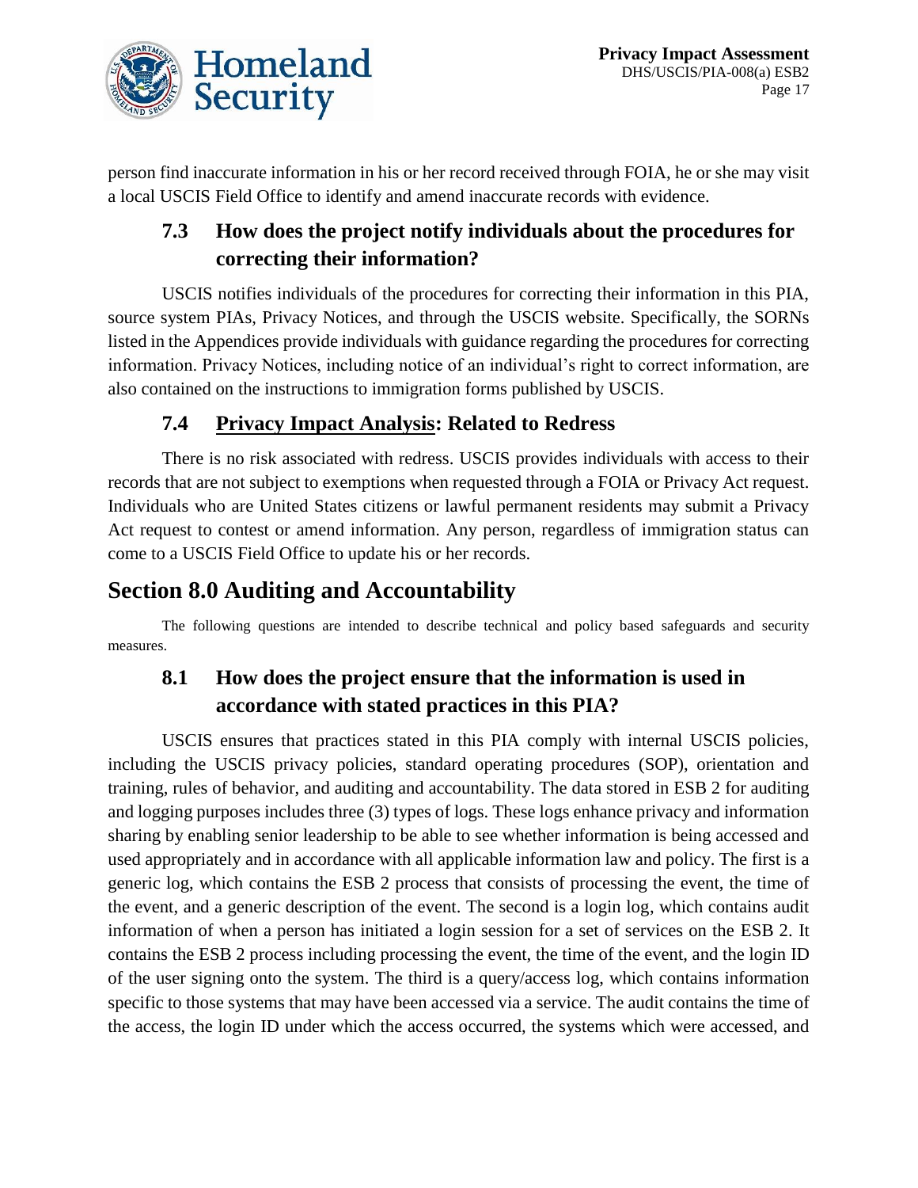person find inaccurate information in his or her record received through FOIA, he or she may visit a local USCIS Field Office to identify and amend inaccurate records with evidence.

### 7.3 How does the project notify individuals about the procedures for correcting their information?

USCIS notifies individuals of the procedures for correcting their information in this PIA, source system PIAs, Privacy Notices, and through the USCIS website. Specifically, the SORNs listed in the Appendices provide individuals with guidance regarding the procedures for correcting information. Privacy Notices, including notice of an individual's right to correct information, are also contained on the instructions to immigration forms published by USCIS.

### 7.4 Privacy Impact Analysis: Related to Redress

There is no risk associated with redress. USCIS provides individuals with access to their records that are not subject to exemptions when requested through a FOIA or Privacy Act request. Individuals who are United States citizens or lawful permanent residents may submit a Privacy Act request to contest or amend information. Any person, regardless of immigration status can come to a USCIS Field Office to update his or her records.

## Section 8.0 Auditing and Accountability

The following questions are intended to describe technical and policy based safeguards and security measures.

### 8.1 How does the project ensure that the information is used in accordance with stated practices in this PIA?

USCIS ensures that practices stated in this PIA comply with internal USCIS policies, including the USCIS privacy policies, standard operating procedures (SOP), orientation and training, rules of behavior, and auditing and accountability. The data stored in ESB 2 for auditing and logging purposes includes three (3) types of logs. These logs enhance privacy and information sharing by enabling senior leadership to be able to see whether information is being accessed and used appropriately and in accordance with all applicable information law and policy. The first is a generic log, which contains the ESB 2 process that consists of processing the event, the time of the event, and a generic description of the event. The second is a login log, which contains audit information of when a person has initiated a login session for a set of services on the ESB 2. It contains the ESB 2 process including processing the event, the time of the event, and the login ID of the user signing onto the system. The third is a query/access log, which contains information specific to those systems that may have been accessed via a service. The audit contains the time of the access, the login ID under which the access occurred, the systems which were accessed, and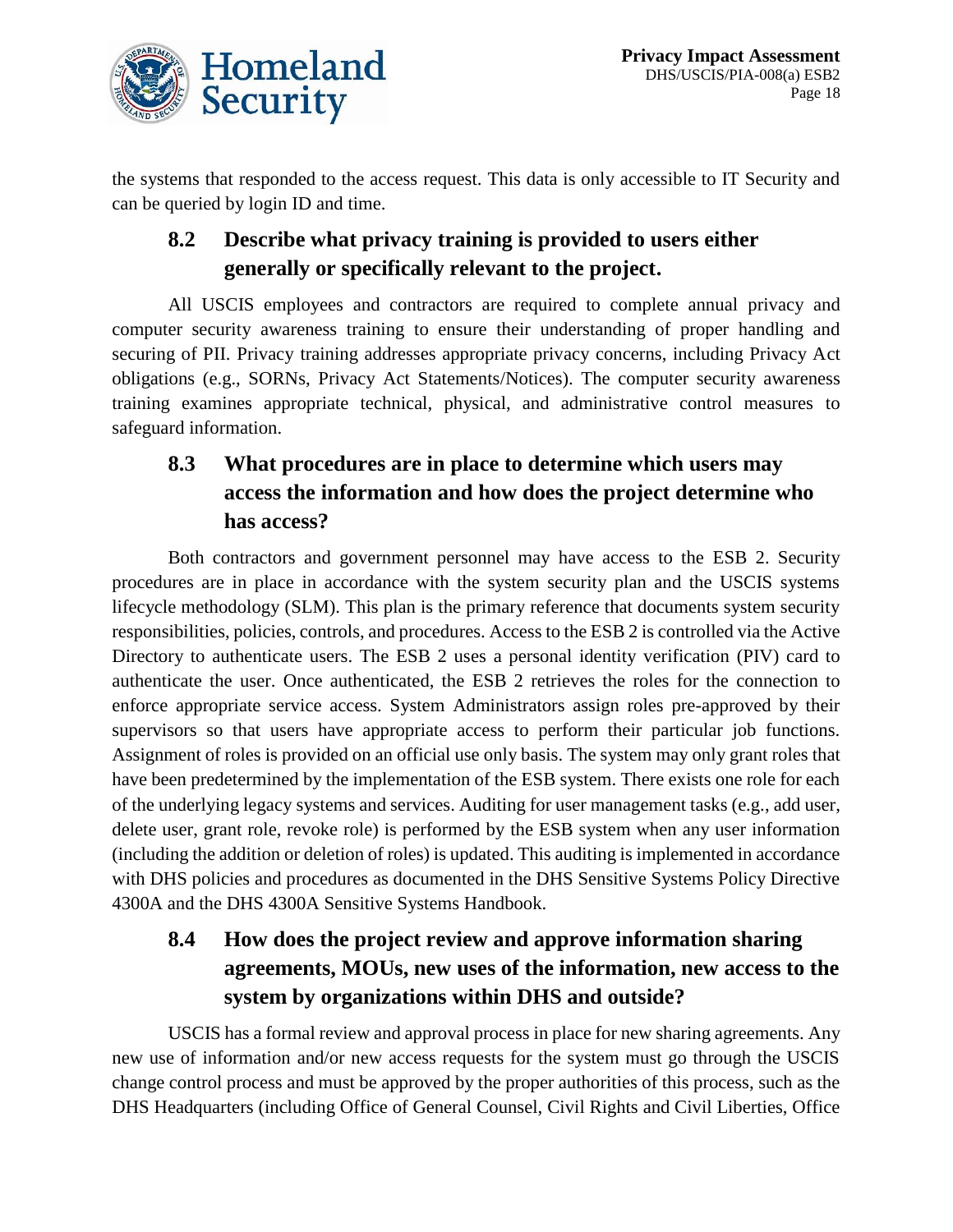the systems that responded to the access request. This data is only accessible to IT Security and can be queried by login ID and time.

### 8.2 Describe what privacy training is provided to users either generally or specifically relevant to the project.

All USCIS employees and contractors are required to complete annual privacy and computer security awareness training to ensure their understanding of proper handling and securing of PII. Privacy training addresses appropriate privacy concerns, including Privacy Act obligations (e.g., SORNs, Privacy Act Statements/Notices). The computer security awareness training examines appropriate technical, physical, and administrative control measures to safeguard information.

### 8.3 What procedures are in place to determine which users may access the information and how does the project determine who has access?

Both contractors and government personnel may have access to the ESB 2. Security procedures are in place in accordance with the system security plan and the USCIS systems lifecycle methodology (SLM). This plan is the primary reference that documents system security responsibilities, policies, controls, and procedures. Access to the ESB 2 is controlled via the Active Directory to authenticate users. The ESB 2 uses a personal identity verification (PIV) card to authenticate the user. Once authenticated, the ESB 2 retrieves the roles for the connection to enforce appropriate service access. System Administrators assign roles pre-approved by their supervisors so that users have appropriate access to perform their particular job functions. Assignment of roles is provided on an official use only basis. The system may only grant roles that have been predetermined by the implementation of the ESB system. There exists one role for each of the underlying legacy systems and services. Auditing for user management tasks (e.g., add user, delete user, grant role, revoke role) is performed by the ESB system when any user information (including the addition or deletion of roles) is updated. This auditing is implemented in accordance with DHS policies and procedures as documented in the DHS Sensitive Systems Policy Directive 4300A and the DHS 4300A Sensitive Systems Handbook.

### 8.4 How does the project review and approve information sharing agreements, MOUs, new uses of the information, new access to the system by organizations within DHS and outside?

USCIS has a formal review and approval process in place for new sharing agreements. Any new use of information and/or new access requests for the system must go through the USCIS change control process and must be approved by the proper authorities of this process, such as the DHS Headquarters (including Office of General Counsel, Civil Rights and Civil Liberties, Office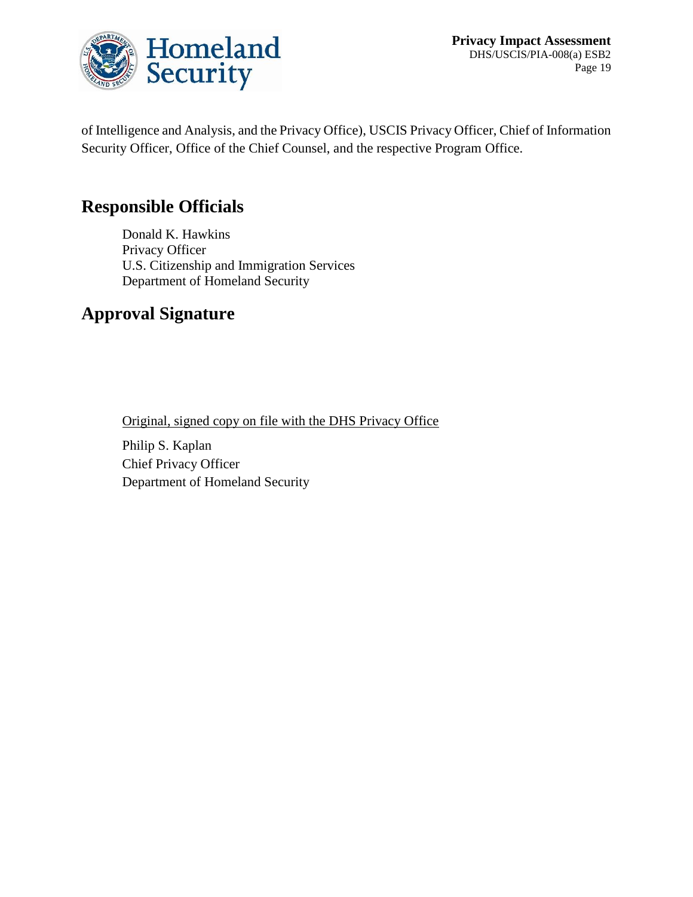of Intelligence and Analysis, and the Privacy Office), USCIS Privacy Officer, Chief of Information Security Officer, Office of the Chief Counsel, and the respective Program Office.

## Responsible Officials

Donald K. Hawkins
Privacy Officer
U.S. Citizenship and Immigration Services
Department of Homeland Security

## Approval Signature

Original, signed copy on file with the DHS Privacy Office

Philip S. Kaplan
Chief Privacy Officer
Department of Homeland Security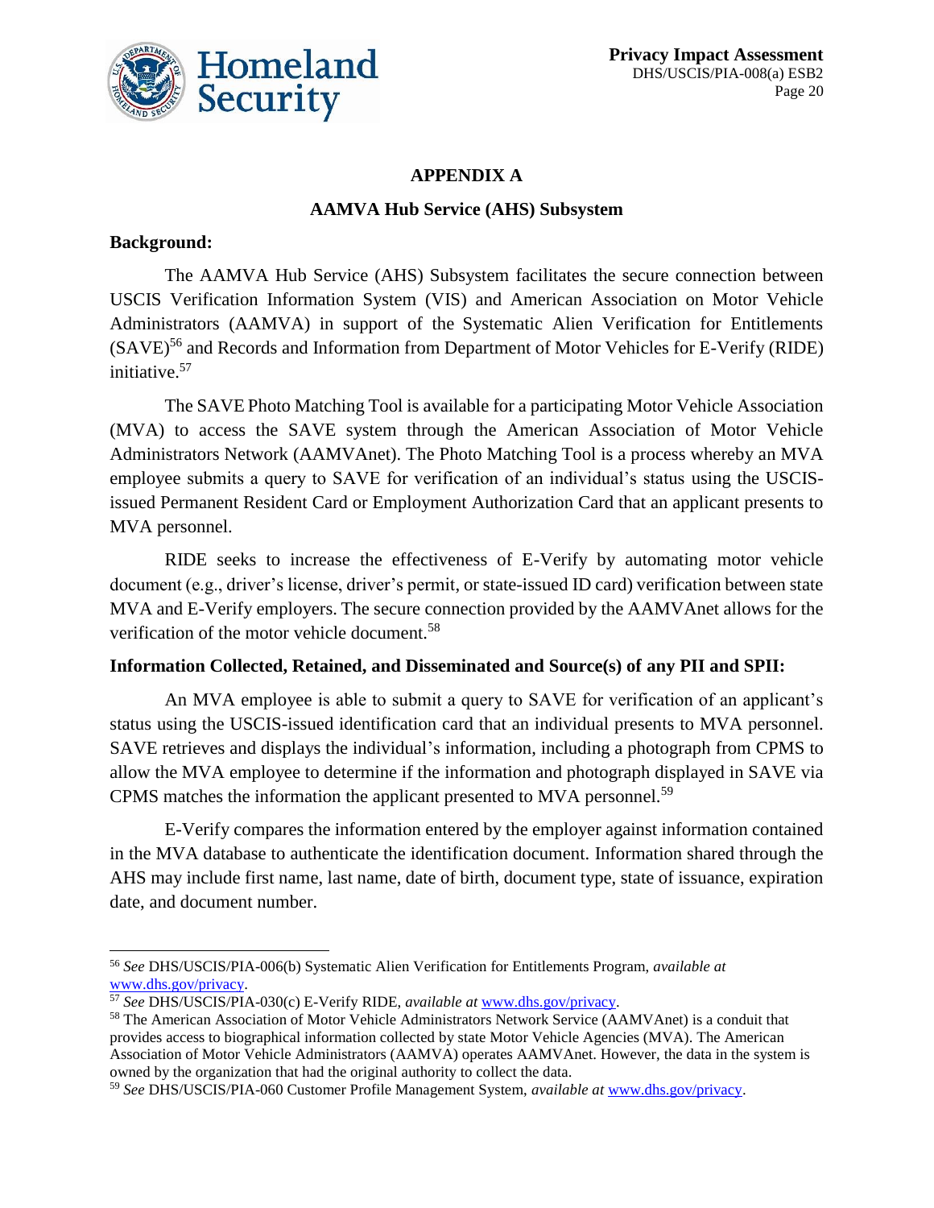# APPENDIX A

## AAMVA Hub Service (AHS) Subsystem

**Background:**

The AAMVA Hub Service (AHS) Subsystem facilitates the secure connection between USCIS Verification Information System (VIS) and American Association on Motor Vehicle Administrators (AAMVA) in support of the Systematic Alien Verification for Entitlements (SAVE)[56] and Records and Information from Department of Motor Vehicles for E-Verify (RIDE) initiative.[57]

The SAVE Photo Matching Tool is available for a participating Motor Vehicle Association (MVA) to access the SAVE system through the American Association of Motor Vehicle Administrators Network (AAMVAnet). The Photo Matching Tool is a process whereby an MVA employee submits a query to SAVE for verification of an individual's status using the USCIS-issued Permanent Resident Card or Employment Authorization Card that an applicant presents to MVA personnel.

RIDE seeks to increase the effectiveness of E-Verify by automating motor vehicle document (e.g., driver's license, driver's permit, or state-issued ID card) verification between state MVA and E-Verify employers. The secure connection provided by the AAMVAnet allows for the verification of the motor vehicle document.[58]

**Information Collected, Retained, and Disseminated and Source(s) of any PII and SPII:**

An MVA employee is able to submit a query to SAVE for verification of an applicant's status using the USCIS-issued identification card that an individual presents to MVA personnel. SAVE retrieves and displays the individual's information, including a photograph from CPMS to allow the MVA employee to determine if the information and photograph displayed in SAVE via CPMS matches the information the applicant presented to MVA personnel.[59]

E-Verify compares the information entered by the employer against information contained in the MVA database to authenticate the identification document. Information shared through the AHS may include first name, last name, date of birth, document type, state of issuance, expiration date, and document number.

---

[56] *See* DHS/USCIS/PIA-006(b) Systematic Alien Verification for Entitlements Program, *available at* www.dhs.gov/privacy.

[57] *See* DHS/USCIS/PIA-030(c) E-Verify RIDE, *available at* www.dhs.gov/privacy.

[58] The American Association of Motor Vehicle Administrators Network Service (AAMVAnet) is a conduit that provides access to biographical information collected by state Motor Vehicle Agencies (MVA). The American Association of Motor Vehicle Administrators (AAMVA) operates AAMVAnet. However, the data in the system is owned by the organization that had the original authority to collect the data.

[59] *See* DHS/USCIS/PIA-060 Customer Profile Management System, *available at* www.dhs.gov/privacy.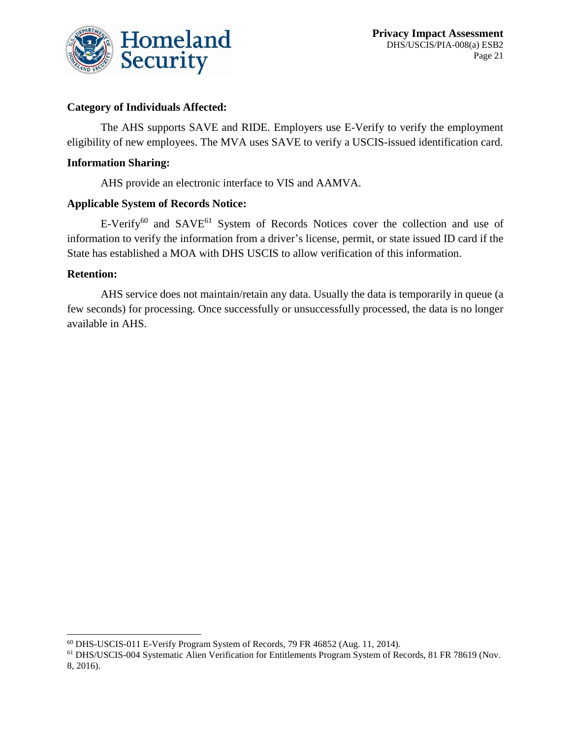**Category of Individuals Affected:**

The AHS supports SAVE and RIDE. Employers use E-Verify to verify the employment eligibility of new employees. The MVA uses SAVE to verify a USCIS-issued identification card.

**Information Sharing:**

AHS provide an electronic interface to VIS and AAMVA.

**Applicable System of Records Notice:**

E-Verify[60] and SAVE[61] System of Records Notices cover the collection and use of information to verify the information from a driver's license, permit, or state issued ID card if the State has established a MOA with DHS USCIS to allow verification of this information.

**Retention:**

AHS service does not maintain/retain any data. Usually the data is temporarily in queue (a few seconds) for processing. Once successfully or unsuccessfully processed, the data is no longer available in AHS.

---

[60] DHS-USCIS-011 E-Verify Program System of Records, 79 FR 46852 (Aug. 11, 2014).

[61] DHS/USCIS-004 Systematic Alien Verification for Entitlements Program System of Records, 81 FR 78619 (Nov. 8, 2016).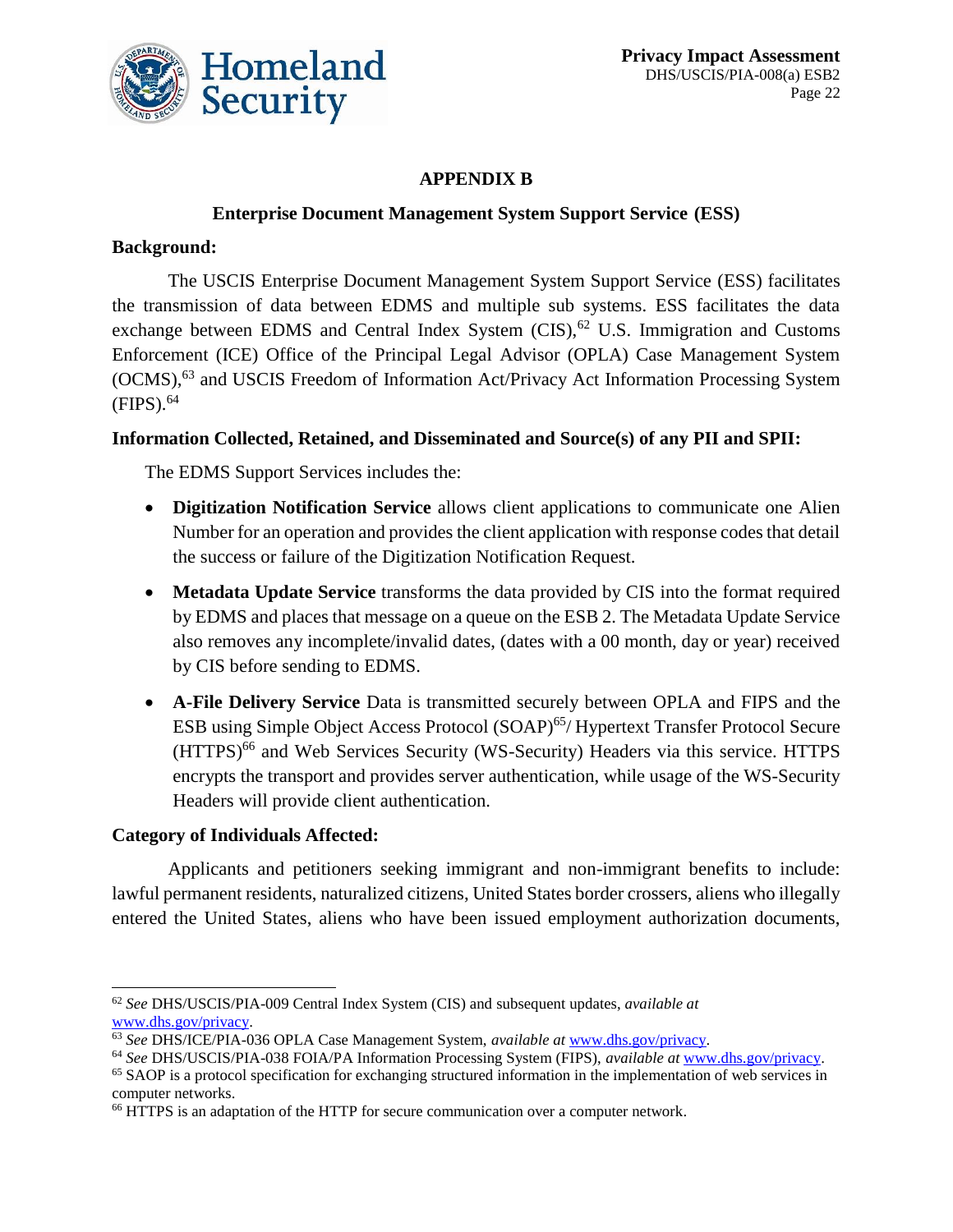## APPENDIX B

### Enterprise Document Management System Support Service (ESS)

**Background:**

The USCIS Enterprise Document Management System Support Service (ESS) facilitates the transmission of data between EDMS and multiple sub systems. ESS facilitates the data exchange between EDMS and Central Index System (CIS),[62] U.S. Immigration and Customs Enforcement (ICE) Office of the Principal Legal Advisor (OPLA) Case Management System (OCMS),[63] and USCIS Freedom of Information Act/Privacy Act Information Processing System (FIPS).[64]

**Information Collected, Retained, and Disseminated and Source(s) of any PII and SPII:**

The EDMS Support Services includes the:

- **Digitization Notification Service** allows client applications to communicate one Alien Number for an operation and provides the client application with response codes that detail the success or failure of the Digitization Notification Request.
- **Metadata Update Service** transforms the data provided by CIS into the format required by EDMS and places that message on a queue on the ESB 2. The Metadata Update Service also removes any incomplete/invalid dates, (dates with a 00 month, day or year) received by CIS before sending to EDMS.
- **A-File Delivery Service** Data is transmitted securely between OPLA and FIPS and the ESB using Simple Object Access Protocol (SOAP)[65]/ Hypertext Transfer Protocol Secure (HTTPS)[66] and Web Services Security (WS-Security) Headers via this service. HTTPS encrypts the transport and provides server authentication, while usage of the WS-Security Headers will provide client authentication.

**Category of Individuals Affected:**

Applicants and petitioners seeking immigrant and non-immigrant benefits to include: lawful permanent residents, naturalized citizens, United States border crossers, aliens who illegally entered the United States, aliens who have been issued employment authorization documents,

---

[62] *See* DHS/USCIS/PIA-009 Central Index System (CIS) and subsequent updates, *available at* www.dhs.gov/privacy.

[63] *See* DHS/ICE/PIA-036 OPLA Case Management System, *available at* www.dhs.gov/privacy.

[64] *See* DHS/USCIS/PIA-038 FOIA/PA Information Processing System (FIPS), *available at* www.dhs.gov/privacy.

[65] SAOP is a protocol specification for exchanging structured information in the implementation of web services in computer networks.

[66] HTTPS is an adaptation of the HTTP for secure communication over a computer network.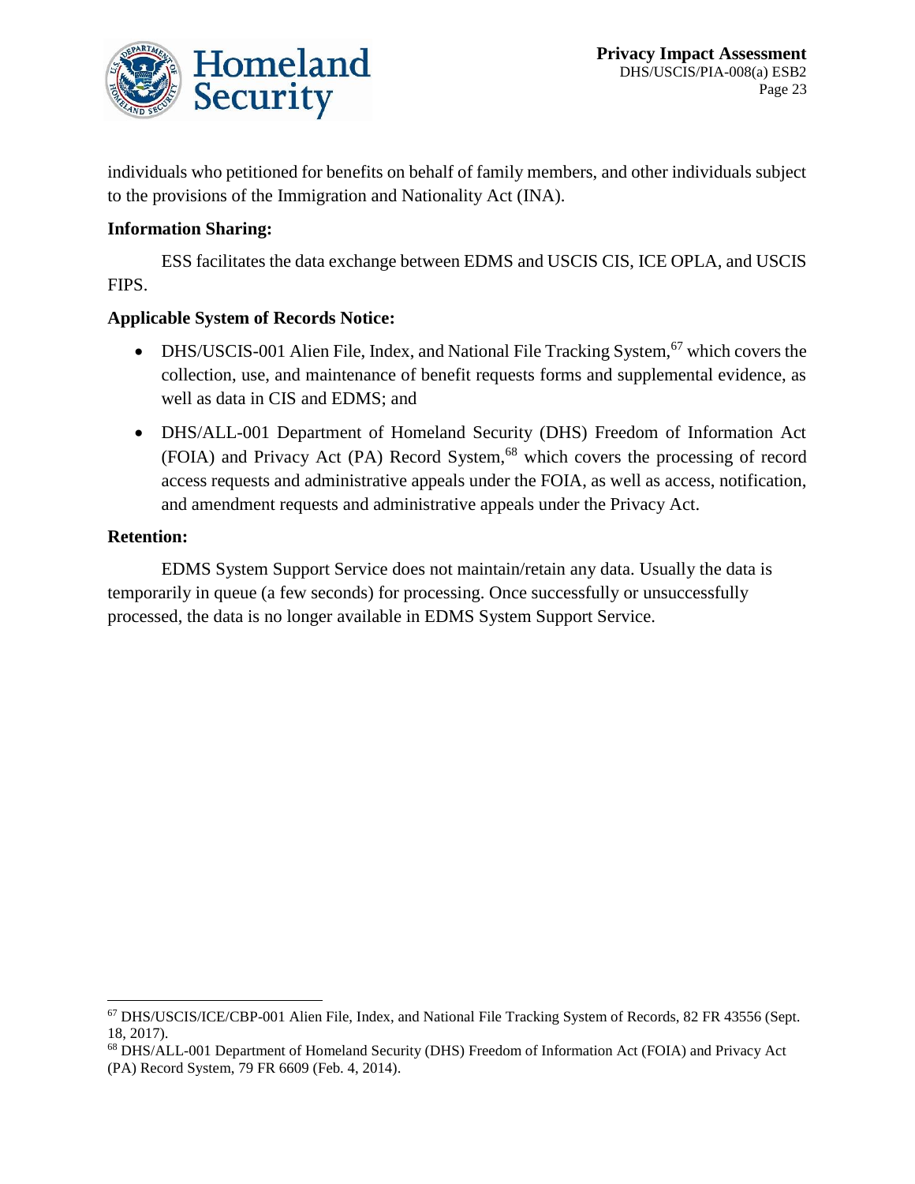individuals who petitioned for benefits on behalf of family members, and other individuals subject to the provisions of the Immigration and Nationality Act (INA).

**Information Sharing:**

ESS facilitates the data exchange between EDMS and USCIS CIS, ICE OPLA, and USCIS FIPS.

**Applicable System of Records Notice:**

- DHS/USCIS-001 Alien File, Index, and National File Tracking System,[67] which covers the collection, use, and maintenance of benefit requests forms and supplemental evidence, as well as data in CIS and EDMS; and
- DHS/ALL-001 Department of Homeland Security (DHS) Freedom of Information Act (FOIA) and Privacy Act (PA) Record System,[68] which covers the processing of record access requests and administrative appeals under the FOIA, as well as access, notification, and amendment requests and administrative appeals under the Privacy Act.

**Retention:**

EDMS System Support Service does not maintain/retain any data. Usually the data is temporarily in queue (a few seconds) for processing. Once successfully or unsuccessfully processed, the data is no longer available in EDMS System Support Service.

---

[67] DHS/USCIS/ICE/CBP-001 Alien File, Index, and National File Tracking System of Records, 82 FR 43556 (Sept. 18, 2017).

[68] DHS/ALL-001 Department of Homeland Security (DHS) Freedom of Information Act (FOIA) and Privacy Act (PA) Record System, 79 FR 6609 (Feb. 4, 2014).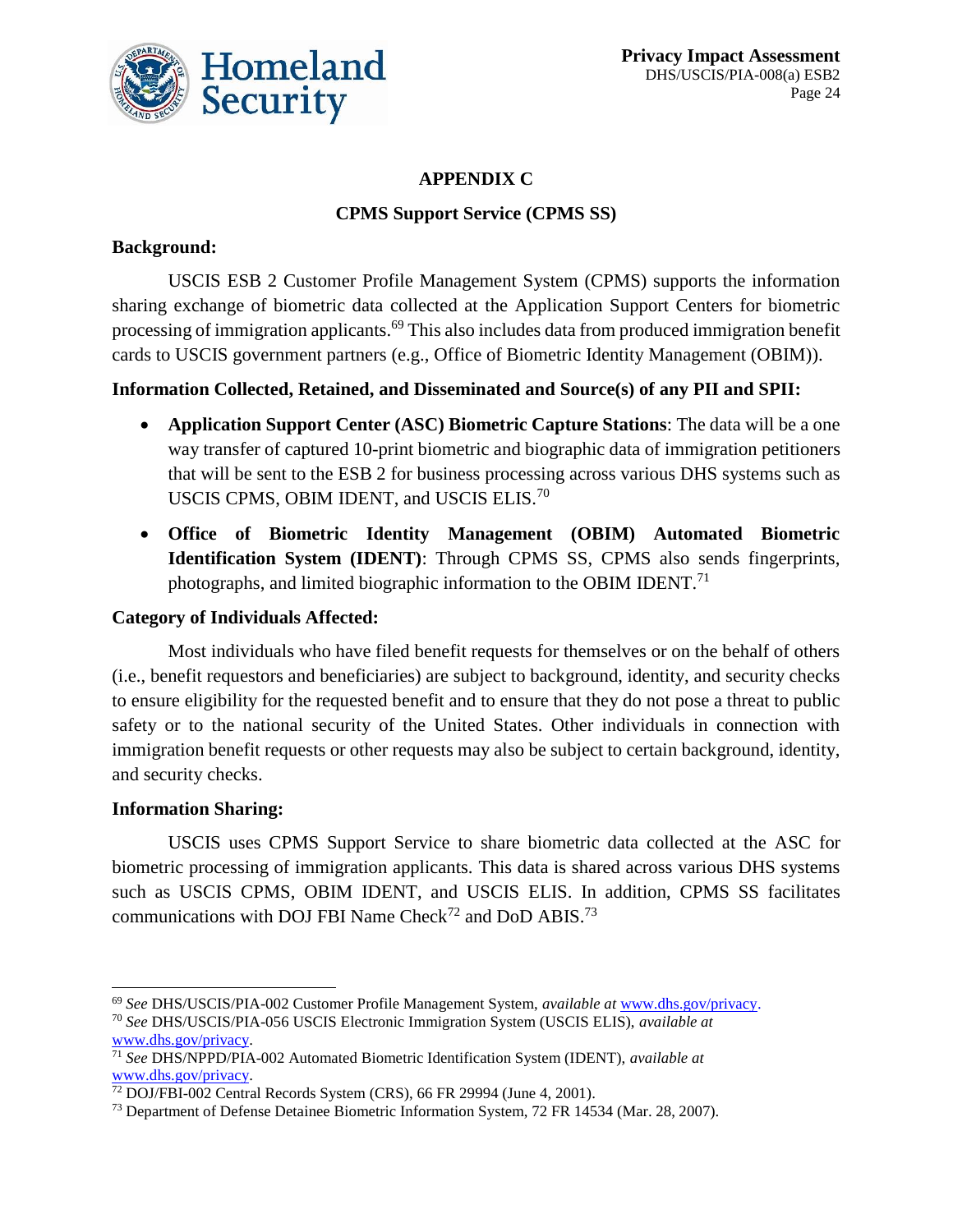## APPENDIX C

## CPMS Support Service (CPMS SS)

**Background:**

USCIS ESB 2 Customer Profile Management System (CPMS) supports the information sharing exchange of biometric data collected at the Application Support Centers for biometric processing of immigration applicants.[69] This also includes data from produced immigration benefit cards to USCIS government partners (e.g., Office of Biometric Identity Management (OBIM)).

**Information Collected, Retained, and Disseminated and Source(s) of any PII and SPII:**

- **Application Support Center (ASC) Biometric Capture Stations**: The data will be a one way transfer of captured 10-print biometric and biographic data of immigration petitioners that will be sent to the ESB 2 for business processing across various DHS systems such as USCIS CPMS, OBIM IDENT, and USCIS ELIS.[70]
- **Office of Biometric Identity Management (OBIM) Automated Biometric Identification System (IDENT)**: Through CPMS SS, CPMS also sends fingerprints, photographs, and limited biographic information to the OBIM IDENT.[71]

**Category of Individuals Affected:**

Most individuals who have filed benefit requests for themselves or on the behalf of others (i.e., benefit requestors and beneficiaries) are subject to background, identity, and security checks to ensure eligibility for the requested benefit and to ensure that they do not pose a threat to public safety or to the national security of the United States. Other individuals in connection with immigration benefit requests or other requests may also be subject to certain background, identity, and security checks.

**Information Sharing:**

USCIS uses CPMS Support Service to share biometric data collected at the ASC for biometric processing of immigration applicants. This data is shared across various DHS systems such as USCIS CPMS, OBIM IDENT, and USCIS ELIS. In addition, CPMS SS facilitates communications with DOJ FBI Name Check[72] and DoD ABIS.[73]

---

[69] *See* DHS/USCIS/PIA-002 Customer Profile Management System, *available at* www.dhs.gov/privacy.

[70] *See* DHS/USCIS/PIA-056 USCIS Electronic Immigration System (USCIS ELIS), *available at* www.dhs.gov/privacy.

[71] *See* DHS/NPPD/PIA-002 Automated Biometric Identification System (IDENT), *available at* www.dhs.gov/privacy.

[72] DOJ/FBI-002 Central Records System (CRS), 66 FR 29994 (June 4, 2001).

[73] Department of Defense Detainee Biometric Information System, 72 FR 14534 (Mar. 28, 2007).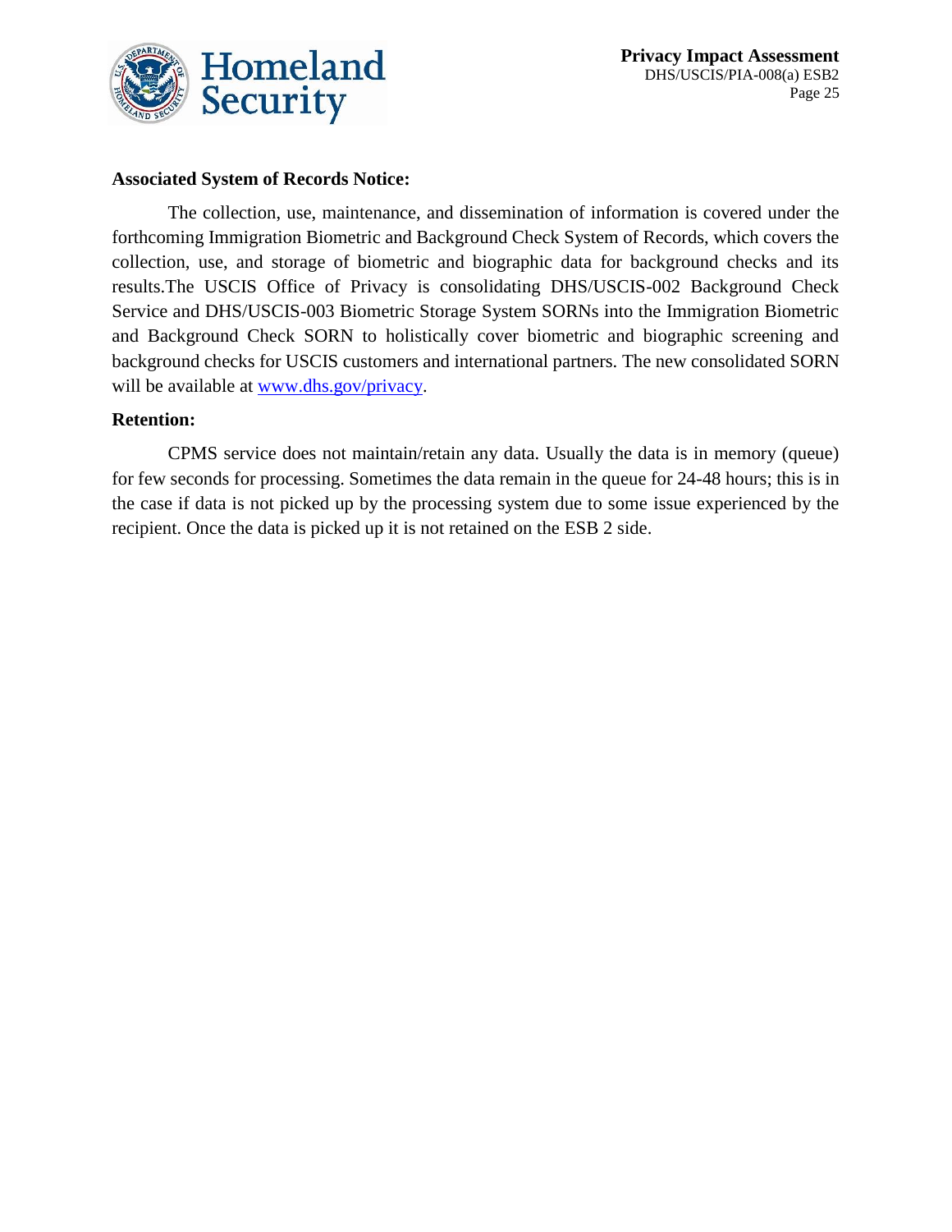**Associated System of Records Notice:**

The collection, use, maintenance, and dissemination of information is covered under the forthcoming Immigration Biometric and Background Check System of Records, which covers the collection, use, and storage of biometric and biographic data for background checks and its results.The USCIS Office of Privacy is consolidating DHS/USCIS-002 Background Check Service and DHS/USCIS-003 Biometric Storage System SORNs into the Immigration Biometric and Background Check SORN to holistically cover biometric and biographic screening and background checks for USCIS customers and international partners. The new consolidated SORN will be available at [www.dhs.gov/privacy](http://www.dhs.gov/privacy).

**Retention:**

CPMS service does not maintain/retain any data. Usually the data is in memory (queue) for few seconds for processing. Sometimes the data remain in the queue for 24-48 hours; this is in the case if data is not picked up by the processing system due to some issue experienced by the recipient. Once the data is picked up it is not retained on the ESB 2 side.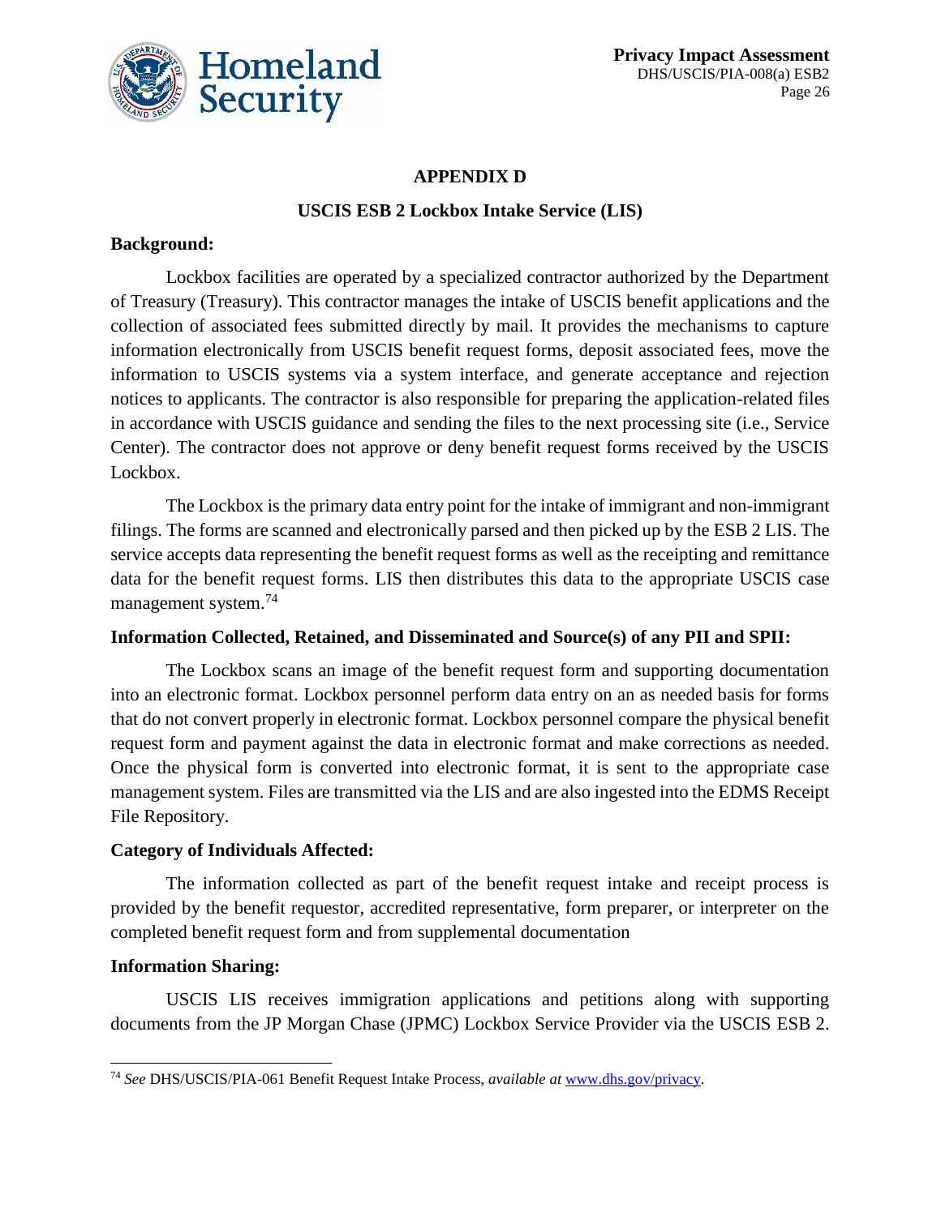## APPENDIX D

### USCIS ESB 2 Lockbox Intake Service (LIS)

**Background:**

Lockbox facilities are operated by a specialized contractor authorized by the Department of Treasury (Treasury). This contractor manages the intake of USCIS benefit applications and the collection of associated fees submitted directly by mail. It provides the mechanisms to capture information electronically from USCIS benefit request forms, deposit associated fees, move the information to USCIS systems via a system interface, and generate acceptance and rejection notices to applicants. The contractor is also responsible for preparing the application-related files in accordance with USCIS guidance and sending the files to the next processing site (i.e., Service Center). The contractor does not approve or deny benefit request forms received by the USCIS Lockbox.

The Lockbox is the primary data entry point for the intake of immigrant and non-immigrant filings. The forms are scanned and electronically parsed and then picked up by the ESB 2 LIS. The service accepts data representing the benefit request forms as well as the receipting and remittance data for the benefit request forms. LIS then distributes this data to the appropriate USCIS case management system.[74]

**Information Collected, Retained, and Disseminated and Source(s) of any PII and SPII:**

The Lockbox scans an image of the benefit request form and supporting documentation into an electronic format. Lockbox personnel perform data entry on an as needed basis for forms that do not convert properly in electronic format. Lockbox personnel compare the physical benefit request form and payment against the data in electronic format and make corrections as needed. Once the physical form is converted into electronic format, it is sent to the appropriate case management system. Files are transmitted via the LIS and are also ingested into the EDMS Receipt File Repository.

**Category of Individuals Affected:**

The information collected as part of the benefit request intake and receipt process is provided by the benefit requestor, accredited representative, form preparer, or interpreter on the completed benefit request form and from supplemental documentation

**Information Sharing:**

USCIS LIS receives immigration applications and petitions along with supporting documents from the JP Morgan Chase (JPMC) Lockbox Service Provider via the USCIS ESB 2.

---

[74] *See* DHS/USCIS/PIA-061 Benefit Request Intake Process, *available at* www.dhs.gov/privacy.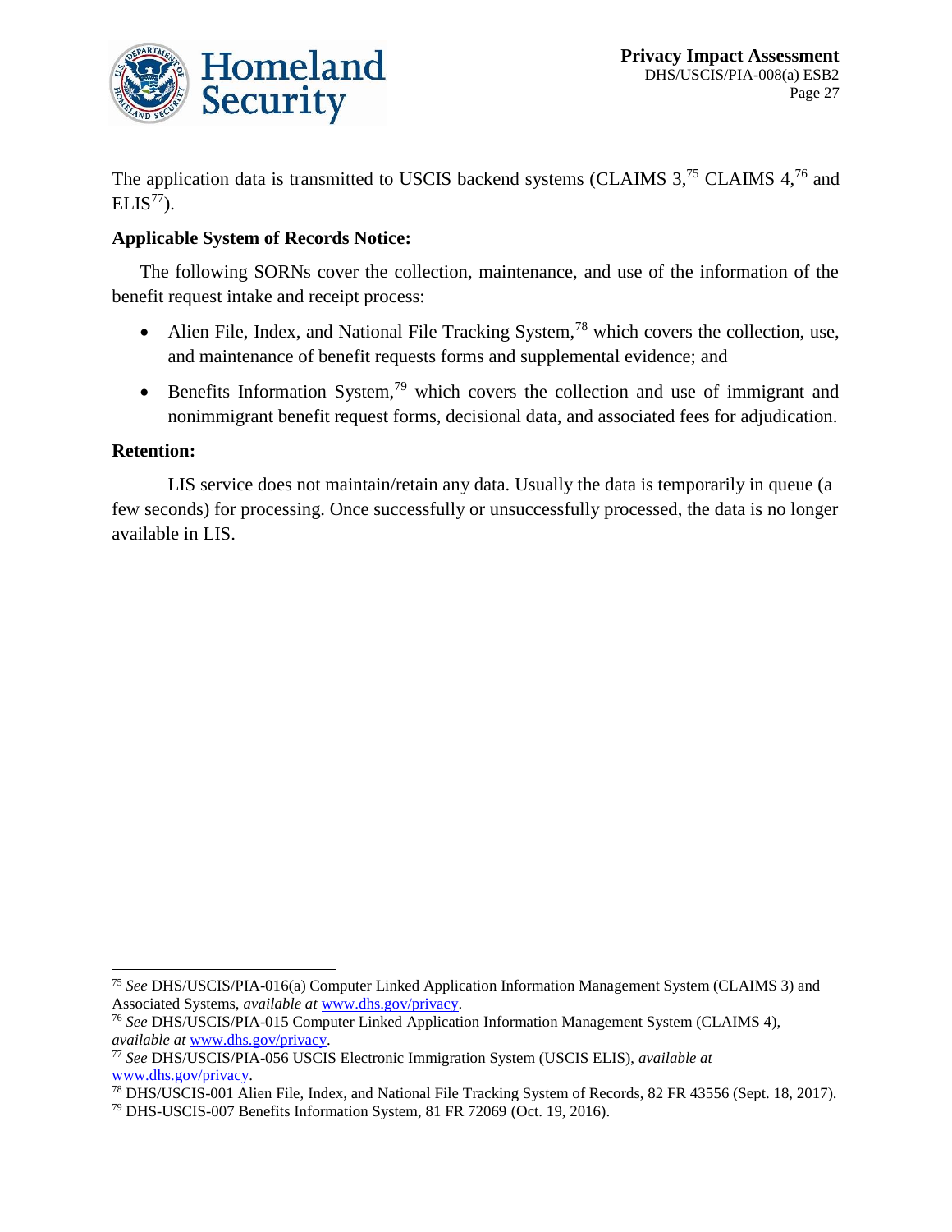The application data is transmitted to USCIS backend systems (CLAIMS 3,[75] CLAIMS 4,[76] and ELIS[77]).

**Applicable System of Records Notice:**

The following SORNs cover the collection, maintenance, and use of the information of the benefit request intake and receipt process:

- Alien File, Index, and National File Tracking System,[78] which covers the collection, use, and maintenance of benefit requests forms and supplemental evidence; and
- Benefits Information System,[79] which covers the collection and use of immigrant and nonimmigrant benefit request forms, decisional data, and associated fees for adjudication.

**Retention:**

LIS service does not maintain/retain any data. Usually the data is temporarily in queue (a few seconds) for processing. Once successfully or unsuccessfully processed, the data is no longer available in LIS.

---

[75] *See* DHS/USCIS/PIA-016(a) Computer Linked Application Information Management System (CLAIMS 3) and Associated Systems, *available at* www.dhs.gov/privacy.

[76] *See* DHS/USCIS/PIA-015 Computer Linked Application Information Management System (CLAIMS 4), *available at* www.dhs.gov/privacy.

[77] *See* DHS/USCIS/PIA-056 USCIS Electronic Immigration System (USCIS ELIS), *available at* www.dhs.gov/privacy.

[78] DHS/USCIS-001 Alien File, Index, and National File Tracking System of Records, 82 FR 43556 (Sept. 18, 2017).

[79] DHS-USCIS-007 Benefits Information System, 81 FR 72069 (Oct. 19, 2016).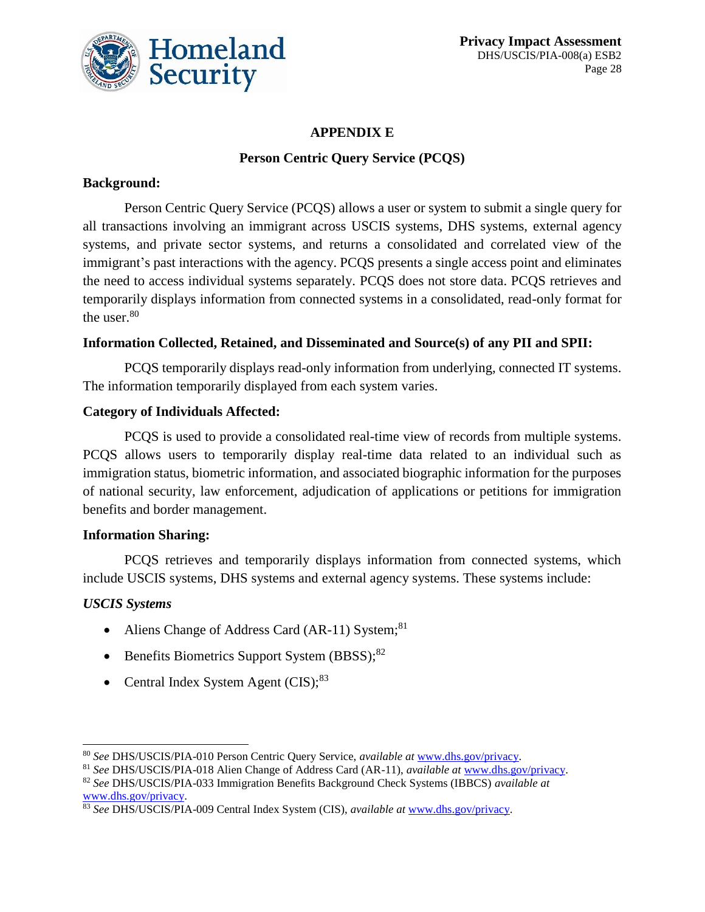## APPENDIX E

## Person Centric Query Service (PCQS)

**Background:**

Person Centric Query Service (PCQS) allows a user or system to submit a single query for all transactions involving an immigrant across USCIS systems, DHS systems, external agency systems, and private sector systems, and returns a consolidated and correlated view of the immigrant's past interactions with the agency. PCQS presents a single access point and eliminates the need to access individual systems separately. PCQS does not store data. PCQS retrieves and temporarily displays information from connected systems in a consolidated, read-only format for the user.[80]

**Information Collected, Retained, and Disseminated and Source(s) of any PII and SPII:**

PCQS temporarily displays read-only information from underlying, connected IT systems. The information temporarily displayed from each system varies.

**Category of Individuals Affected:**

PCQS is used to provide a consolidated real-time view of records from multiple systems. PCQS allows users to temporarily display real-time data related to an individual such as immigration status, biometric information, and associated biographic information for the purposes of national security, law enforcement, adjudication of applications or petitions for immigration benefits and border management.

**Information Sharing:**

PCQS retrieves and temporarily displays information from connected systems, which include USCIS systems, DHS systems and external agency systems. These systems include:

***USCIS Systems***

- Aliens Change of Address Card (AR-11) System;[81]
- Benefits Biometrics Support System (BBSS);[82]
- Central Index System Agent (CIS);[83]

---

[80] *See* DHS/USCIS/PIA-010 Person Centric Query Service, *available at* www.dhs.gov/privacy.

[81] *See* DHS/USCIS/PIA-018 Alien Change of Address Card (AR-11), *available at* www.dhs.gov/privacy.

[82] *See* DHS/USCIS/PIA-033 Immigration Benefits Background Check Systems (IBBCS) *available at* www.dhs.gov/privacy.

[83] *See* DHS/USCIS/PIA-009 Central Index System (CIS), *available at* www.dhs.gov/privacy.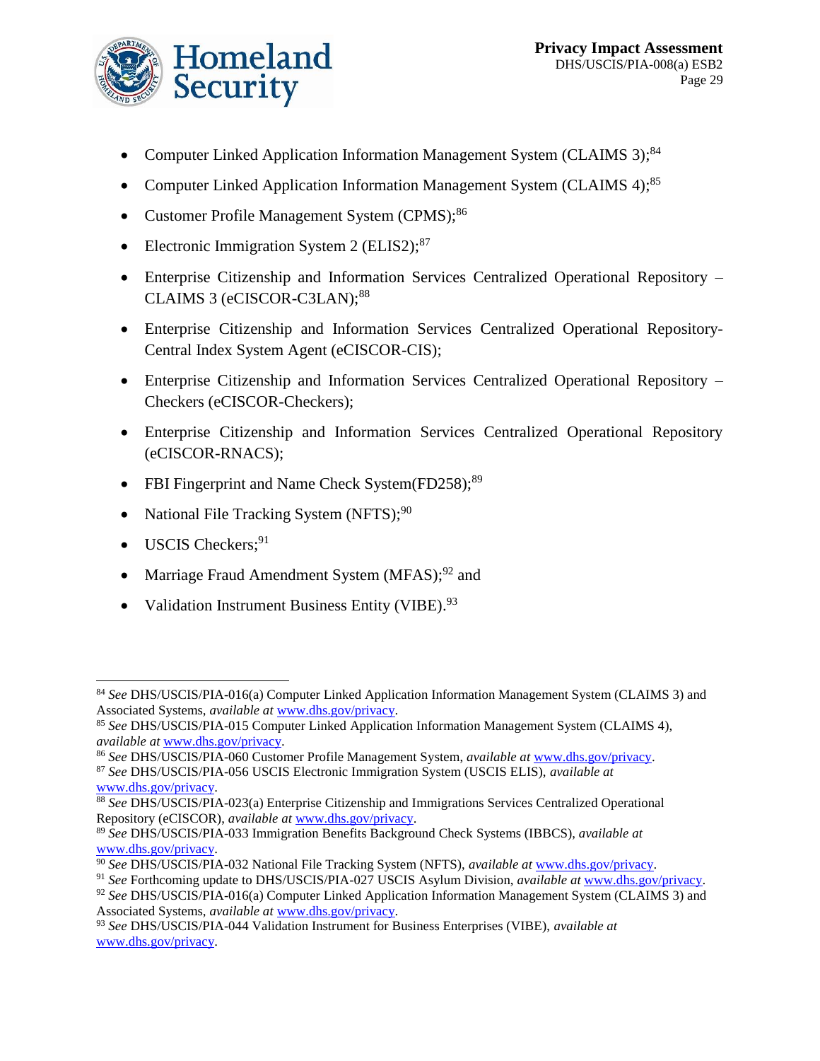- Computer Linked Application Information Management System (CLAIMS 3);[84]
- Computer Linked Application Information Management System (CLAIMS 4);[85]
- Customer Profile Management System (CPMS);[86]
- Electronic Immigration System 2 (ELIS2);[87]
- Enterprise Citizenship and Information Services Centralized Operational Repository – CLAIMS 3 (eCISCOR-C3LAN);[88]
- Enterprise Citizenship and Information Services Centralized Operational Repository-Central Index System Agent (eCISCOR-CIS);
- Enterprise Citizenship and Information Services Centralized Operational Repository – Checkers (eCISCOR-Checkers);
- Enterprise Citizenship and Information Services Centralized Operational Repository (eCISCOR-RNACS);
- FBI Fingerprint and Name Check System(FD258);[89]
- National File Tracking System (NFTS);[90]
- USCIS Checkers;[91]
- Marriage Fraud Amendment System (MFAS);[92] and
- Validation Instrument Business Entity (VIBE).[93]

---

[84] *See* DHS/USCIS/PIA-016(a) Computer Linked Application Information Management System (CLAIMS 3) and Associated Systems, *available at* www.dhs.gov/privacy.

[85] *See* DHS/USCIS/PIA-015 Computer Linked Application Information Management System (CLAIMS 4), *available at* www.dhs.gov/privacy.

[86] *See* DHS/USCIS/PIA-060 Customer Profile Management System, *available at* www.dhs.gov/privacy.

[87] *See* DHS/USCIS/PIA-056 USCIS Electronic Immigration System (USCIS ELIS), *available at* www.dhs.gov/privacy.

[88] *See* DHS/USCIS/PIA-023(a) Enterprise Citizenship and Immigrations Services Centralized Operational Repository (eCISCOR), *available at* www.dhs.gov/privacy.

[89] *See* DHS/USCIS/PIA-033 Immigration Benefits Background Check Systems (IBBCS), *available at* www.dhs.gov/privacy.

[90] *See* DHS/USCIS/PIA-032 National File Tracking System (NFTS), *available at* www.dhs.gov/privacy.

[91] *See* Forthcoming update to DHS/USCIS/PIA-027 USCIS Asylum Division, *available at* www.dhs.gov/privacy.

[92] *See* DHS/USCIS/PIA-016(a) Computer Linked Application Information Management System (CLAIMS 3) and Associated Systems, *available at* www.dhs.gov/privacy.

[93] *See* DHS/USCIS/PIA-044 Validation Instrument for Business Enterprises (VIBE), *available at* www.dhs.gov/privacy.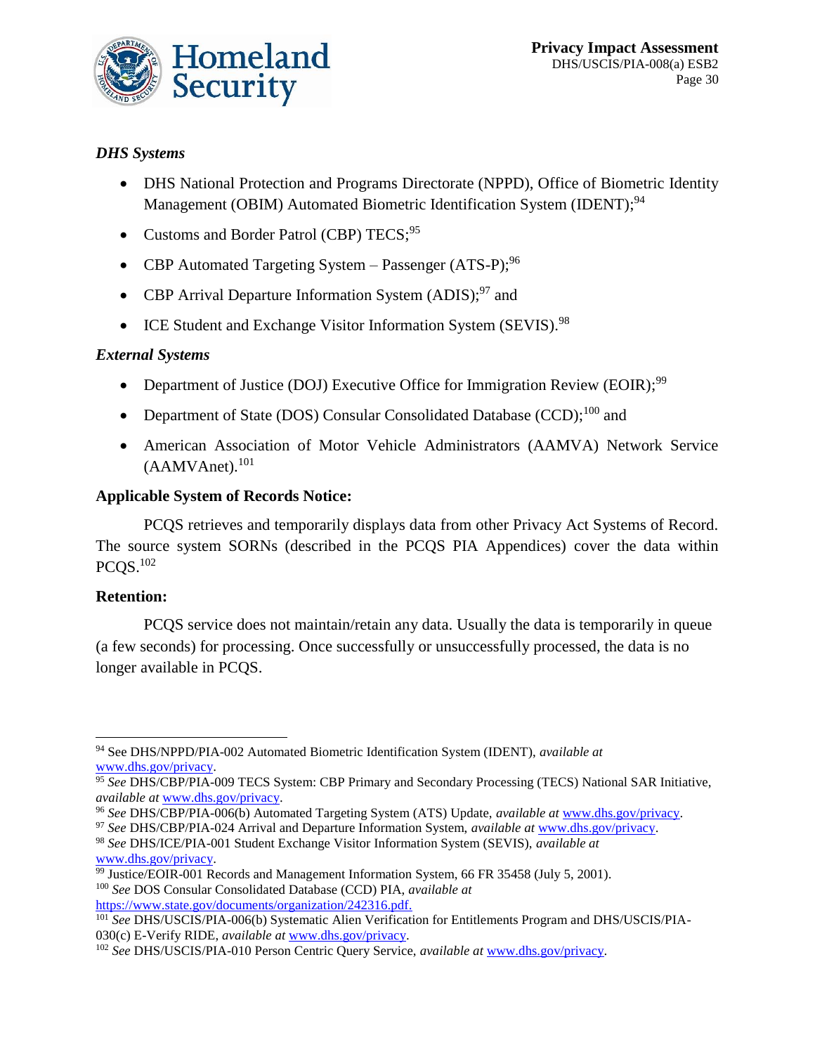*DHS Systems*

- DHS National Protection and Programs Directorate (NPPD), Office of Biometric Identity Management (OBIM) Automated Biometric Identification System (IDENT);[94]
- Customs and Border Patrol (CBP) TECS;[95]
- CBP Automated Targeting System – Passenger (ATS-P);[96]
- CBP Arrival Departure Information System (ADIS);[97] and
- ICE Student and Exchange Visitor Information System (SEVIS).[98]

*External Systems*

- Department of Justice (DOJ) Executive Office for Immigration Review (EOIR);[99]
- Department of State (DOS) Consular Consolidated Database (CCD);[100] and
- American Association of Motor Vehicle Administrators (AAMVA) Network Service (AAMVAnet).[101]

**Applicable System of Records Notice:**

PCQS retrieves and temporarily displays data from other Privacy Act Systems of Record. The source system SORNs (described in the PCQS PIA Appendices) cover the data within PCQS.[102]

**Retention:**

PCQS service does not maintain/retain any data. Usually the data is temporarily in queue (a few seconds) for processing. Once successfully or unsuccessfully processed, the data is no longer available in PCQS.

---

[94] See DHS/NPPD/PIA-002 Automated Biometric Identification System (IDENT), *available at* www.dhs.gov/privacy.

[95] *See* DHS/CBP/PIA-009 TECS System: CBP Primary and Secondary Processing (TECS) National SAR Initiative, *available at* www.dhs.gov/privacy.

[96] *See* DHS/CBP/PIA-006(b) Automated Targeting System (ATS) Update, *available at* www.dhs.gov/privacy.

[97] *See* DHS/CBP/PIA-024 Arrival and Departure Information System, *available at* www.dhs.gov/privacy.

[98] *See* DHS/ICE/PIA-001 Student Exchange Visitor Information System (SEVIS), *available at* www.dhs.gov/privacy.

[99] Justice/EOIR-001 Records and Management Information System, 66 FR 35458 (July 5, 2001).

[100] *See* DOS Consular Consolidated Database (CCD) PIA, *available at* https://www.state.gov/documents/organization/242316.pdf.

[101] *See* DHS/USCIS/PIA-006(b) Systematic Alien Verification for Entitlements Program and DHS/USCIS/PIA-030(c) E-Verify RIDE, *available at* www.dhs.gov/privacy.

[102] *See* DHS/USCIS/PIA-010 Person Centric Query Service, *available at* www.dhs.gov/privacy.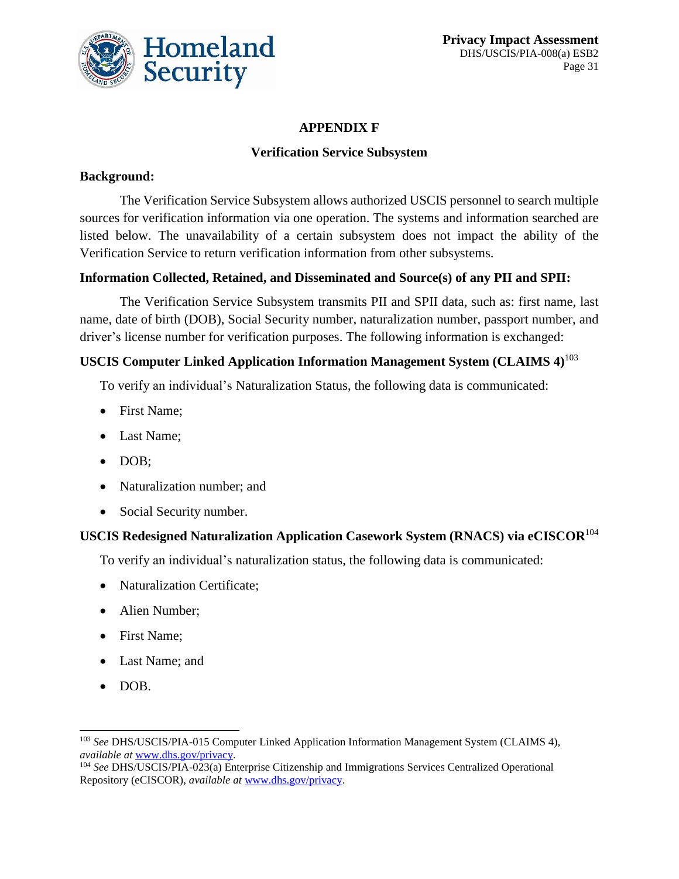## APPENDIX F

### Verification Service Subsystem

**Background:**

The Verification Service Subsystem allows authorized USCIS personnel to search multiple sources for verification information via one operation. The systems and information searched are listed below. The unavailability of a certain subsystem does not impact the ability of the Verification Service to return verification information from other subsystems.

**Information Collected, Retained, and Disseminated and Source(s) of any PII and SPII:**

The Verification Service Subsystem transmits PII and SPII data, such as: first name, last name, date of birth (DOB), Social Security number, naturalization number, passport number, and driver's license number for verification purposes. The following information is exchanged:

**USCIS Computer Linked Application Information Management System (CLAIMS 4)**[103]

To verify an individual's Naturalization Status, the following data is communicated:

- First Name;
- Last Name;
- DOB;
- Naturalization number; and
- Social Security number.

**USCIS Redesigned Naturalization Application Casework System (RNACS) via eCISCOR**[104]

To verify an individual's naturalization status, the following data is communicated:

- Naturalization Certificate;
- Alien Number;
- First Name;
- Last Name; and
- DOB.

---

[103] *See* DHS/USCIS/PIA-015 Computer Linked Application Information Management System (CLAIMS 4), *available at* www.dhs.gov/privacy.

[104] *See* DHS/USCIS/PIA-023(a) Enterprise Citizenship and Immigrations Services Centralized Operational Repository (eCISCOR), *available at* www.dhs.gov/privacy.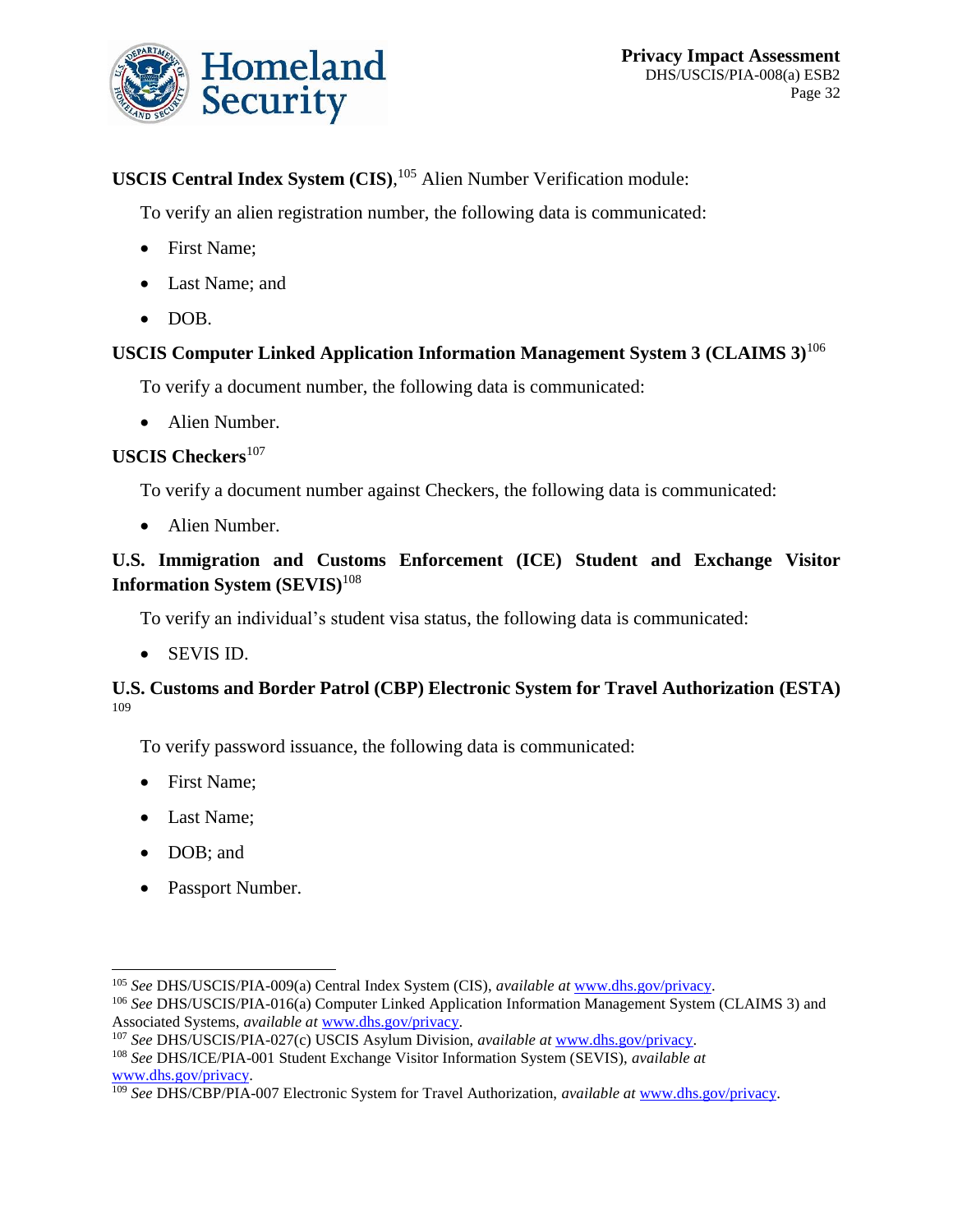**USCIS Central Index System (CIS)**,[105] Alien Number Verification module:

To verify an alien registration number, the following data is communicated:

- First Name;
- Last Name; and
- DOB.

**USCIS Computer Linked Application Information Management System 3 (CLAIMS 3)**[106]

To verify a document number, the following data is communicated:

- Alien Number.

**USCIS Checkers**[107]

To verify a document number against Checkers, the following data is communicated:

- Alien Number.

**U.S. Immigration and Customs Enforcement (ICE) Student and Exchange Visitor Information System (SEVIS)**[108]

To verify an individual's student visa status, the following data is communicated:

- SEVIS ID.

**U.S. Customs and Border Patrol (CBP) Electronic System for Travel Authorization (ESTA)** [109]

To verify password issuance, the following data is communicated:

- First Name;
- Last Name;
- DOB; and
- Passport Number.

---

[105] *See* DHS/USCIS/PIA-009(a) Central Index System (CIS), *available at* www.dhs.gov/privacy.

[106] *See* DHS/USCIS/PIA-016(a) Computer Linked Application Information Management System (CLAIMS 3) and Associated Systems, *available at* www.dhs.gov/privacy.

[107] *See* DHS/USCIS/PIA-027(c) USCIS Asylum Division, *available at* www.dhs.gov/privacy.

[108] *See* DHS/ICE/PIA-001 Student Exchange Visitor Information System (SEVIS), *available at* www.dhs.gov/privacy.

[109] *See* DHS/CBP/PIA-007 Electronic System for Travel Authorization, *available at* www.dhs.gov/privacy.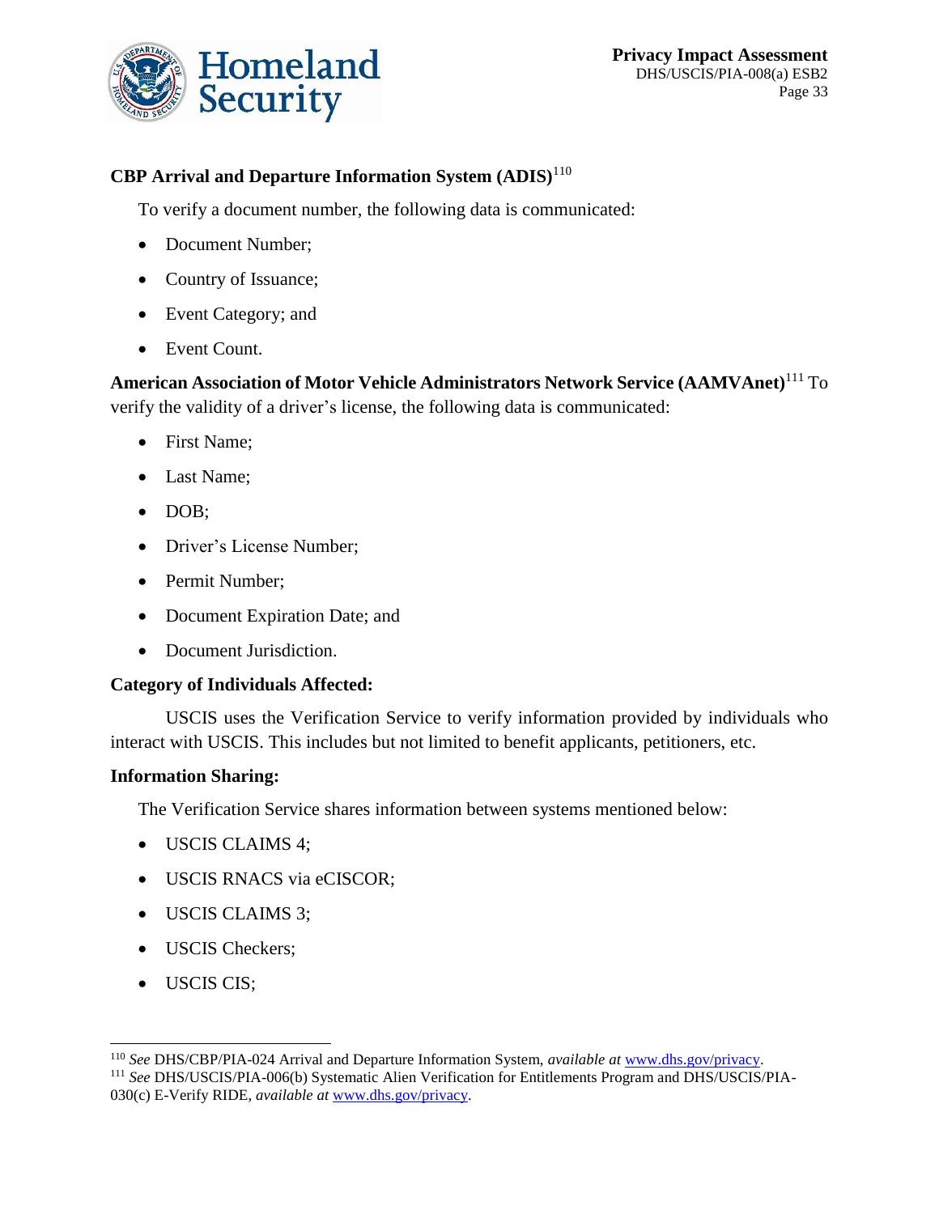**CBP Arrival and Departure Information System (ADIS)**[110]

To verify a document number, the following data is communicated:

- Document Number;
- Country of Issuance;
- Event Category; and
- Event Count.

**American Association of Motor Vehicle Administrators Network Service (AAMVAnet)**[111] To verify the validity of a driver's license, the following data is communicated:

- First Name;
- Last Name;
- DOB;
- Driver's License Number;
- Permit Number;
- Document Expiration Date; and
- Document Jurisdiction.

**Category of Individuals Affected:**

USCIS uses the Verification Service to verify information provided by individuals who interact with USCIS. This includes but not limited to benefit applicants, petitioners, etc.

**Information Sharing:**

The Verification Service shares information between systems mentioned below:

- USCIS CLAIMS 4;
- USCIS RNACS via eCISCOR;
- USCIS CLAIMS 3;
- USCIS Checkers;
- USCIS CIS;

---

[110] *See* DHS/CBP/PIA-024 Arrival and Departure Information System, *available at* www.dhs.gov/privacy.

[111] *See* DHS/USCIS/PIA-006(b) Systematic Alien Verification for Entitlements Program and DHS/USCIS/PIA-030(c) E-Verify RIDE, *available at* www.dhs.gov/privacy.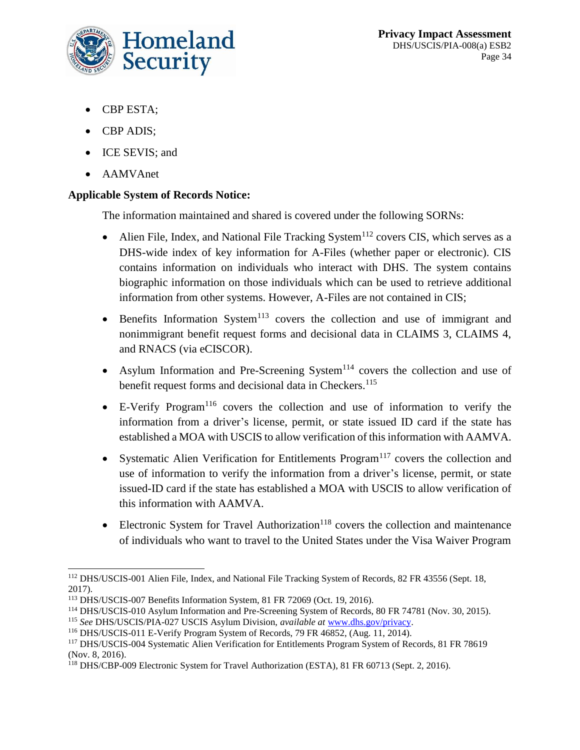- CBP ESTA;
- CBP ADIS;
- ICE SEVIS; and
- AAMVAnet

**Applicable System of Records Notice:**

The information maintained and shared is covered under the following SORNs:

- Alien File, Index, and National File Tracking System[112] covers CIS, which serves as a DHS-wide index of key information for A-Files (whether paper or electronic). CIS contains information on individuals who interact with DHS. The system contains biographic information on those individuals which can be used to retrieve additional information from other systems. However, A-Files are not contained in CIS;
- Benefits Information System[113] covers the collection and use of immigrant and nonimmigrant benefit request forms and decisional data in CLAIMS 3, CLAIMS 4, and RNACS (via eCISCOR).
- Asylum Information and Pre-Screening System[114] covers the collection and use of benefit request forms and decisional data in Checkers.[115]
- E-Verify Program[116] covers the collection and use of information to verify the information from a driver's license, permit, or state issued ID card if the state has established a MOA with USCIS to allow verification of this information with AAMVA.
- Systematic Alien Verification for Entitlements Program[117] covers the collection and use of information to verify the information from a driver's license, permit, or state issued-ID card if the state has established a MOA with USCIS to allow verification of this information with AAMVA.
- Electronic System for Travel Authorization[118] covers the collection and maintenance of individuals who want to travel to the United States under the Visa Waiver Program

---

[112] DHS/USCIS-001 Alien File, Index, and National File Tracking System of Records, 82 FR 43556 (Sept. 18, 2017).

[113] DHS/USCIS-007 Benefits Information System, 81 FR 72069 (Oct. 19, 2016).

[114] DHS/USCIS-010 Asylum Information and Pre-Screening System of Records, 80 FR 74781 (Nov. 30, 2015).

[115] *See* DHS/USCIS/PIA-027 USCIS Asylum Division, *available at* www.dhs.gov/privacy.

[116] DHS/USCIS-011 E-Verify Program System of Records, 79 FR 46852, (Aug. 11, 2014).

[117] DHS/USCIS-004 Systematic Alien Verification for Entitlements Program System of Records, 81 FR 78619 (Nov. 8, 2016).

[118] DHS/CBP-009 Electronic System for Travel Authorization (ESTA), 81 FR 60713 (Sept. 2, 2016).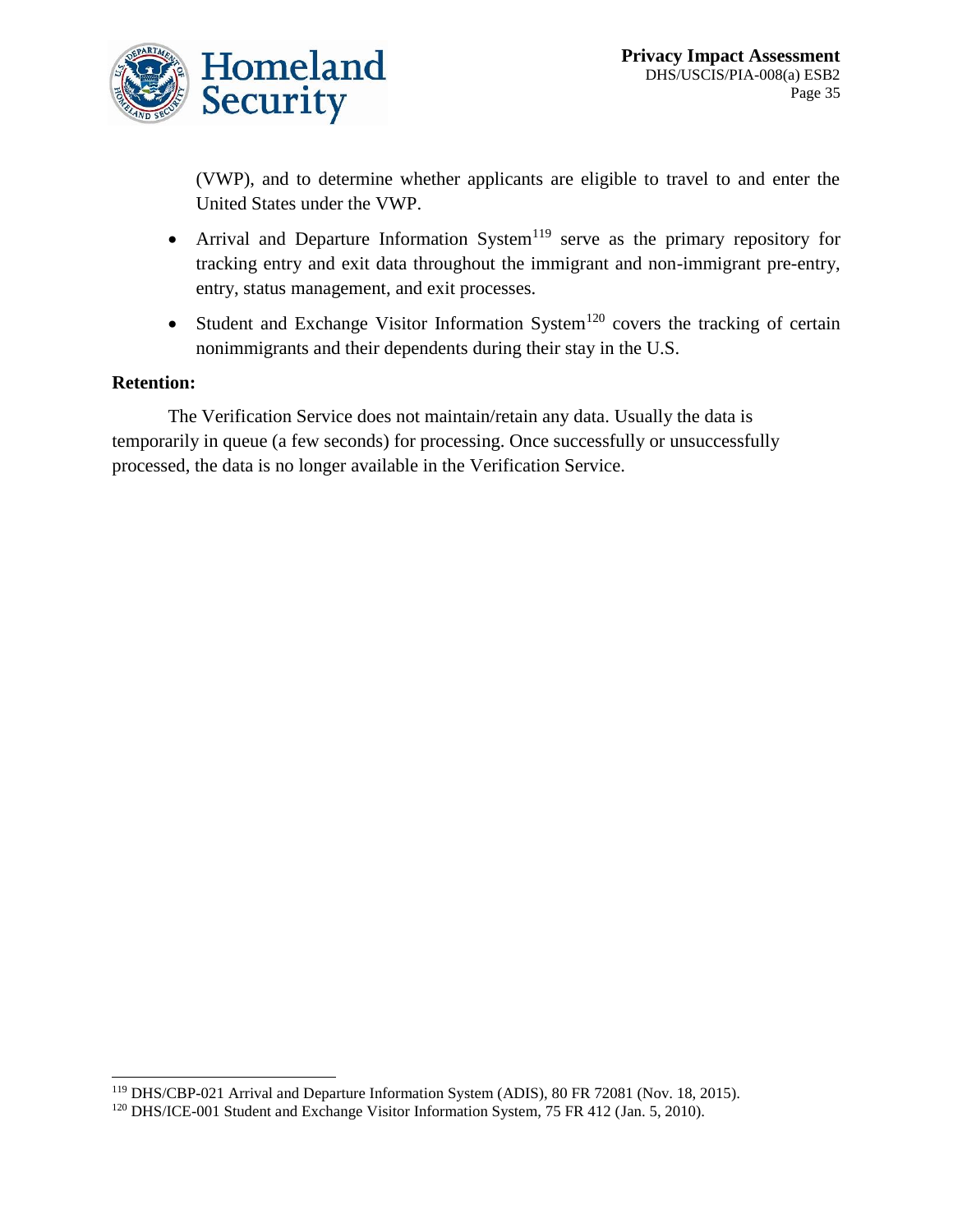(VWP), and to determine whether applicants are eligible to travel to and enter the United States under the VWP.

- Arrival and Departure Information System[119] serve as the primary repository for tracking entry and exit data throughout the immigrant and non-immigrant pre-entry, entry, status management, and exit processes.
- Student and Exchange Visitor Information System[120] covers the tracking of certain nonimmigrants and their dependents during their stay in the U.S.

**Retention:**

The Verification Service does not maintain/retain any data. Usually the data is temporarily in queue (a few seconds) for processing. Once successfully or unsuccessfully processed, the data is no longer available in the Verification Service.

---

[119] DHS/CBP-021 Arrival and Departure Information System (ADIS), 80 FR 72081 (Nov. 18, 2015).

[120] DHS/ICE-001 Student and Exchange Visitor Information System, 75 FR 412 (Jan. 5, 2010).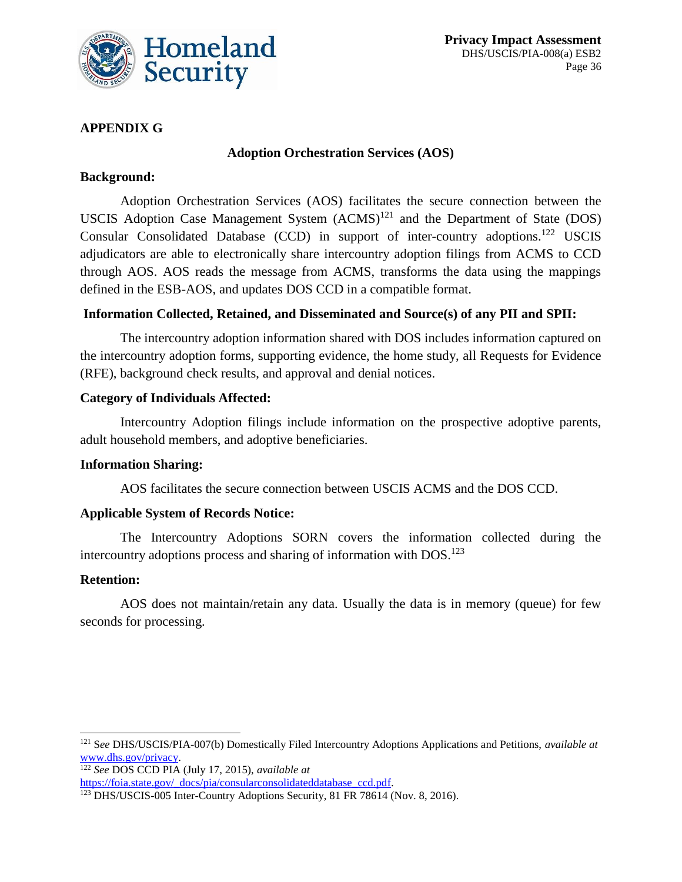## APPENDIX G

### Adoption Orchestration Services (AOS)

**Background:**

Adoption Orchestration Services (AOS) facilitates the secure connection between the USCIS Adoption Case Management System (ACMS)[121] and the Department of State (DOS) Consular Consolidated Database (CCD) in support of inter-country adoptions.[122] USCIS adjudicators are able to electronically share intercountry adoption filings from ACMS to CCD through AOS. AOS reads the message from ACMS, transforms the data using the mappings defined in the ESB-AOS, and updates DOS CCD in a compatible format.

**Information Collected, Retained, and Disseminated and Source(s) of any PII and SPII:**

The intercountry adoption information shared with DOS includes information captured on the intercountry adoption forms, supporting evidence, the home study, all Requests for Evidence (RFE), background check results, and approval and denial notices.

**Category of Individuals Affected:**

Intercountry Adoption filings include information on the prospective adoptive parents, adult household members, and adoptive beneficiaries.

**Information Sharing:**

AOS facilitates the secure connection between USCIS ACMS and the DOS CCD.

**Applicable System of Records Notice:**

The Intercountry Adoptions SORN covers the information collected during the intercountry adoptions process and sharing of information with DOS.[123]

**Retention:**

AOS does not maintain/retain any data. Usually the data is in memory (queue) for few seconds for processing.

---

[121] S*ee* DHS/USCIS/PIA-007(b) Domestically Filed Intercountry Adoptions Applications and Petitions, *available at* www.dhs.gov/privacy.

[122] *See* DOS CCD PIA (July 17, 2015), *available at* https://foia.state.gov/_docs/pia/consularconsolidateddatabase_ccd.pdf.

[123] DHS/USCIS-005 Inter-Country Adoptions Security, 81 FR 78614 (Nov. 8, 2016).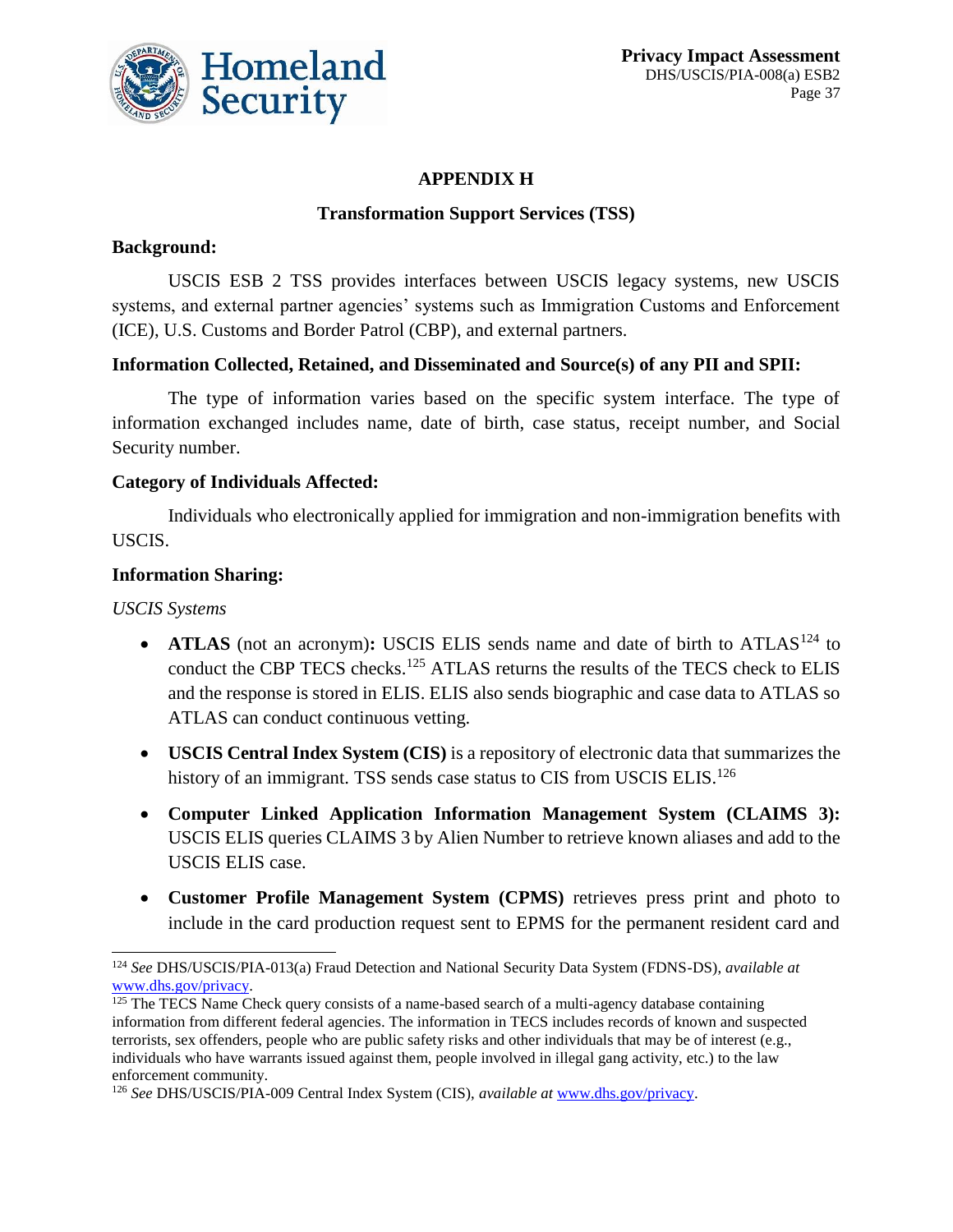## APPENDIX H

## Transformation Support Services (TSS)

**Background:**

USCIS ESB 2 TSS provides interfaces between USCIS legacy systems, new USCIS systems, and external partner agencies' systems such as Immigration Customs and Enforcement (ICE), U.S. Customs and Border Patrol (CBP), and external partners.

**Information Collected, Retained, and Disseminated and Source(s) of any PII and SPII:**

The type of information varies based on the specific system interface. The type of information exchanged includes name, date of birth, case status, receipt number, and Social Security number.

**Category of Individuals Affected:**

Individuals who electronically applied for immigration and non-immigration benefits with USCIS.

**Information Sharing:**

*USCIS Systems*

- **ATLAS** (not an acronym)**:** USCIS ELIS sends name and date of birth to ATLAS[124] to conduct the CBP TECS checks.[125] ATLAS returns the results of the TECS check to ELIS and the response is stored in ELIS. ELIS also sends biographic and case data to ATLAS so ATLAS can conduct continuous vetting.
- **USCIS Central Index System (CIS)** is a repository of electronic data that summarizes the history of an immigrant. TSS sends case status to CIS from USCIS ELIS.[126]
- **Computer Linked Application Information Management System (CLAIMS 3):** USCIS ELIS queries CLAIMS 3 by Alien Number to retrieve known aliases and add to the USCIS ELIS case.
- **Customer Profile Management System (CPMS)** retrieves press print and photo to include in the card production request sent to EPMS for the permanent resident card and

---

[124] *See* DHS/USCIS/PIA-013(a) Fraud Detection and National Security Data System (FDNS-DS), *available at* www.dhs.gov/privacy.

[125] The TECS Name Check query consists of a name-based search of a multi-agency database containing information from different federal agencies. The information in TECS includes records of known and suspected terrorists, sex offenders, people who are public safety risks and other individuals that may be of interest (e.g., individuals who have warrants issued against them, people involved in illegal gang activity, etc.) to the law enforcement community.

[126] *See* DHS/USCIS/PIA-009 Central Index System (CIS), *available at* www.dhs.gov/privacy.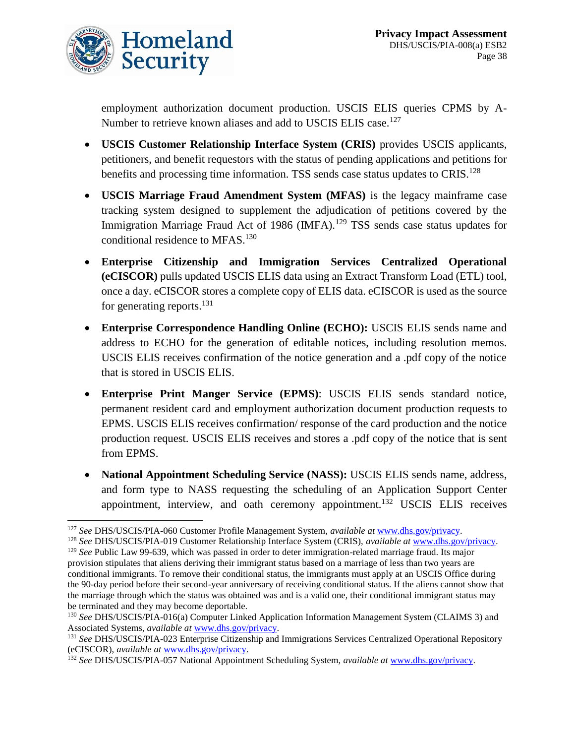employment authorization document production. USCIS ELIS queries CPMS by A-Number to retrieve known aliases and add to USCIS ELIS case.[127]

- **USCIS Customer Relationship Interface System (CRIS)** provides USCIS applicants, petitioners, and benefit requestors with the status of pending applications and petitions for benefits and processing time information. TSS sends case status updates to CRIS.[128]
- **USCIS Marriage Fraud Amendment System (MFAS)** is the legacy mainframe case tracking system designed to supplement the adjudication of petitions covered by the Immigration Marriage Fraud Act of 1986 (IMFA).[129] TSS sends case status updates for conditional residence to MFAS.[130]
- **Enterprise Citizenship and Immigration Services Centralized Operational (eCISCOR)** pulls updated USCIS ELIS data using an Extract Transform Load (ETL) tool, once a day. eCISCOR stores a complete copy of ELIS data. eCISCOR is used as the source for generating reports.[131]
- **Enterprise Correspondence Handling Online (ECHO):** USCIS ELIS sends name and address to ECHO for the generation of editable notices, including resolution memos. USCIS ELIS receives confirmation of the notice generation and a .pdf copy of the notice that is stored in USCIS ELIS.
- **Enterprise Print Manger Service (EPMS)**: USCIS ELIS sends standard notice, permanent resident card and employment authorization document production requests to EPMS. USCIS ELIS receives confirmation/ response of the card production and the notice production request. USCIS ELIS receives and stores a .pdf copy of the notice that is sent from EPMS.
- **National Appointment Scheduling Service (NASS):** USCIS ELIS sends name, address, and form type to NASS requesting the scheduling of an Application Support Center appointment, interview, and oath ceremony appointment.[132] USCIS ELIS receives

---

[127] *See* DHS/USCIS/PIA-060 Customer Profile Management System, *available at* www.dhs.gov/privacy.

[128] *See* DHS/USCIS/PIA-019 Customer Relationship Interface System (CRIS), *available at* www.dhs.gov/privacy.

[129] *See* Public Law 99-639, which was passed in order to deter immigration-related marriage fraud. Its major provision stipulates that aliens deriving their immigrant status based on a marriage of less than two years are conditional immigrants. To remove their conditional status, the immigrants must apply at an USCIS Office during the 90-day period before their second-year anniversary of receiving conditional status. If the aliens cannot show that the marriage through which the status was obtained was and is a valid one, their conditional immigrant status may be terminated and they may become deportable.

[130] *See* DHS/USCIS/PIA-016(a) Computer Linked Application Information Management System (CLAIMS 3) and Associated Systems, *available at* www.dhs.gov/privacy.

[131] *See* DHS/USCIS/PIA-023 Enterprise Citizenship and Immigrations Services Centralized Operational Repository (eCISCOR), *available at* www.dhs.gov/privacy.

[132] *See* DHS/USCIS/PIA-057 National Appointment Scheduling System, *available at* www.dhs.gov/privacy.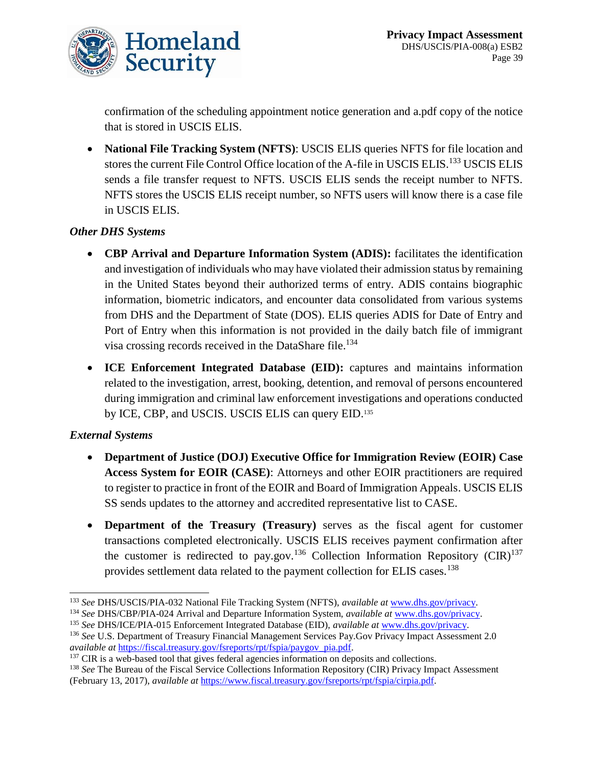confirmation of the scheduling appointment notice generation and a.pdf copy of the notice that is stored in USCIS ELIS.

- **National File Tracking System (NFTS)**: USCIS ELIS queries NFTS for file location and stores the current File Control Office location of the A-file in USCIS ELIS.[133] USCIS ELIS sends a file transfer request to NFTS. USCIS ELIS sends the receipt number to NFTS. NFTS stores the USCIS ELIS receipt number, so NFTS users will know there is a case file in USCIS ELIS.

*Other DHS Systems*

- **CBP Arrival and Departure Information System (ADIS):** facilitates the identification and investigation of individuals who may have violated their admission status by remaining in the United States beyond their authorized terms of entry. ADIS contains biographic information, biometric indicators, and encounter data consolidated from various systems from DHS and the Department of State (DOS). ELIS queries ADIS for Date of Entry and Port of Entry when this information is not provided in the daily batch file of immigrant visa crossing records received in the DataShare file.[134]

- **ICE Enforcement Integrated Database (EID):** captures and maintains information related to the investigation, arrest, booking, detention, and removal of persons encountered during immigration and criminal law enforcement investigations and operations conducted by ICE, CBP, and USCIS. USCIS ELIS can query EID.[135]

*External Systems*

- **Department of Justice (DOJ) Executive Office for Immigration Review (EOIR) Case Access System for EOIR (CASE)**: Attorneys and other EOIR practitioners are required to register to practice in front of the EOIR and Board of Immigration Appeals. USCIS ELIS SS sends updates to the attorney and accredited representative list to CASE.

- **Department of the Treasury (Treasury)** serves as the fiscal agent for customer transactions completed electronically. USCIS ELIS receives payment confirmation after the customer is redirected to pay.gov.[136] Collection Information Repository (CIR)[137] provides settlement data related to the payment collection for ELIS cases.[138]

---

[133] *See* DHS/USCIS/PIA-032 National File Tracking System (NFTS), *available at* www.dhs.gov/privacy.

[134] *See* DHS/CBP/PIA-024 Arrival and Departure Information System, *available at* www.dhs.gov/privacy.

[135] *See* DHS/ICE/PIA-015 Enforcement Integrated Database (EID), *available at* www.dhs.gov/privacy.

[136] *See* U.S. Department of Treasury Financial Management Services Pay.Gov Privacy Impact Assessment 2.0 *available at* https://fiscal.treasury.gov/fsreports/rpt/fspia/paygov_pia.pdf.

[137] CIR is a web-based tool that gives federal agencies information on deposits and collections.

[138] *See* The Bureau of the Fiscal Service Collections Information Repository (CIR) Privacy Impact Assessment (February 13, 2017), *available at* https://www.fiscal.treasury.gov/fsreports/rpt/fspia/cirpia.pdf.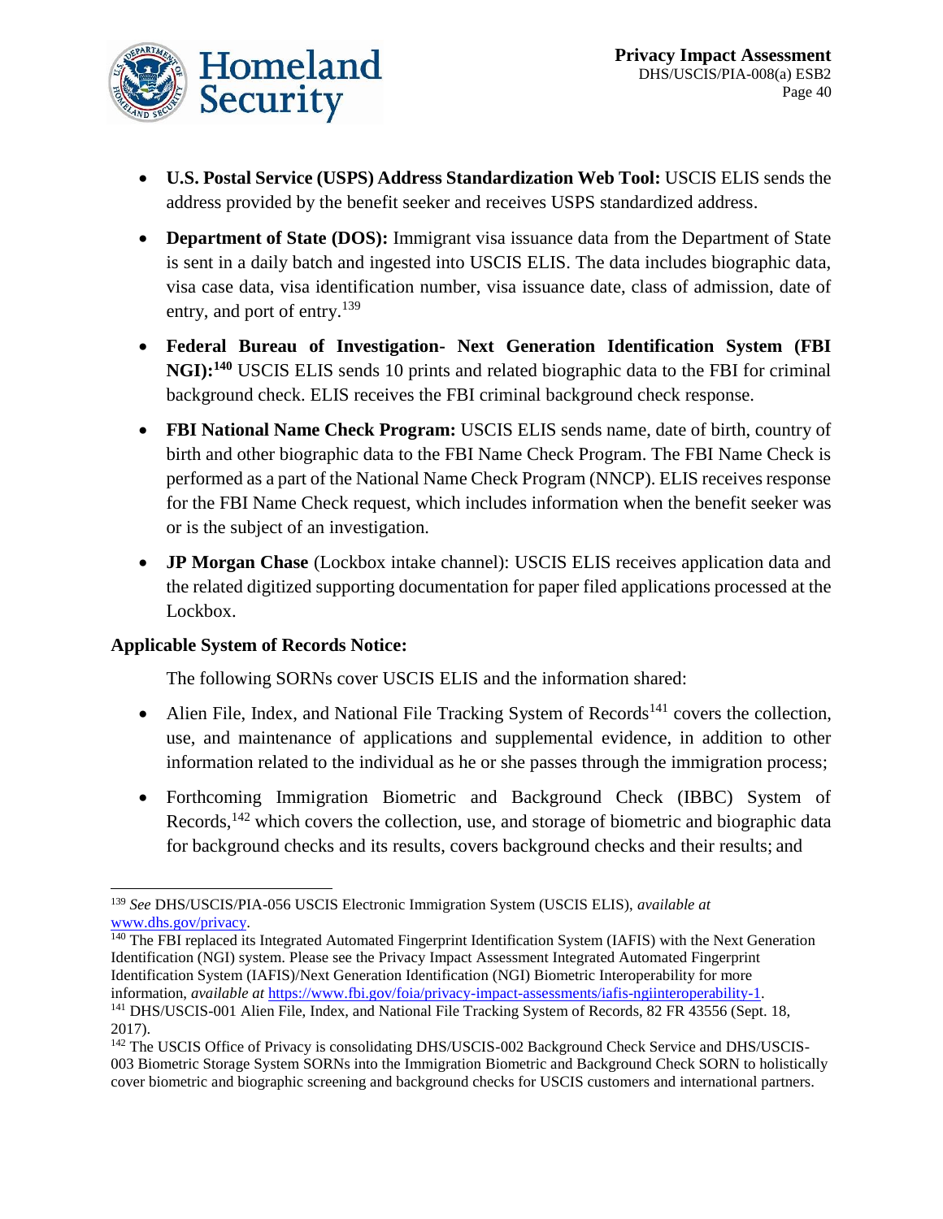- **U.S. Postal Service (USPS) Address Standardization Web Tool:** USCIS ELIS sends the address provided by the benefit seeker and receives USPS standardized address.
- **Department of State (DOS):** Immigrant visa issuance data from the Department of State is sent in a daily batch and ingested into USCIS ELIS. The data includes biographic data, visa case data, visa identification number, visa issuance date, class of admission, date of entry, and port of entry.[139]
- **Federal Bureau of Investigation- Next Generation Identification System (FBI NGI):[140]** USCIS ELIS sends 10 prints and related biographic data to the FBI for criminal background check. ELIS receives the FBI criminal background check response.
- **FBI National Name Check Program:** USCIS ELIS sends name, date of birth, country of birth and other biographic data to the FBI Name Check Program. The FBI Name Check is performed as a part of the National Name Check Program (NNCP). ELIS receives response for the FBI Name Check request, which includes information when the benefit seeker was or is the subject of an investigation.
- **JP Morgan Chase** (Lockbox intake channel): USCIS ELIS receives application data and the related digitized supporting documentation for paper filed applications processed at the Lockbox.

**Applicable System of Records Notice:**

The following SORNs cover USCIS ELIS and the information shared:

- Alien File, Index, and National File Tracking System of Records[141] covers the collection, use, and maintenance of applications and supplemental evidence, in addition to other information related to the individual as he or she passes through the immigration process;
- Forthcoming Immigration Biometric and Background Check (IBBC) System of Records,[142] which covers the collection, use, and storage of biometric and biographic data for background checks and its results, covers background checks and their results; and

---

[139] *See* DHS/USCIS/PIA-056 USCIS Electronic Immigration System (USCIS ELIS), *available at* www.dhs.gov/privacy.

[140] The FBI replaced its Integrated Automated Fingerprint Identification System (IAFIS) with the Next Generation Identification (NGI) system. Please see the Privacy Impact Assessment Integrated Automated Fingerprint Identification System (IAFIS)/Next Generation Identification (NGI) Biometric Interoperability for more information, *available at* https://www.fbi.gov/foia/privacy-impact-assessments/iafis-ngiinteroperability-1.

[141] DHS/USCIS-001 Alien File, Index, and National File Tracking System of Records, 82 FR 43556 (Sept. 18, 2017).

[142] The USCIS Office of Privacy is consolidating DHS/USCIS-002 Background Check Service and DHS/USCIS-003 Biometric Storage System SORNs into the Immigration Biometric and Background Check SORN to holistically cover biometric and biographic screening and background checks for USCIS customers and international partners.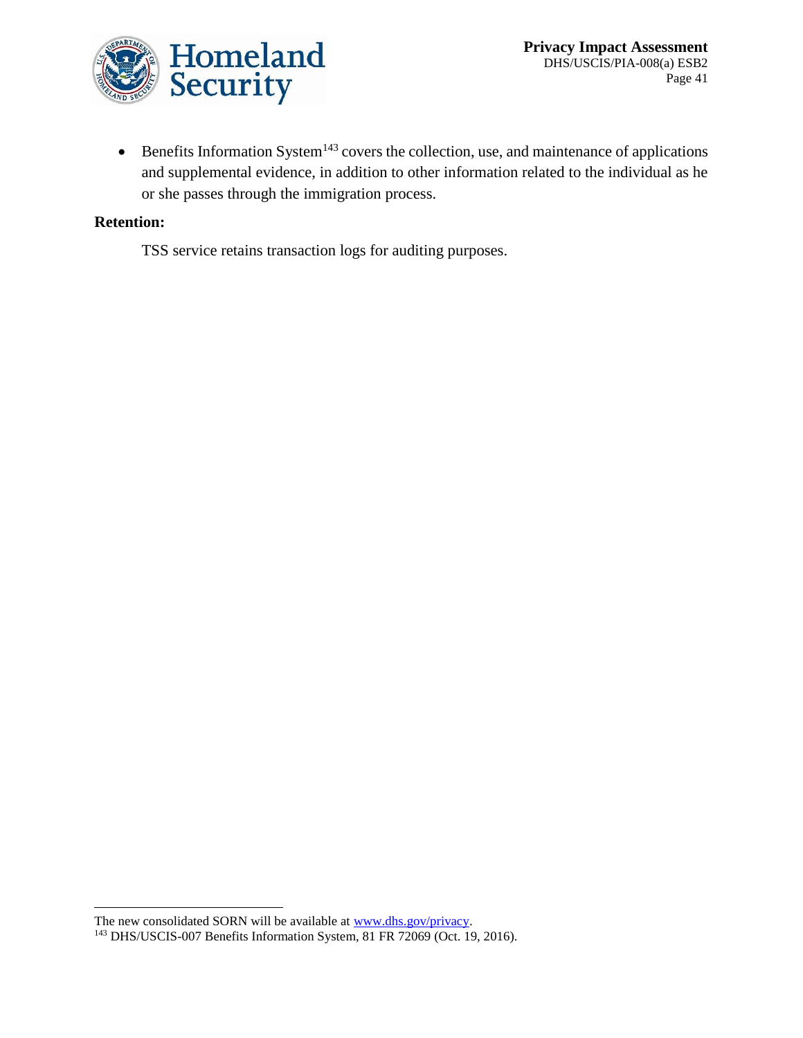- Benefits Information System[143] covers the collection, use, and maintenance of applications and supplemental evidence, in addition to other information related to the individual as he or she passes through the immigration process.

**Retention:**

TSS service retains transaction logs for auditing purposes.

---

The new consolidated SORN will be available at www.dhs.gov/privacy.

[143] DHS/USCIS-007 Benefits Information System, 81 FR 72069 (Oct. 19, 2016).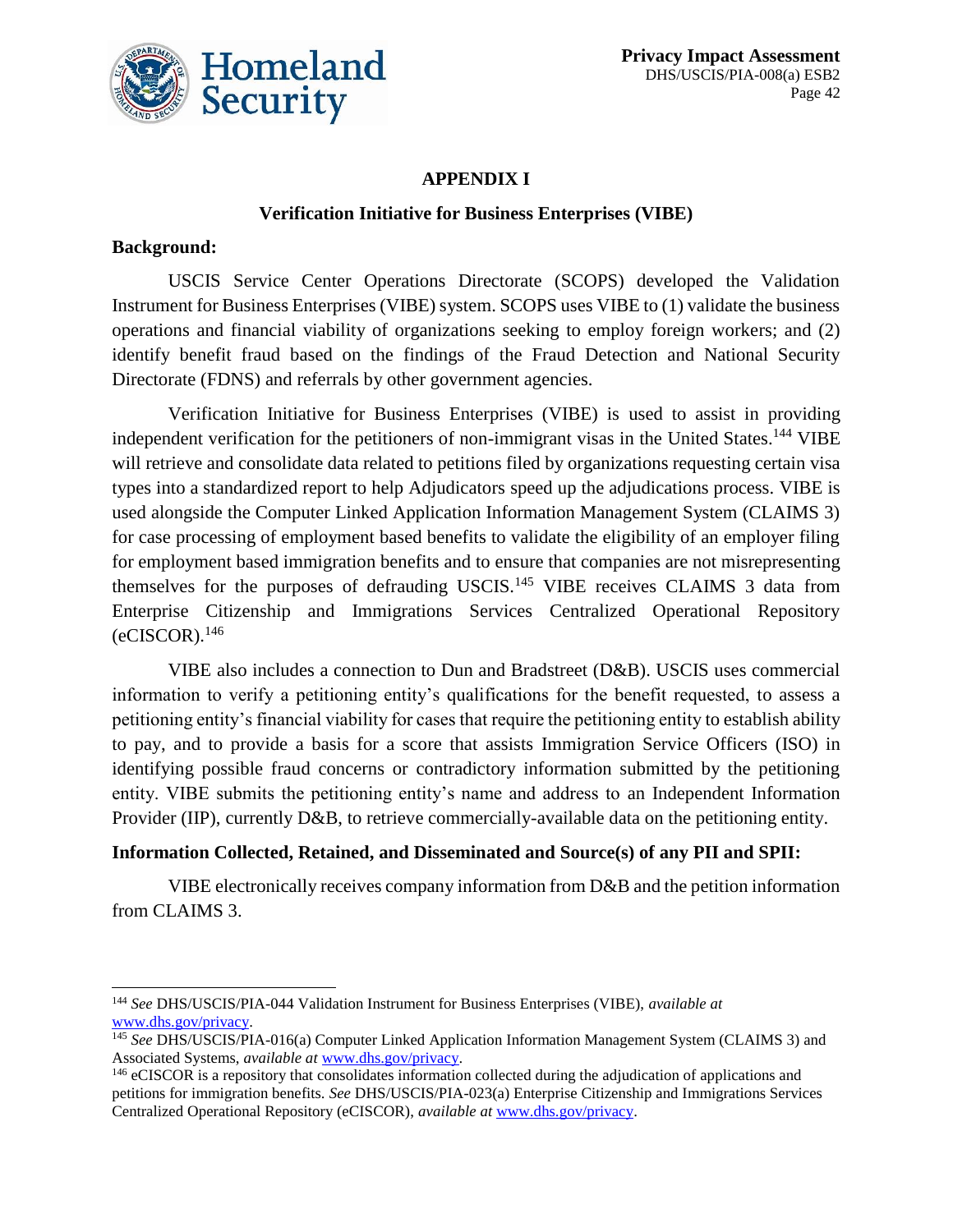## APPENDIX I

### Verification Initiative for Business Enterprises (VIBE)

**Background:**

USCIS Service Center Operations Directorate (SCOPS) developed the Validation Instrument for Business Enterprises (VIBE) system. SCOPS uses VIBE to (1) validate the business operations and financial viability of organizations seeking to employ foreign workers; and (2) identify benefit fraud based on the findings of the Fraud Detection and National Security Directorate (FDNS) and referrals by other government agencies.

Verification Initiative for Business Enterprises (VIBE) is used to assist in providing independent verification for the petitioners of non-immigrant visas in the United States.[144] VIBE will retrieve and consolidate data related to petitions filed by organizations requesting certain visa types into a standardized report to help Adjudicators speed up the adjudications process. VIBE is used alongside the Computer Linked Application Information Management System (CLAIMS 3) for case processing of employment based benefits to validate the eligibility of an employer filing for employment based immigration benefits and to ensure that companies are not misrepresenting themselves for the purposes of defrauding USCIS.[145] VIBE receives CLAIMS 3 data from Enterprise Citizenship and Immigrations Services Centralized Operational Repository (eCISCOR).[146]

VIBE also includes a connection to Dun and Bradstreet (D&B). USCIS uses commercial information to verify a petitioning entity's qualifications for the benefit requested, to assess a petitioning entity's financial viability for cases that require the petitioning entity to establish ability to pay, and to provide a basis for a score that assists Immigration Service Officers (ISO) in identifying possible fraud concerns or contradictory information submitted by the petitioning entity. VIBE submits the petitioning entity's name and address to an Independent Information Provider (IIP), currently D&B, to retrieve commercially-available data on the petitioning entity.

**Information Collected, Retained, and Disseminated and Source(s) of any PII and SPII:**

VIBE electronically receives company information from D&B and the petition information from CLAIMS 3.

---

[144] *See* DHS/USCIS/PIA-044 Validation Instrument for Business Enterprises (VIBE), *available at* www.dhs.gov/privacy.

[145] *See* DHS/USCIS/PIA-016(a) Computer Linked Application Information Management System (CLAIMS 3) and Associated Systems, *available at* www.dhs.gov/privacy.

[146] eCISCOR is a repository that consolidates information collected during the adjudication of applications and petitions for immigration benefits. *See* DHS/USCIS/PIA-023(a) Enterprise Citizenship and Immigrations Services Centralized Operational Repository (eCISCOR), *available at* www.dhs.gov/privacy.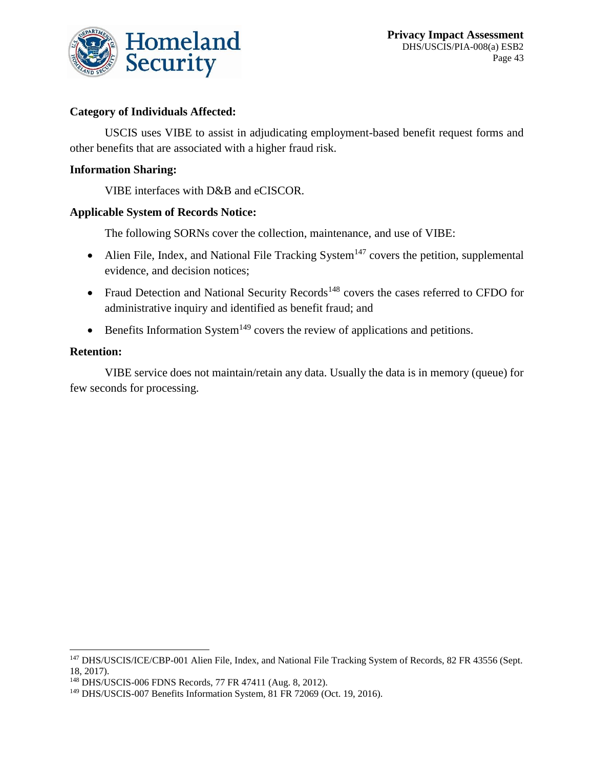**Category of Individuals Affected:**

USCIS uses VIBE to assist in adjudicating employment-based benefit request forms and other benefits that are associated with a higher fraud risk.

**Information Sharing:**

VIBE interfaces with D&B and eCISCOR.

**Applicable System of Records Notice:**

The following SORNs cover the collection, maintenance, and use of VIBE:

- Alien File, Index, and National File Tracking System[147] covers the petition, supplemental evidence, and decision notices;
- Fraud Detection and National Security Records[148] covers the cases referred to CFDO for administrative inquiry and identified as benefit fraud; and
- Benefits Information System[149] covers the review of applications and petitions.

**Retention:**

VIBE service does not maintain/retain any data. Usually the data is in memory (queue) for few seconds for processing.

---

[147] DHS/USCIS/ICE/CBP-001 Alien File, Index, and National File Tracking System of Records, 82 FR 43556 (Sept. 18, 2017).

[148] DHS/USCIS-006 FDNS Records, 77 FR 47411 (Aug. 8, 2012).

[149] DHS/USCIS-007 Benefits Information System, 81 FR 72069 (Oct. 19, 2016).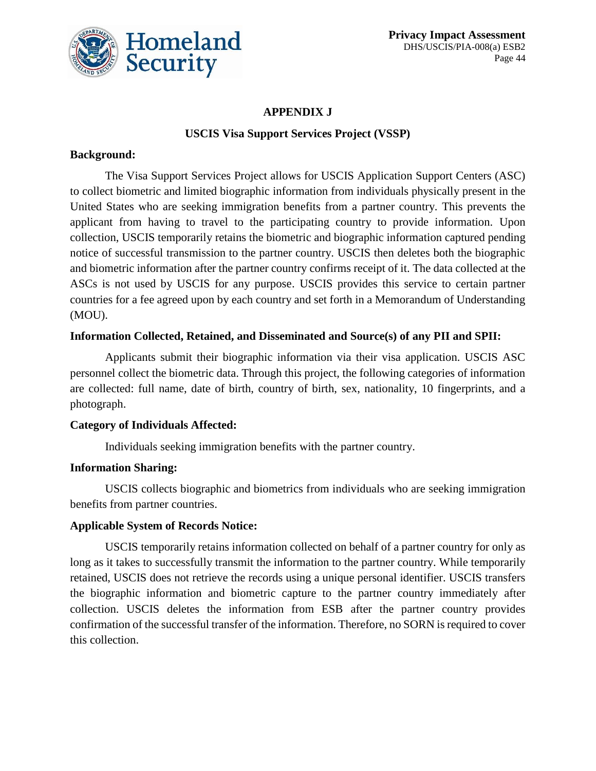## APPENDIX J

### USCIS Visa Support Services Project (VSSP)

**Background:**

The Visa Support Services Project allows for USCIS Application Support Centers (ASC) to collect biometric and limited biographic information from individuals physically present in the United States who are seeking immigration benefits from a partner country. This prevents the applicant from having to travel to the participating country to provide information. Upon collection, USCIS temporarily retains the biometric and biographic information captured pending notice of successful transmission to the partner country. USCIS then deletes both the biographic and biometric information after the partner country confirms receipt of it. The data collected at the ASCs is not used by USCIS for any purpose. USCIS provides this service to certain partner countries for a fee agreed upon by each country and set forth in a Memorandum of Understanding (MOU).

**Information Collected, Retained, and Disseminated and Source(s) of any PII and SPII:**

Applicants submit their biographic information via their visa application. USCIS ASC personnel collect the biometric data. Through this project, the following categories of information are collected: full name, date of birth, country of birth, sex, nationality, 10 fingerprints, and a photograph.

**Category of Individuals Affected:**

Individuals seeking immigration benefits with the partner country.

**Information Sharing:**

USCIS collects biographic and biometrics from individuals who are seeking immigration benefits from partner countries.

**Applicable System of Records Notice:**

USCIS temporarily retains information collected on behalf of a partner country for only as long as it takes to successfully transmit the information to the partner country. While temporarily retained, USCIS does not retrieve the records using a unique personal identifier. USCIS transfers the biographic information and biometric capture to the partner country immediately after collection. USCIS deletes the information from ESB after the partner country provides confirmation of the successful transfer of the information. Therefore, no SORN is required to cover this collection.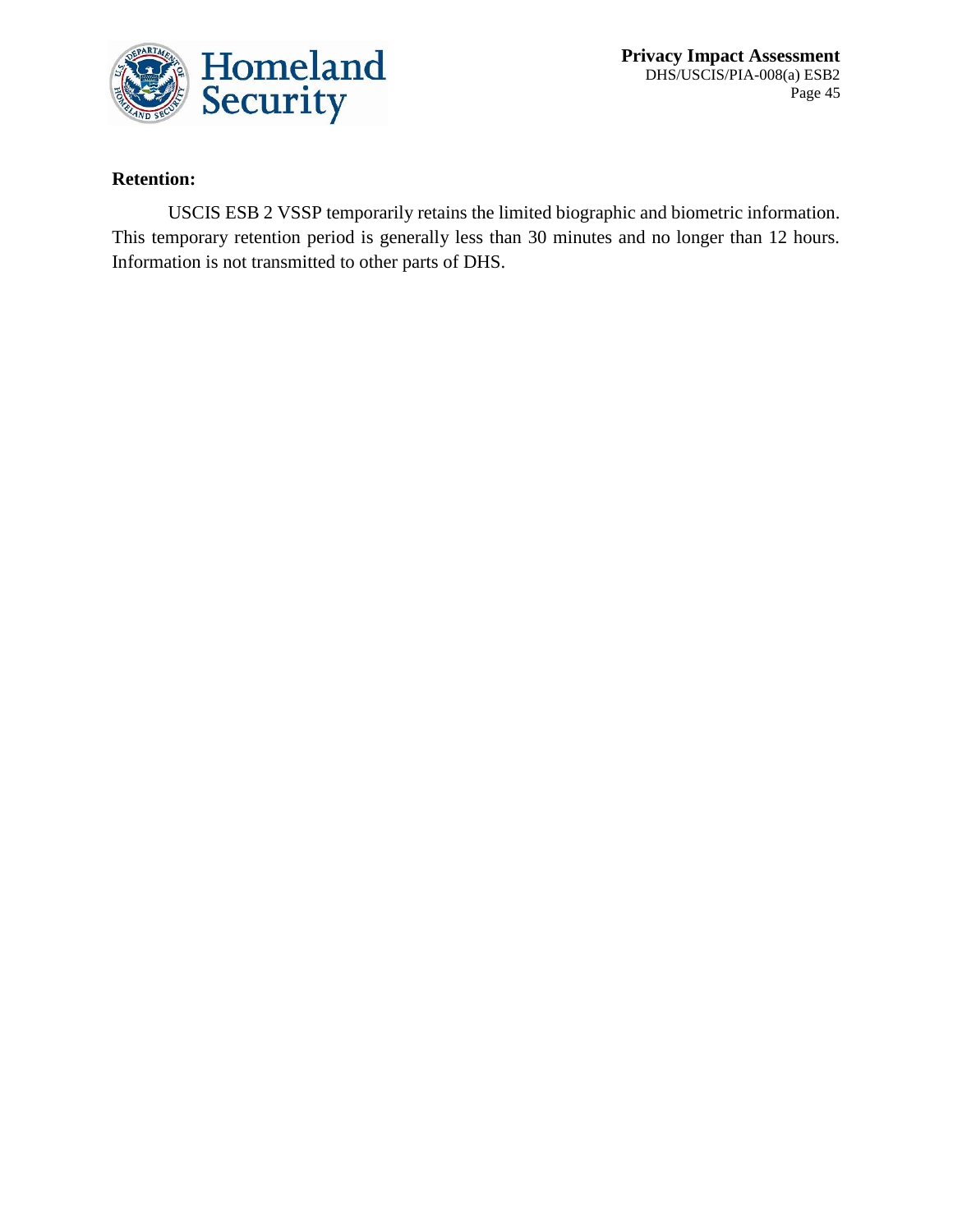**Retention:**

USCIS ESB 2 VSSP temporarily retains the limited biographic and biometric information. This temporary retention period is generally less than 30 minutes and no longer than 12 hours. Information is not transmitted to other parts of DHS.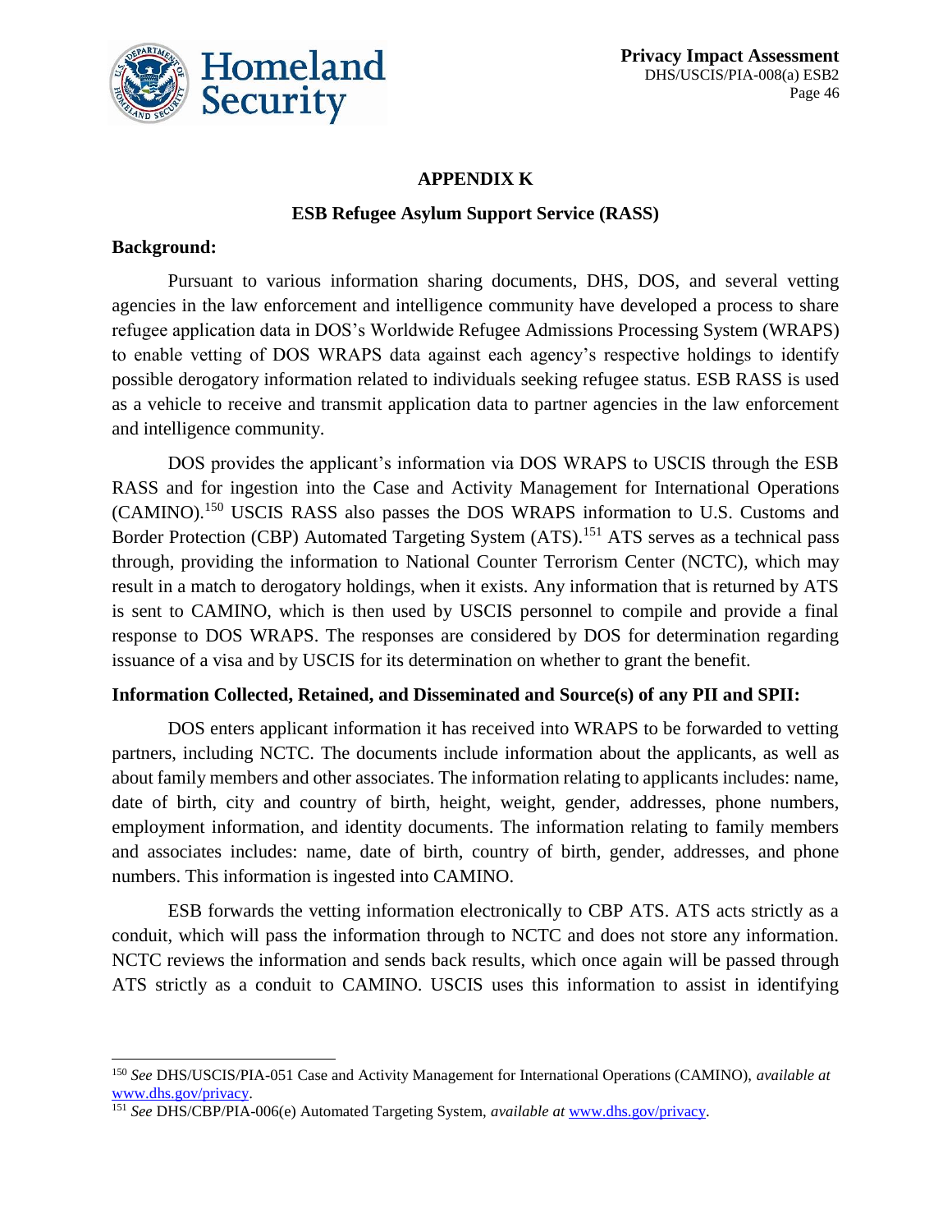## APPENDIX K

### ESB Refugee Asylum Support Service (RASS)

**Background:**

Pursuant to various information sharing documents, DHS, DOS, and several vetting agencies in the law enforcement and intelligence community have developed a process to share refugee application data in DOS's Worldwide Refugee Admissions Processing System (WRAPS) to enable vetting of DOS WRAPS data against each agency's respective holdings to identify possible derogatory information related to individuals seeking refugee status. ESB RASS is used as a vehicle to receive and transmit application data to partner agencies in the law enforcement and intelligence community.

DOS provides the applicant's information via DOS WRAPS to USCIS through the ESB RASS and for ingestion into the Case and Activity Management for International Operations (CAMINO).[150] USCIS RASS also passes the DOS WRAPS information to U.S. Customs and Border Protection (CBP) Automated Targeting System (ATS).[151] ATS serves as a technical pass through, providing the information to National Counter Terrorism Center (NCTC), which may result in a match to derogatory holdings, when it exists. Any information that is returned by ATS is sent to CAMINO, which is then used by USCIS personnel to compile and provide a final response to DOS WRAPS. The responses are considered by DOS for determination regarding issuance of a visa and by USCIS for its determination on whether to grant the benefit.

**Information Collected, Retained, and Disseminated and Source(s) of any PII and SPII:**

DOS enters applicant information it has received into WRAPS to be forwarded to vetting partners, including NCTC. The documents include information about the applicants, as well as about family members and other associates. The information relating to applicants includes: name, date of birth, city and country of birth, height, weight, gender, addresses, phone numbers, employment information, and identity documents. The information relating to family members and associates includes: name, date of birth, country of birth, gender, addresses, and phone numbers. This information is ingested into CAMINO.

ESB forwards the vetting information electronically to CBP ATS. ATS acts strictly as a conduit, which will pass the information through to NCTC and does not store any information. NCTC reviews the information and sends back results, which once again will be passed through ATS strictly as a conduit to CAMINO. USCIS uses this information to assist in identifying

---

[150] *See* DHS/USCIS/PIA-051 Case and Activity Management for International Operations (CAMINO), *available at* www.dhs.gov/privacy.

[151] *See* DHS/CBP/PIA-006(e) Automated Targeting System, *available at* www.dhs.gov/privacy.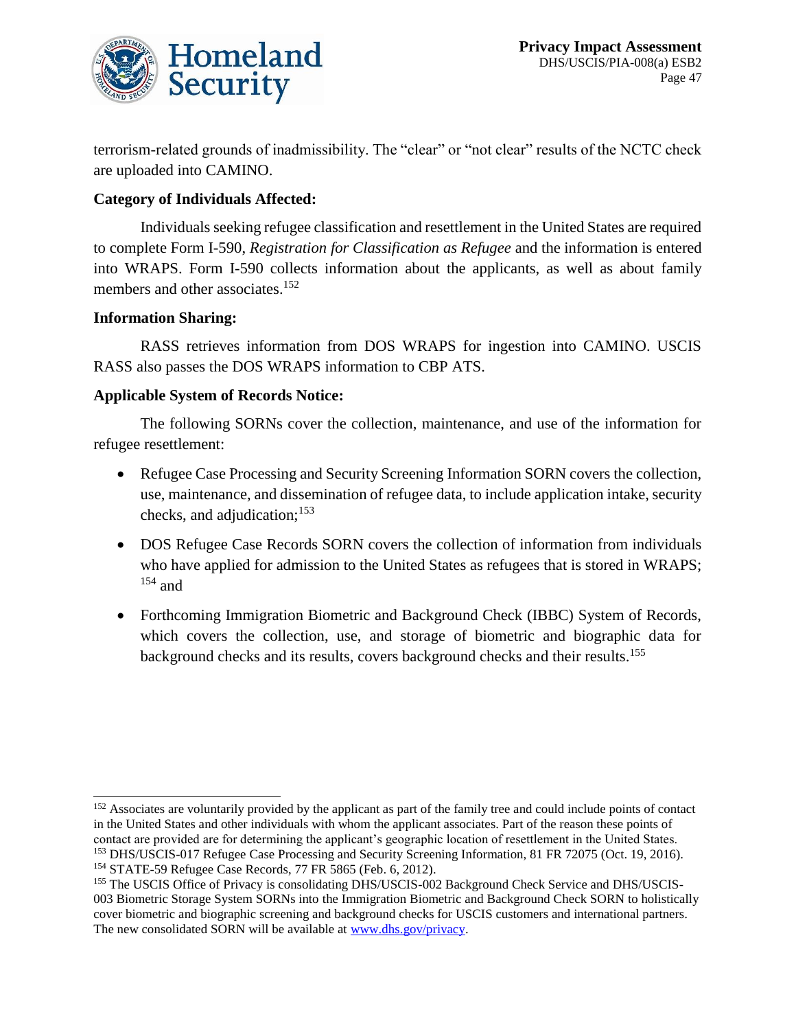terrorism-related grounds of inadmissibility. The "clear" or "not clear" results of the NCTC check are uploaded into CAMINO.

**Category of Individuals Affected:**

Individuals seeking refugee classification and resettlement in the United States are required to complete Form I-590, *Registration for Classification as Refugee* and the information is entered into WRAPS. Form I-590 collects information about the applicants, as well as about family members and other associates.[152]

**Information Sharing:**

RASS retrieves information from DOS WRAPS for ingestion into CAMINO. USCIS RASS also passes the DOS WRAPS information to CBP ATS.

**Applicable System of Records Notice:**

The following SORNs cover the collection, maintenance, and use of the information for refugee resettlement:

- Refugee Case Processing and Security Screening Information SORN covers the collection, use, maintenance, and dissemination of refugee data, to include application intake, security checks, and adjudication;[153]
- DOS Refugee Case Records SORN covers the collection of information from individuals who have applied for admission to the United States as refugees that is stored in WRAPS; [154] and
- Forthcoming Immigration Biometric and Background Check (IBBC) System of Records, which covers the collection, use, and storage of biometric and biographic data for background checks and its results, covers background checks and their results.[155]

---

[152] Associates are voluntarily provided by the applicant as part of the family tree and could include points of contact in the United States and other individuals with whom the applicant associates. Part of the reason these points of contact are provided are for determining the applicant's geographic location of resettlement in the United States.

[153] DHS/USCIS-017 Refugee Case Processing and Security Screening Information, 81 FR 72075 (Oct. 19, 2016).

[154] STATE-59 Refugee Case Records, 77 FR 5865 (Feb. 6, 2012).

[155] The USCIS Office of Privacy is consolidating DHS/USCIS-002 Background Check Service and DHS/USCIS-003 Biometric Storage System SORNs into the Immigration Biometric and Background Check SORN to holistically cover biometric and biographic screening and background checks for USCIS customers and international partners. The new consolidated SORN will be available at www.dhs.gov/privacy.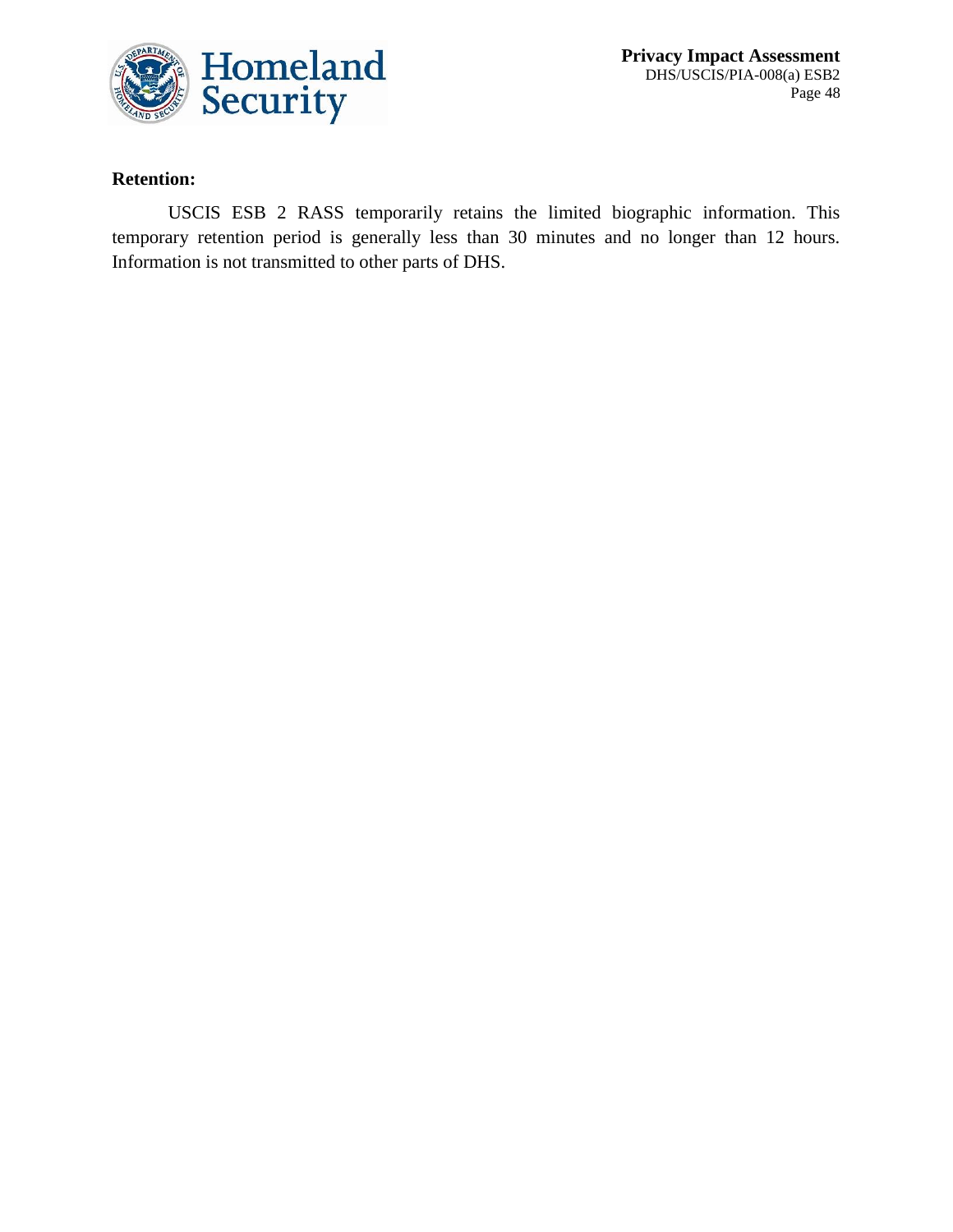**Retention:**

USCIS ESB 2 RASS temporarily retains the limited biographic information. This temporary retention period is generally less than 30 minutes and no longer than 12 hours. Information is not transmitted to other parts of DHS.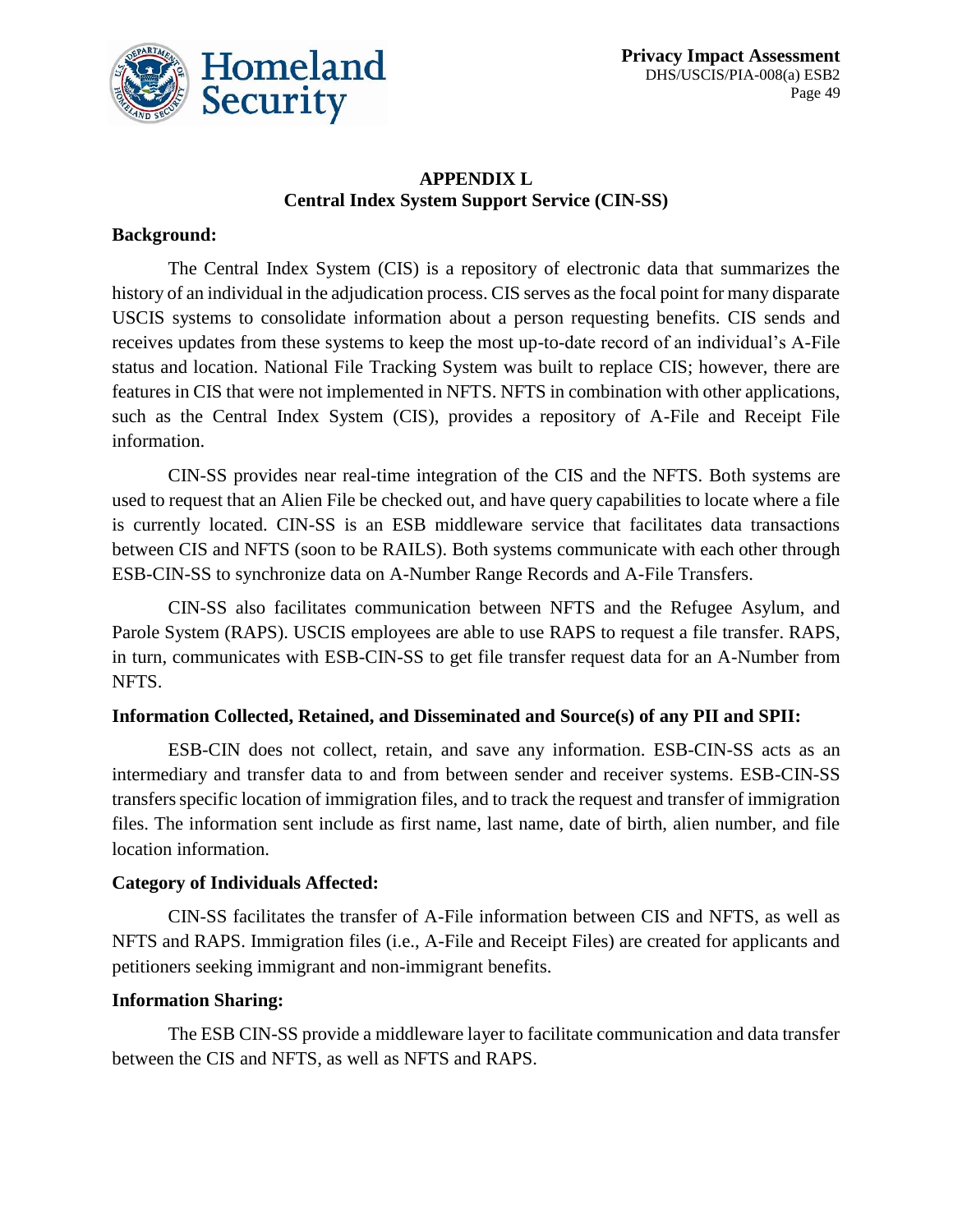## APPENDIX L
## Central Index System Support Service (CIN-SS)

**Background:**

The Central Index System (CIS) is a repository of electronic data that summarizes the history of an individual in the adjudication process. CIS serves as the focal point for many disparate USCIS systems to consolidate information about a person requesting benefits. CIS sends and receives updates from these systems to keep the most up-to-date record of an individual's A-File status and location. National File Tracking System was built to replace CIS; however, there are features in CIS that were not implemented in NFTS. NFTS in combination with other applications, such as the Central Index System (CIS), provides a repository of A-File and Receipt File information.

CIN-SS provides near real-time integration of the CIS and the NFTS. Both systems are used to request that an Alien File be checked out, and have query capabilities to locate where a file is currently located. CIN-SS is an ESB middleware service that facilitates data transactions between CIS and NFTS (soon to be RAILS). Both systems communicate with each other through ESB-CIN-SS to synchronize data on A-Number Range Records and A-File Transfers.

CIN-SS also facilitates communication between NFTS and the Refugee Asylum, and Parole System (RAPS). USCIS employees are able to use RAPS to request a file transfer. RAPS, in turn, communicates with ESB-CIN-SS to get file transfer request data for an A-Number from NFTS.

**Information Collected, Retained, and Disseminated and Source(s) of any PII and SPII:**

ESB-CIN does not collect, retain, and save any information. ESB-CIN-SS acts as an intermediary and transfer data to and from between sender and receiver systems. ESB-CIN-SS transfers specific location of immigration files, and to track the request and transfer of immigration files. The information sent include as first name, last name, date of birth, alien number, and file location information.

**Category of Individuals Affected:**

CIN-SS facilitates the transfer of A-File information between CIS and NFTS, as well as NFTS and RAPS. Immigration files (i.e., A-File and Receipt Files) are created for applicants and petitioners seeking immigrant and non-immigrant benefits.

**Information Sharing:**

The ESB CIN-SS provide a middleware layer to facilitate communication and data transfer between the CIS and NFTS, as well as NFTS and RAPS.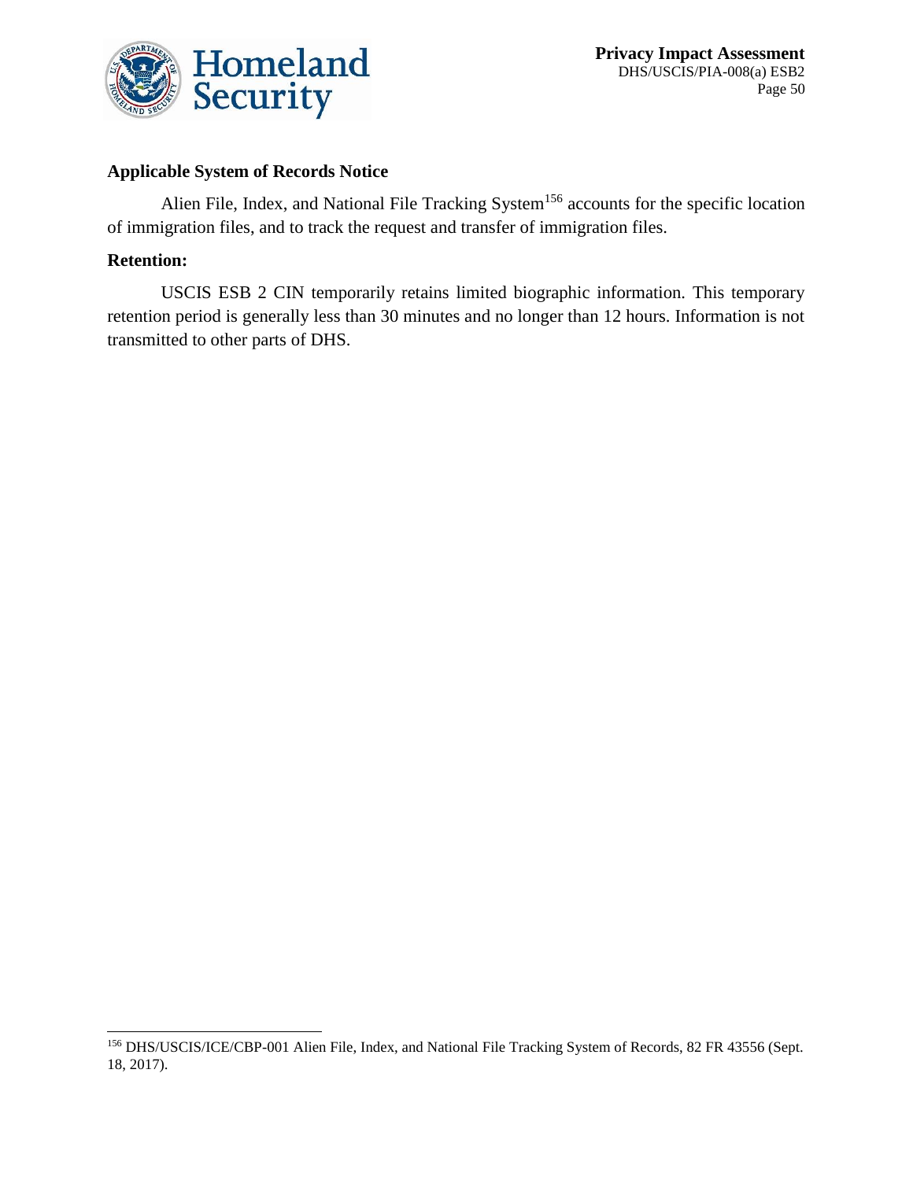**Applicable System of Records Notice**

Alien File, Index, and National File Tracking System[156] accounts for the specific location of immigration files, and to track the request and transfer of immigration files.

**Retention:**

USCIS ESB 2 CIN temporarily retains limited biographic information. This temporary retention period is generally less than 30 minutes and no longer than 12 hours. Information is not transmitted to other parts of DHS.

[156] DHS/USCIS/ICE/CBP-001 Alien File, Index, and National File Tracking System of Records, 82 FR 43556 (Sept. 18, 2017).